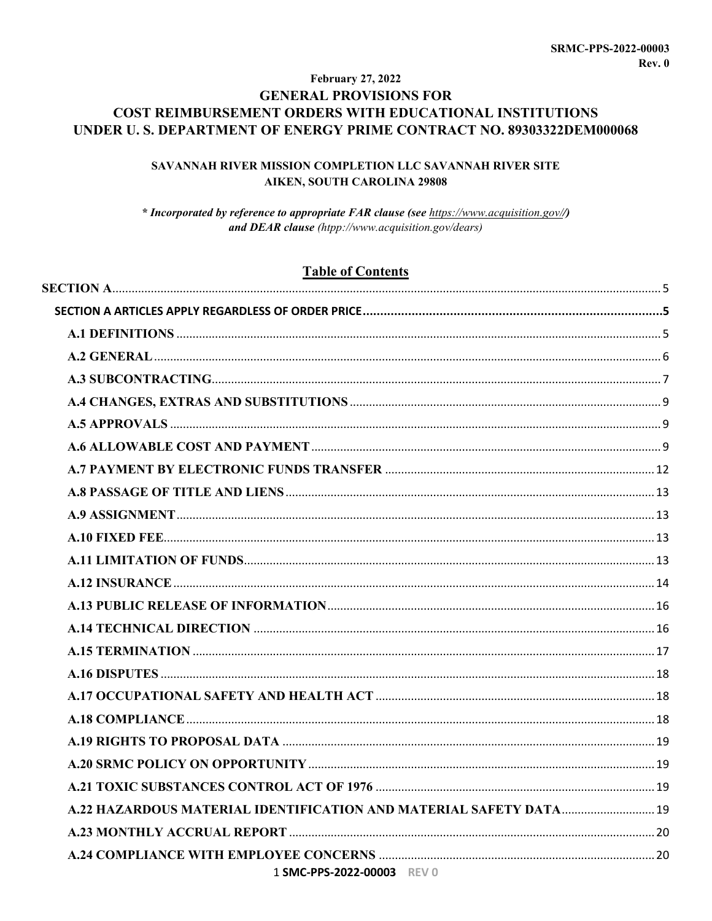**SRMC-PPS-2022-00003**
**Rev. 0**

**February 27, 2022**

# GENERAL PROVISIONS FOR COST REIMBURSEMENT ORDERS WITH EDUCATIONAL INSTITUTIONS UNDER U. S. DEPARTMENT OF ENERGY PRIME CONTRACT NO. 89303322DEM000068

**SAVANNAH RIVER MISSION COMPLETION LLC SAVANNAH RIVER SITE**
**AIKEN, SOUTH CAROLINA 29808**

***\* Incorporated by reference to appropriate FAR clause (see https://www.acquisition.gov//)***
***and DEAR clause** (htpp://www.acquisition.gov/dears)*

## Table of Contents

- **SECTION A** ........ 5
  - **SECTION A ARTICLES APPLY REGARDLESS OF ORDER PRICE** ........ 5
    - **A.1 DEFINITIONS** ........ 5
    - **A.2 GENERAL** ........ 6
    - **A.3 SUBCONTRACTING** ........ 7
    - **A.4 CHANGES, EXTRAS AND SUBSTITUTIONS** ........ 9
    - **A.5 APPROVALS** ........ 9
    - **A.6 ALLOWABLE COST AND PAYMENT** ........ 9
    - **A.7 PAYMENT BY ELECTRONIC FUNDS TRANSFER** ........ 12
    - **A.8 PASSAGE OF TITLE AND LIENS** ........ 13
    - **A.9 ASSIGNMENT** ........ 13
    - **A.10 FIXED FEE** ........ 13
    - **A.11 LIMITATION OF FUNDS** ........ 13
    - **A.12 INSURANCE** ........ 14
    - **A.13 PUBLIC RELEASE OF INFORMATION** ........ 16
    - **A.14 TECHNICAL DIRECTION** ........ 16
    - **A.15 TERMINATION** ........ 17
    - **A.16 DISPUTES** ........ 18
    - **A.17 OCCUPATIONAL SAFETY AND HEALTH ACT** ........ 18
    - **A.18 COMPLIANCE** ........ 18
    - **A.19 RIGHTS TO PROPOSAL DATA** ........ 19
    - **A.20 SRMC POLICY ON OPPORTUNITY** ........ 19
    - **A.21 TOXIC SUBSTANCES CONTROL ACT OF 1976** ........ 19
    - **A.22 HAZARDOUS MATERIAL IDENTIFICATION AND MATERIAL SAFETY DATA** ........ 19
    - **A.23 MONTHLY ACCRUAL REPORT** ........ 20
    - **A.24 COMPLIANCE WITH EMPLOYEE CONCERNS** ........ 20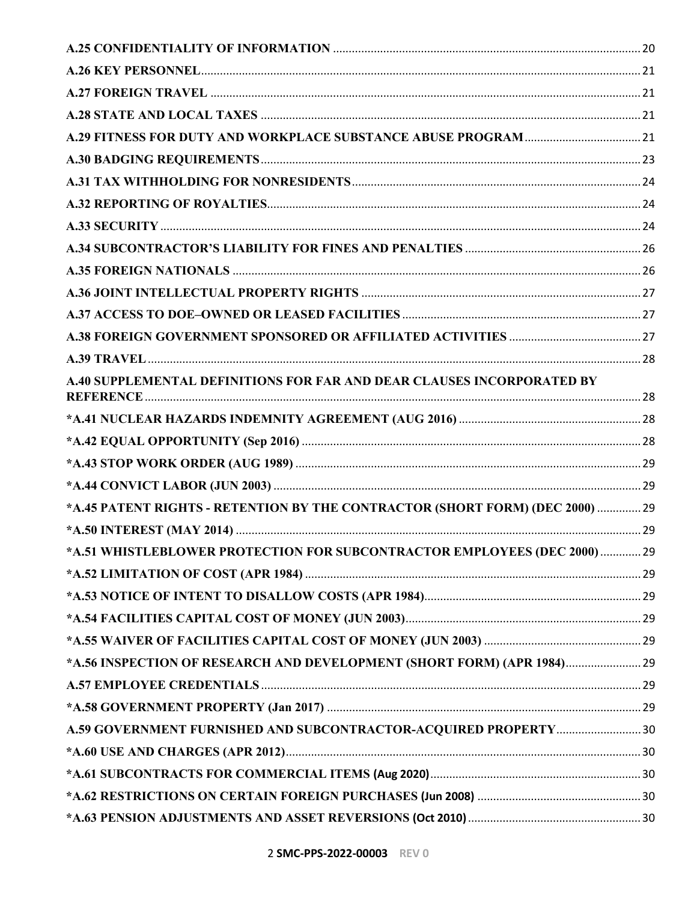A.25 CONFIDENTIALITY OF INFORMATION ..... 20
A.26 KEY PERSONNEL ..... 21
A.27 FOREIGN TRAVEL ..... 21
A.28 STATE AND LOCAL TAXES ..... 21
A.29 FITNESS FOR DUTY AND WORKPLACE SUBSTANCE ABUSE PROGRAM ..... 21
A.30 BADGING REQUIREMENTS ..... 23
A.31 TAX WITHHOLDING FOR NONRESIDENTS ..... 24
A.32 REPORTING OF ROYALTIES ..... 24
A.33 SECURITY ..... 24
A.34 SUBCONTRACTOR'S LIABILITY FOR FINES AND PENALTIES ..... 26
A.35 FOREIGN NATIONALS ..... 26
A.36 JOINT INTELLECTUAL PROPERTY RIGHTS ..... 27
A.37 ACCESS TO DOE–OWNED OR LEASED FACILITIES ..... 27
A.38 FOREIGN GOVERNMENT SPONSORED OR AFFILIATED ACTIVITIES ..... 27
A.39 TRAVEL ..... 28
A.40 SUPPLEMENTAL DEFINITIONS FOR FAR AND DEAR CLAUSES INCORPORATED BY REFERENCE ..... 28
*A.41 NUCLEAR HAZARDS INDEMNITY AGREEMENT (AUG 2016) ..... 28
*A.42 EQUAL OPPORTUNITY (Sep 2016) ..... 28
*A.43 STOP WORK ORDER (AUG 1989) ..... 29
*A.44 CONVICT LABOR (JUN 2003) ..... 29
*A.45 PATENT RIGHTS - RETENTION BY THE CONTRACTOR (SHORT FORM) (DEC 2000) ..... 29
*A.50 INTEREST (MAY 2014) ..... 29
*A.51 WHISTLEBLOWER PROTECTION FOR SUBCONTRACTOR EMPLOYEES (DEC 2000) ..... 29
*A.52 LIMITATION OF COST (APR 1984) ..... 29
*A.53 NOTICE OF INTENT TO DISALLOW COSTS (APR 1984) ..... 29
*A.54 FACILITIES CAPITAL COST OF MONEY (JUN 2003) ..... 29
*A.55 WAIVER OF FACILITIES CAPITAL COST OF MONEY (JUN 2003) ..... 29
*A.56 INSPECTION OF RESEARCH AND DEVELOPMENT (SHORT FORM) (APR 1984) ..... 29
A.57 EMPLOYEE CREDENTIALS ..... 29
*A.58 GOVERNMENT PROPERTY (Jan 2017) ..... 29
A.59 GOVERNMENT FURNISHED AND SUBCONTRACTOR-ACQUIRED PROPERTY ..... 30
*A.60 USE AND CHARGES (APR 2012) ..... 30
*A.61 SUBCONTRACTS FOR COMMERCIAL ITEMS (Aug 2020) ..... 30
*A.62 RESTRICTIONS ON CERTAIN FOREIGN PURCHASES (Jun 2008) ..... 30
*A.63 PENSION ADJUSTMENTS AND ASSET REVERSIONS (Oct 2010) ..... 30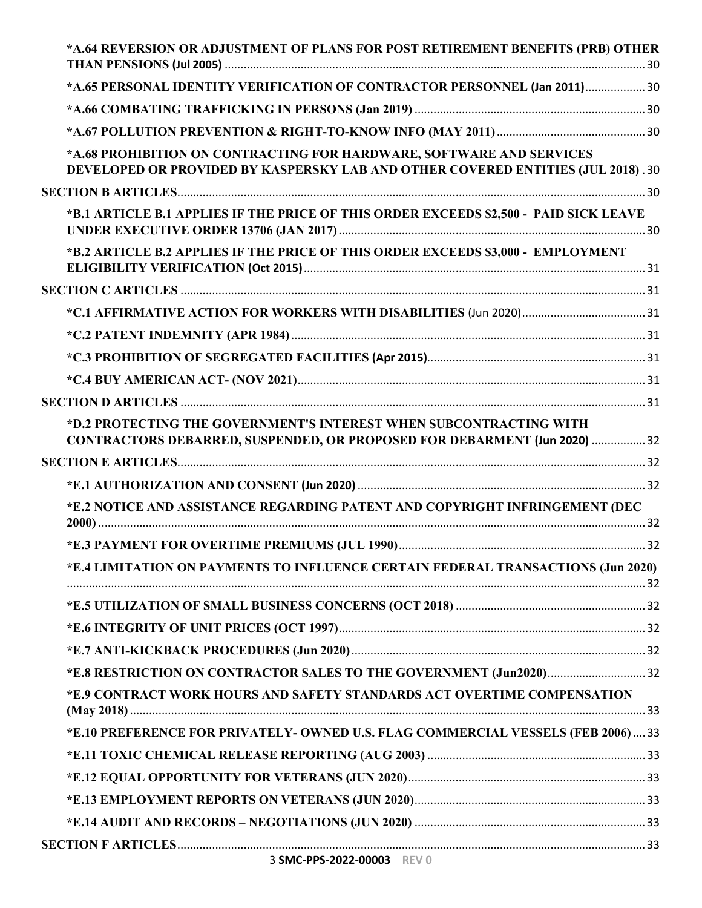*A.64 REVERSION OR ADJUSTMENT OF PLANS FOR POST RETIREMENT BENEFITS (PRB) OTHER THAN PENSIONS (Jul 2005) ... 30

*A.65 PERSONAL IDENTITY VERIFICATION OF CONTRACTOR PERSONNEL (Jan 2011) ... 30

*A.66 COMBATING TRAFFICKING IN PERSONS (Jan 2019) ... 30

*A.67 POLLUTION PREVENTION & RIGHT-TO-KNOW INFO (MAY 2011) ... 30

*A.68 PROHIBITION ON CONTRACTING FOR HARDWARE, SOFTWARE AND SERVICES DEVELOPED OR PROVIDED BY KASPERSKY LAB AND OTHER COVERED ENTITIES (JUL 2018) . 30

SECTION B ARTICLES ... 30

*B.1 ARTICLE B.1 APPLIES IF THE PRICE OF THIS ORDER EXCEEDS $2,500 - PAID SICK LEAVE UNDER EXECUTIVE ORDER 13706 (JAN 2017) ... 30

*B.2 ARTICLE B.2 APPLIES IF THE PRICE OF THIS ORDER EXCEEDS $3,000 - EMPLOYMENT ELIGIBILITY VERIFICATION (Oct 2015) ... 31

SECTION C ARTICLES ... 31

*C.1 AFFIRMATIVE ACTION FOR WORKERS WITH DISABILITIES (Jun 2020) ... 31

*C.2 PATENT INDEMNITY (APR 1984) ... 31

*C.3 PROHIBITION OF SEGREGATED FACILITIES (Apr 2015) ... 31

*C.4 BUY AMERICAN ACT- (NOV 2021) ... 31

SECTION D ARTICLES ... 31

*D.2 PROTECTING THE GOVERNMENT'S INTEREST WHEN SUBCONTRACTING WITH CONTRACTORS DEBARRED, SUSPENDED, OR PROPOSED FOR DEBARMENT (Jun 2020) ... 32

SECTION E ARTICLES ... 32

*E.1 AUTHORIZATION AND CONSENT (Jun 2020) ... 32

*E.2 NOTICE AND ASSISTANCE REGARDING PATENT AND COPYRIGHT INFRINGEMENT (DEC 2000) ... 32

*E.3 PAYMENT FOR OVERTIME PREMIUMS (JUL 1990) ... 32

*E.4 LIMITATION ON PAYMENTS TO INFLUENCE CERTAIN FEDERAL TRANSACTIONS (Jun 2020) ... 32

*E.5 UTILIZATION OF SMALL BUSINESS CONCERNS (OCT 2018) ... 32

*E.6 INTEGRITY OF UNIT PRICES (OCT 1997) ... 32

*E.7 ANTI-KICKBACK PROCEDURES (Jun 2020) ... 32

*E.8 RESTRICTION ON CONTRACTOR SALES TO THE GOVERNMENT (Jun2020) ... 32

*E.9 CONTRACT WORK HOURS AND SAFETY STANDARDS ACT OVERTIME COMPENSATION (May 2018) ... 33

*E.10 PREFERENCE FOR PRIVATELY- OWNED U.S. FLAG COMMERCIAL VESSELS (FEB 2006) ... 33

*E.11 TOXIC CHEMICAL RELEASE REPORTING (AUG 2003) ... 33

*E.12 EQUAL OPPORTUNITY FOR VETERANS (JUN 2020) ... 33

*E.13 EMPLOYMENT REPORTS ON VETERANS (JUN 2020) ... 33

*E.14 AUDIT AND RECORDS – NEGOTIATIONS (JUN 2020) ... 33

SECTION F ARTICLES ... 33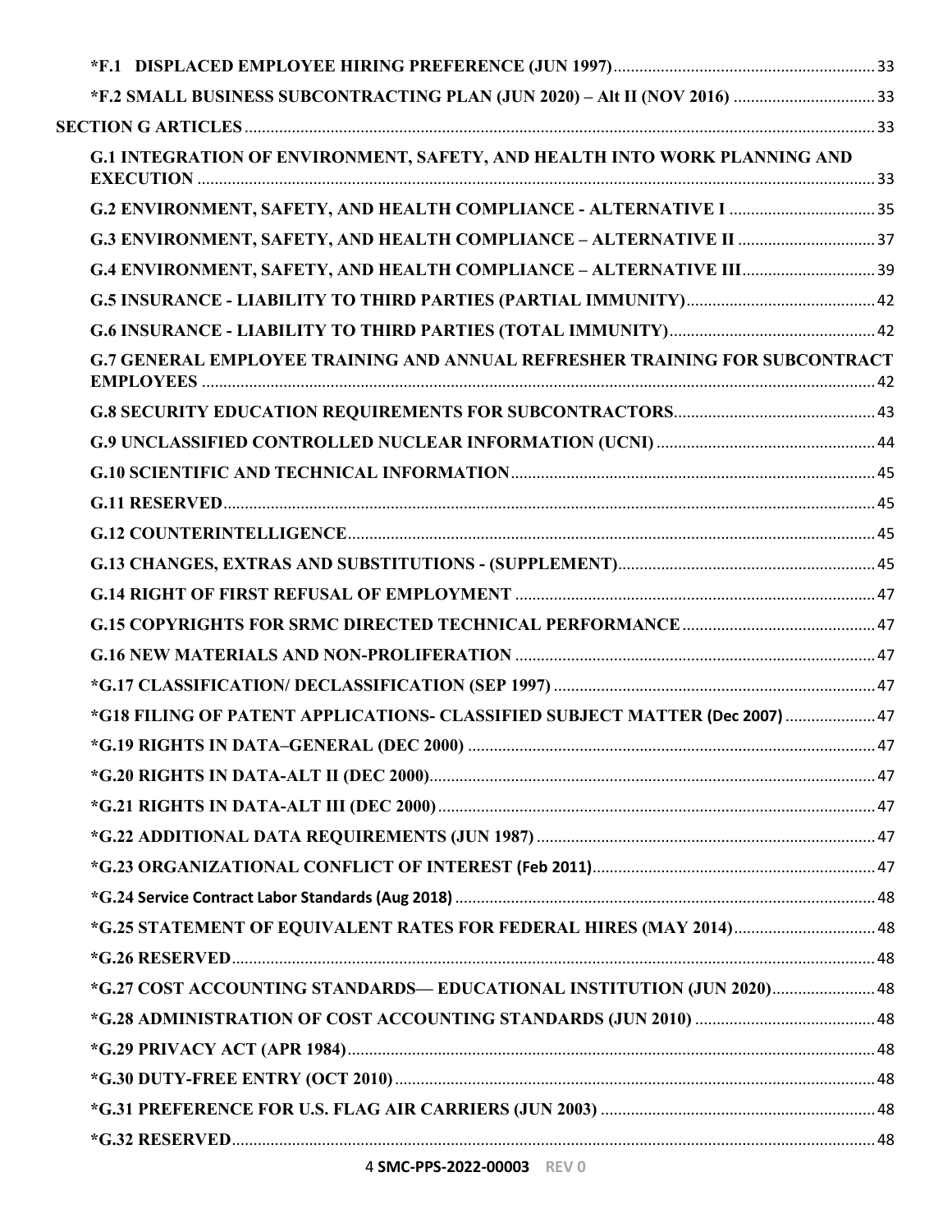*F.1 DISPLACED EMPLOYEE HIRING PREFERENCE (JUN 1997) .......... 33

*F.2 SMALL BUSINESS SUBCONTRACTING PLAN (JUN 2020) – Alt II (NOV 2016) .......... 33

SECTION G ARTICLES .......... 33

G.1 INTEGRATION OF ENVIRONMENT, SAFETY, AND HEALTH INTO WORK PLANNING AND EXECUTION .......... 33

G.2 ENVIRONMENT, SAFETY, AND HEALTH COMPLIANCE - ALTERNATIVE I .......... 35

G.3 ENVIRONMENT, SAFETY, AND HEALTH COMPLIANCE – ALTERNATIVE II .......... 37

G.4 ENVIRONMENT, SAFETY, AND HEALTH COMPLIANCE – ALTERNATIVE III .......... 39

G.5 INSURANCE - LIABILITY TO THIRD PARTIES (PARTIAL IMMUNITY) .......... 42

G.6 INSURANCE - LIABILITY TO THIRD PARTIES (TOTAL IMMUNITY) .......... 42

G.7 GENERAL EMPLOYEE TRAINING AND ANNUAL REFRESHER TRAINING FOR SUBCONTRACT EMPLOYEES .......... 42

G.8 SECURITY EDUCATION REQUIREMENTS FOR SUBCONTRACTORS .......... 43

G.9 UNCLASSIFIED CONTROLLED NUCLEAR INFORMATION (UCNI) .......... 44

G.10 SCIENTIFIC AND TECHNICAL INFORMATION .......... 45

G.11 RESERVED .......... 45

G.12 COUNTERINTELLIGENCE .......... 45

G.13 CHANGES, EXTRAS AND SUBSTITUTIONS - (SUPPLEMENT) .......... 45

G.14 RIGHT OF FIRST REFUSAL OF EMPLOYMENT .......... 47

G.15 COPYRIGHTS FOR SRMC DIRECTED TECHNICAL PERFORMANCE .......... 47

G.16 NEW MATERIALS AND NON-PROLIFERATION .......... 47

*G.17 CLASSIFICATION/ DECLASSIFICATION (SEP 1997) .......... 47

*G18 FILING OF PATENT APPLICATIONS- CLASSIFIED SUBJECT MATTER (Dec 2007) .......... 47

*G.19 RIGHTS IN DATA–GENERAL (DEC 2000) .......... 47

*G.20 RIGHTS IN DATA-ALT II (DEC 2000) .......... 47

*G.21 RIGHTS IN DATA-ALT III (DEC 2000) .......... 47

*G.22 ADDITIONAL DATA REQUIREMENTS (JUN 1987) .......... 47

*G.23 ORGANIZATIONAL CONFLICT OF INTEREST (Feb 2011) .......... 47

*G.24 Service Contract Labor Standards (Aug 2018) .......... 48

*G.25 STATEMENT OF EQUIVALENT RATES FOR FEDERAL HIRES (MAY 2014) .......... 48

*G.26 RESERVED .......... 48

*G.27 COST ACCOUNTING STANDARDS— EDUCATIONAL INSTITUTION (JUN 2020) .......... 48

*G.28 ADMINISTRATION OF COST ACCOUNTING STANDARDS (JUN 2010) .......... 48

*G.29 PRIVACY ACT (APR 1984) .......... 48

*G.30 DUTY-FREE ENTRY (OCT 2010) .......... 48

*G.31 PREFERENCE FOR U.S. FLAG AIR CARRIERS (JUN 2003) .......... 48

*G.32 RESERVED .......... 48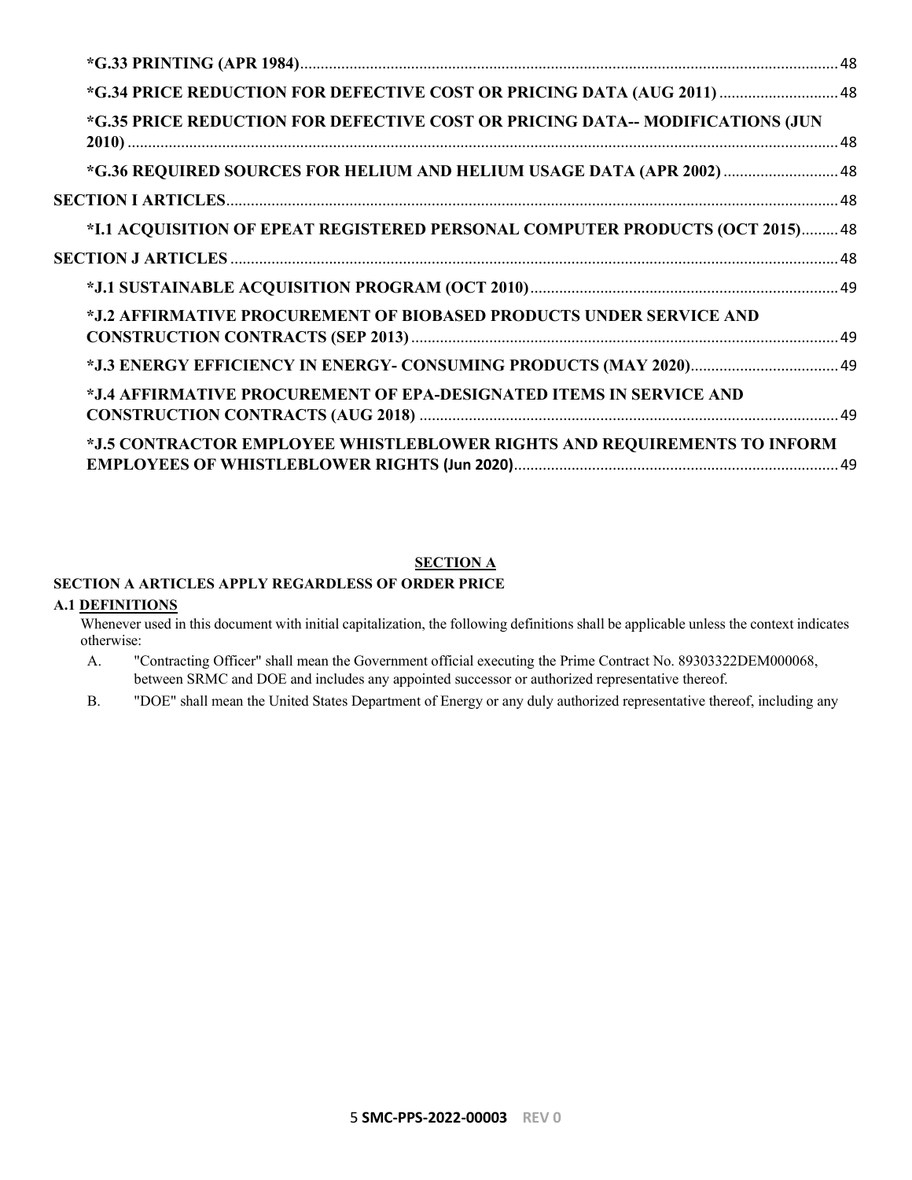**\*G.33 PRINTING (APR 1984)**......48

**\*G.34 PRICE REDUCTION FOR DEFECTIVE COST OR PRICING DATA (AUG 2011)**......48

**\*G.35 PRICE REDUCTION FOR DEFECTIVE COST OR PRICING DATA-- MODIFICATIONS (JUN 2010)**......48

**\*G.36 REQUIRED SOURCES FOR HELIUM AND HELIUM USAGE DATA (APR 2002)**......48

**SECTION I ARTICLES**......48

**\*I.1 ACQUISITION OF EPEAT REGISTERED PERSONAL COMPUTER PRODUCTS (OCT 2015)**......48

**SECTION J ARTICLES**......48

**\*J.1 SUSTAINABLE ACQUISITION PROGRAM (OCT 2010)**......49

**\*J.2 AFFIRMATIVE PROCUREMENT OF BIOBASED PRODUCTS UNDER SERVICE AND CONSTRUCTION CONTRACTS (SEP 2013)**......49

**\*J.3 ENERGY EFFICIENCY IN ENERGY- CONSUMING PRODUCTS (MAY 2020)**......49

**\*J.4 AFFIRMATIVE PROCUREMENT OF EPA-DESIGNATED ITEMS IN SERVICE AND CONSTRUCTION CONTRACTS (AUG 2018)**......49

**\*J.5 CONTRACTOR EMPLOYEE WHISTLEBLOWER RIGHTS AND REQUIREMENTS TO INFORM EMPLOYEES OF WHISTLEBLOWER RIGHTS (Jun 2020)**......49

## SECTION A

### SECTION A ARTICLES APPLY REGARDLESS OF ORDER PRICE

#### A.1 DEFINITIONS

Whenever used in this document with initial capitalization, the following definitions shall be applicable unless the context indicates otherwise:

A. "Contracting Officer" shall mean the Government official executing the Prime Contract No. 89303322DEM000068, between SRMC and DOE and includes any appointed successor or authorized representative thereof.

B. "DOE" shall mean the United States Department of Energy or any duly authorized representative thereof, including any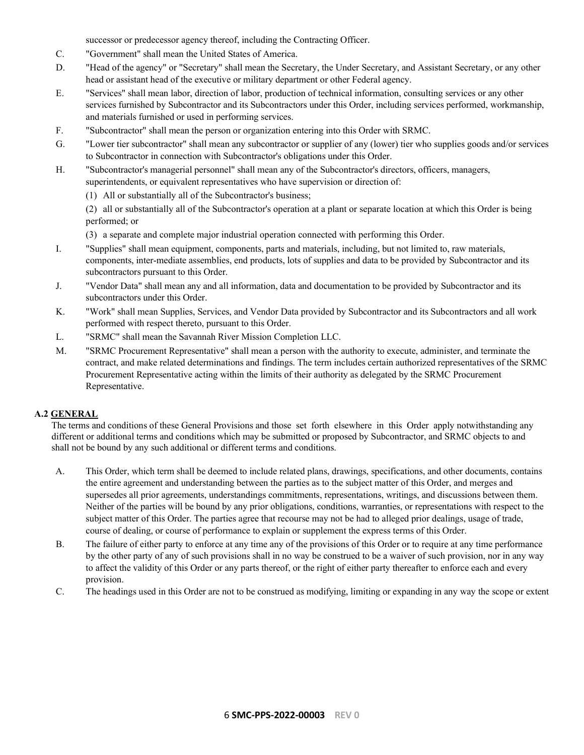successor or predecessor agency thereof, including the Contracting Officer.

C. "Government" shall mean the United States of America.

D. "Head of the agency" or "Secretary" shall mean the Secretary, the Under Secretary, and Assistant Secretary, or any other head or assistant head of the executive or military department or other Federal agency.

E. "Services" shall mean labor, direction of labor, production of technical information, consulting services or any other services furnished by Subcontractor and its Subcontractors under this Order, including services performed, workmanship, and materials furnished or used in performing services.

F. "Subcontractor" shall mean the person or organization entering into this Order with SRMC.

G. "Lower tier subcontractor" shall mean any subcontractor or supplier of any (lower) tier who supplies goods and/or services to Subcontractor in connection with Subcontractor's obligations under this Order.

H. "Subcontractor's managerial personnel" shall mean any of the Subcontractor's directors, officers, managers, superintendents, or equivalent representatives who have supervision or direction of:

(1) All or substantially all of the Subcontractor's business;

(2) all or substantially all of the Subcontractor's operation at a plant or separate location at which this Order is being performed; or

(3) a separate and complete major industrial operation connected with performing this Order.

I. "Supplies" shall mean equipment, components, parts and materials, including, but not limited to, raw materials, components, inter-mediate assemblies, end products, lots of supplies and data to be provided by Subcontractor and its subcontractors pursuant to this Order.

J. "Vendor Data" shall mean any and all information, data and documentation to be provided by Subcontractor and its subcontractors under this Order.

K. "Work" shall mean Supplies, Services, and Vendor Data provided by Subcontractor and its Subcontractors and all work performed with respect thereto, pursuant to this Order.

L. "SRMC" shall mean the Savannah River Mission Completion LLC.

M. "SRMC Procurement Representative" shall mean a person with the authority to execute, administer, and terminate the contract, and make related determinations and findings. The term includes certain authorized representatives of the SRMC Procurement Representative acting within the limits of their authority as delegated by the SRMC Procurement Representative.

### A.2 GENERAL

The terms and conditions of these General Provisions and those set forth elsewhere in this Order apply notwithstanding any different or additional terms and conditions which may be submitted or proposed by Subcontractor, and SRMC objects to and shall not be bound by any such additional or different terms and conditions.

A. This Order, which term shall be deemed to include related plans, drawings, specifications, and other documents, contains the entire agreement and understanding between the parties as to the subject matter of this Order, and merges and supersedes all prior agreements, understandings commitments, representations, writings, and discussions between them. Neither of the parties will be bound by any prior obligations, conditions, warranties, or representations with respect to the subject matter of this Order. The parties agree that recourse may not be had to alleged prior dealings, usage of trade, course of dealing, or course of performance to explain or supplement the express terms of this Order.

B. The failure of either party to enforce at any time any of the provisions of this Order or to require at any time performance by the other party of any of such provisions shall in no way be construed to be a waiver of such provision, nor in any way to affect the validity of this Order or any parts thereof, or the right of either party thereafter to enforce each and every provision.

C. The headings used in this Order are not to be construed as modifying, limiting or expanding in any way the scope or extent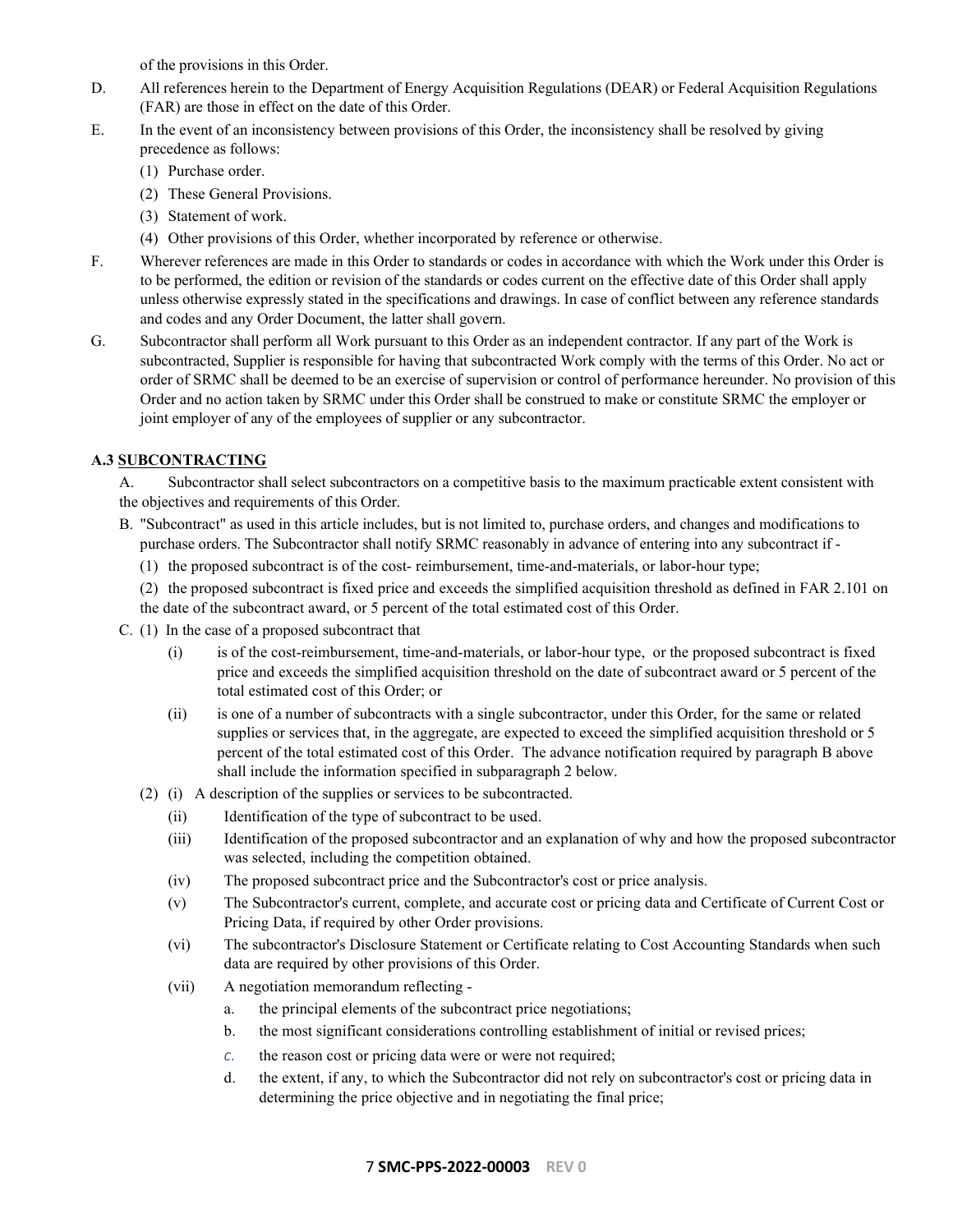of the provisions in this Order.

D. All references herein to the Department of Energy Acquisition Regulations (DEAR) or Federal Acquisition Regulations (FAR) are those in effect on the date of this Order.

E. In the event of an inconsistency between provisions of this Order, the inconsistency shall be resolved by giving precedence as follows:

   (1) Purchase order.

   (2) These General Provisions.

   (3) Statement of work.

   (4) Other provisions of this Order, whether incorporated by reference or otherwise.

F. Wherever references are made in this Order to standards or codes in accordance with which the Work under this Order is to be performed, the edition or revision of the standards or codes current on the effective date of this Order shall apply unless otherwise expressly stated in the specifications and drawings. In case of conflict between any reference standards and codes and any Order Document, the latter shall govern.

G. Subcontractor shall perform all Work pursuant to this Order as an independent contractor. If any part of the Work is subcontracted, Supplier is responsible for having that subcontracted Work comply with the terms of this Order. No act or order of SRMC shall be deemed to be an exercise of supervision or control of performance hereunder. No provision of this Order and no action taken by SRMC under this Order shall be construed to make or constitute SRMC the employer or joint employer of any of the employees of supplier or any subcontractor.

### A.3 SUBCONTRACTING

A. Subcontractor shall select subcontractors on a competitive basis to the maximum practicable extent consistent with the objectives and requirements of this Order.

B. "Subcontract" as used in this article includes, but is not limited to, purchase orders, and changes and modifications to purchase orders. The Subcontractor shall notify SRMC reasonably in advance of entering into any subcontract if -

   (1) the proposed subcontract is of the cost- reimbursement, time-and-materials, or labor-hour type;

   (2) the proposed subcontract is fixed price and exceeds the simplified acquisition threshold as defined in FAR 2.101 on the date of the subcontract award, or 5 percent of the total estimated cost of this Order.

C. (1) In the case of a proposed subcontract that

   (i) is of the cost-reimbursement, time-and-materials, or labor-hour type, or the proposed subcontract is fixed price and exceeds the simplified acquisition threshold on the date of subcontract award or 5 percent of the total estimated cost of this Order; or

   (ii) is one of a number of subcontracts with a single subcontractor, under this Order, for the same or related supplies or services that, in the aggregate, are expected to exceed the simplified acquisition threshold or 5 percent of the total estimated cost of this Order. The advance notification required by paragraph B above shall include the information specified in subparagraph 2 below.

   (2) (i) A description of the supplies or services to be subcontracted.

   (ii) Identification of the type of subcontract to be used.

   (iii) Identification of the proposed subcontractor and an explanation of why and how the proposed subcontractor was selected, including the competition obtained.

   (iv) The proposed subcontract price and the Subcontractor's cost or price analysis.

   (v) The Subcontractor's current, complete, and accurate cost or pricing data and Certificate of Current Cost or Pricing Data, if required by other Order provisions.

   (vi) The subcontractor's Disclosure Statement or Certificate relating to Cost Accounting Standards when such data are required by other provisions of this Order.

   (vii) A negotiation memorandum reflecting -

      a. the principal elements of the subcontract price negotiations;

      b. the most significant considerations controlling establishment of initial or revised prices;

      c. the reason cost or pricing data were or were not required;

      d. the extent, if any, to which the Subcontractor did not rely on subcontractor's cost or pricing data in determining the price objective and in negotiating the final price;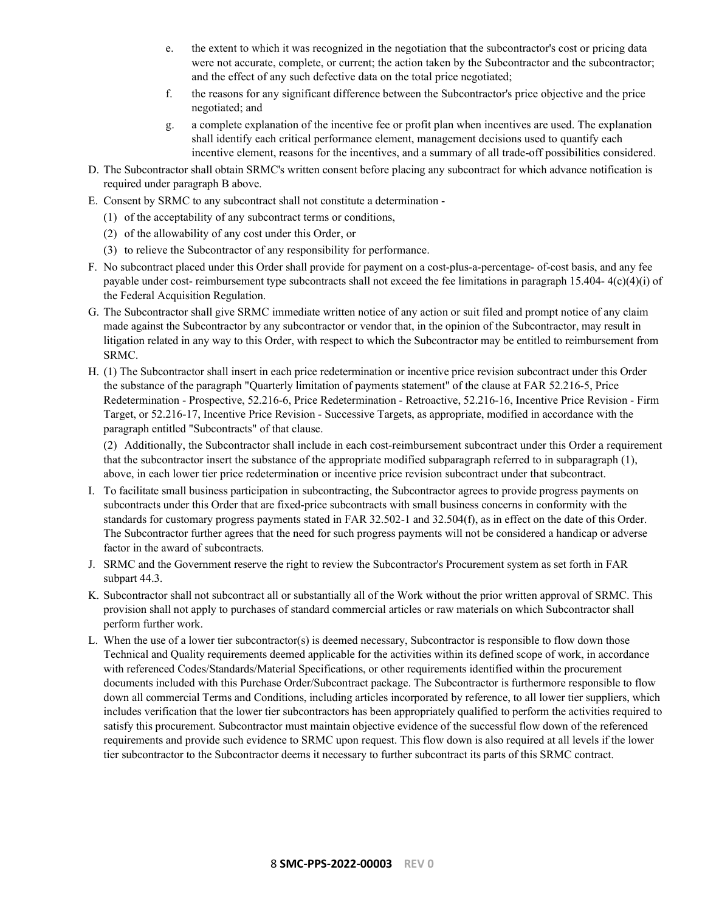e. the extent to which it was recognized in the negotiation that the subcontractor's cost or pricing data were not accurate, complete, or current; the action taken by the Subcontractor and the subcontractor; and the effect of any such defective data on the total price negotiated;

f. the reasons for any significant difference between the Subcontractor's price objective and the price negotiated; and

g. a complete explanation of the incentive fee or profit plan when incentives are used. The explanation shall identify each critical performance element, management decisions used to quantify each incentive element, reasons for the incentives, and a summary of all trade-off possibilities considered.

D. The Subcontractor shall obtain SRMC's written consent before placing any subcontract for which advance notification is required under paragraph B above.

E. Consent by SRMC to any subcontract shall not constitute a determination -

(1) of the acceptability of any subcontract terms or conditions,

(2) of the allowability of any cost under this Order, or

(3) to relieve the Subcontractor of any responsibility for performance.

F. No subcontract placed under this Order shall provide for payment on a cost-plus-a-percentage- of-cost basis, and any fee payable under cost- reimbursement type subcontracts shall not exceed the fee limitations in paragraph 15.404- 4(c)(4)(i) of the Federal Acquisition Regulation.

G. The Subcontractor shall give SRMC immediate written notice of any action or suit filed and prompt notice of any claim made against the Subcontractor by any subcontractor or vendor that, in the opinion of the Subcontractor, may result in litigation related in any way to this Order, with respect to which the Subcontractor may be entitled to reimbursement from SRMC.

H. (1) The Subcontractor shall insert in each price redetermination or incentive price revision subcontract under this Order the substance of the paragraph "Quarterly limitation of payments statement" of the clause at FAR 52.216-5, Price Redetermination - Prospective, 52.216-6, Price Redetermination - Retroactive, 52.216-16, Incentive Price Revision - Firm Target, or 52.216-17, Incentive Price Revision - Successive Targets, as appropriate, modified in accordance with the paragraph entitled "Subcontracts" of that clause.

(2) Additionally, the Subcontractor shall include in each cost-reimbursement subcontract under this Order a requirement that the subcontractor insert the substance of the appropriate modified subparagraph referred to in subparagraph (1), above, in each lower tier price redetermination or incentive price revision subcontract under that subcontract.

I. To facilitate small business participation in subcontracting, the Subcontractor agrees to provide progress payments on subcontracts under this Order that are fixed-price subcontracts with small business concerns in conformity with the standards for customary progress payments stated in FAR 32.502-1 and 32.504(f), as in effect on the date of this Order. The Subcontractor further agrees that the need for such progress payments will not be considered a handicap or adverse factor in the award of subcontracts.

J. SRMC and the Government reserve the right to review the Subcontractor's Procurement system as set forth in FAR subpart 44.3.

K. Subcontractor shall not subcontract all or substantially all of the Work without the prior written approval of SRMC. This provision shall not apply to purchases of standard commercial articles or raw materials on which Subcontractor shall perform further work.

L. When the use of a lower tier subcontractor(s) is deemed necessary, Subcontractor is responsible to flow down those Technical and Quality requirements deemed applicable for the activities within its defined scope of work, in accordance with referenced Codes/Standards/Material Specifications, or other requirements identified within the procurement documents included with this Purchase Order/Subcontract package. The Subcontractor is furthermore responsible to flow down all commercial Terms and Conditions, including articles incorporated by reference, to all lower tier suppliers, which includes verification that the lower tier subcontractors has been appropriately qualified to perform the activities required to satisfy this procurement. Subcontractor must maintain objective evidence of the successful flow down of the referenced requirements and provide such evidence to SRMC upon request. This flow down is also required at all levels if the lower tier subcontractor to the Subcontractor deems it necessary to further subcontract its parts of this SRMC contract.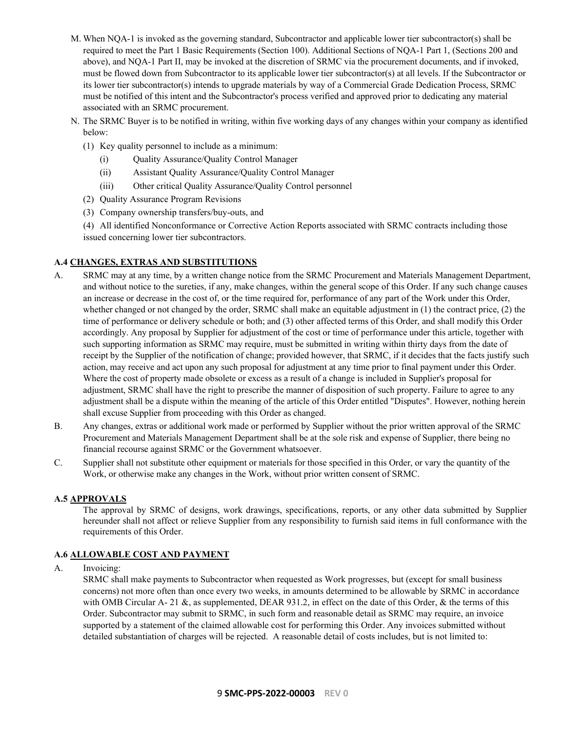M. When NQA-1 is invoked as the governing standard, Subcontractor and applicable lower tier subcontractor(s) shall be required to meet the Part 1 Basic Requirements (Section 100). Additional Sections of NQA-1 Part 1, (Sections 200 and above), and NQA-1 Part II, may be invoked at the discretion of SRMC via the procurement documents, and if invoked, must be flowed down from Subcontractor to its applicable lower tier subcontractor(s) at all levels. If the Subcontractor or its lower tier subcontractor(s) intends to upgrade materials by way of a Commercial Grade Dedication Process, SRMC must be notified of this intent and the Subcontractor's process verified and approved prior to dedicating any material associated with an SRMC procurement.

N. The SRMC Buyer is to be notified in writing, within five working days of any changes within your company as identified below:

(1) Key quality personnel to include as a minimum:

- (i) Quality Assurance/Quality Control Manager
- (ii) Assistant Quality Assurance/Quality Control Manager
- (iii) Other critical Quality Assurance/Quality Control personnel

(2) Quality Assurance Program Revisions

(3) Company ownership transfers/buy-outs, and

(4) All identified Nonconformance or Corrective Action Reports associated with SRMC contracts including those issued concerning lower tier subcontractors.

### A.4 CHANGES, EXTRAS AND SUBSTITUTIONS

A. SRMC may at any time, by a written change notice from the SRMC Procurement and Materials Management Department, and without notice to the sureties, if any, make changes, within the general scope of this Order. If any such change causes an increase or decrease in the cost of, or the time required for, performance of any part of the Work under this Order, whether changed or not changed by the order, SRMC shall make an equitable adjustment in (1) the contract price, (2) the time of performance or delivery schedule or both; and (3) other affected terms of this Order, and shall modify this Order accordingly. Any proposal by Supplier for adjustment of the cost or time of performance under this article, together with such supporting information as SRMC may require, must be submitted in writing within thirty days from the date of receipt by the Supplier of the notification of change; provided however, that SRMC, if it decides that the facts justify such action, may receive and act upon any such proposal for adjustment at any time prior to final payment under this Order. Where the cost of property made obsolete or excess as a result of a change is included in Supplier's proposal for adjustment, SRMC shall have the right to prescribe the manner of disposition of such property. Failure to agree to any adjustment shall be a dispute within the meaning of the article of this Order entitled "Disputes". However, nothing herein shall excuse Supplier from proceeding with this Order as changed.

B. Any changes, extras or additional work made or performed by Supplier without the prior written approval of the SRMC Procurement and Materials Management Department shall be at the sole risk and expense of Supplier, there being no financial recourse against SRMC or the Government whatsoever.

C. Supplier shall not substitute other equipment or materials for those specified in this Order, or vary the quantity of the Work, or otherwise make any changes in the Work, without prior written consent of SRMC.

### A.5 APPROVALS

The approval by SRMC of designs, work drawings, specifications, reports, or any other data submitted by Supplier hereunder shall not affect or relieve Supplier from any responsibility to furnish said items in full conformance with the requirements of this Order.

### A.6 ALLOWABLE COST AND PAYMENT

A. Invoicing:

SRMC shall make payments to Subcontractor when requested as Work progresses, but (except for small business concerns) not more often than once every two weeks, in amounts determined to be allowable by SRMC in accordance with OMB Circular A- 21 &, as supplemented, DEAR 931.2, in effect on the date of this Order, & the terms of this Order. Subcontractor may submit to SRMC, in such form and reasonable detail as SRMC may require, an invoice supported by a statement of the claimed allowable cost for performing this Order. Any invoices submitted without detailed substantiation of charges will be rejected. A reasonable detail of costs includes, but is not limited to: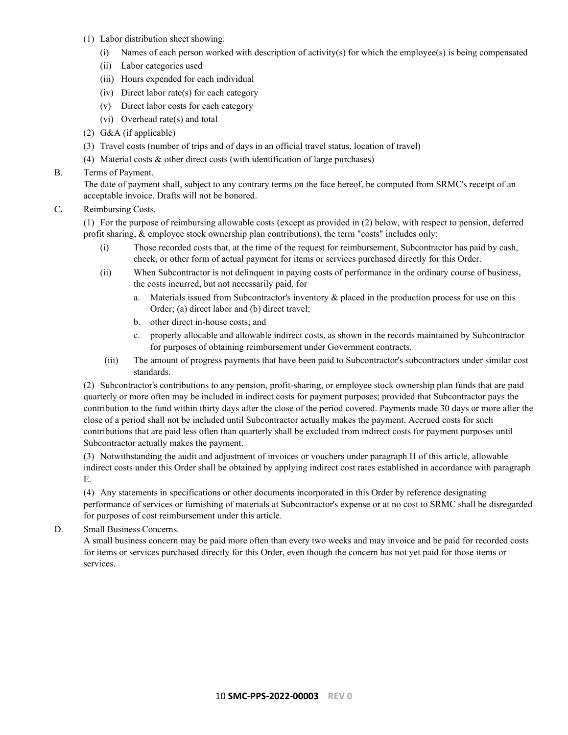(1) Labor distribution sheet showing:

   (i) Names of each person worked with description of activity(s) for which the employee(s) is being compensated

   (ii) Labor categories used

   (iii) Hours expended for each individual

   (iv) Direct labor rate(s) for each category

   (v) Direct labor costs for each category

   (vi) Overhead rate(s) and total

(2) G&A (if applicable)

(3) Travel costs (number of trips and of days in an official travel status, location of travel)

(4) Material costs & other direct costs (with identification of large purchases)

B. Terms of Payment.

The date of payment shall, subject to any contrary terms on the face hereof, be computed from SRMC's receipt of an acceptable invoice. Drafts will not be honored.

C. Reimbursing Costs.

(1) For the purpose of reimbursing allowable costs (except as provided in (2) below, with respect to pension, deferred profit sharing, & employee stock ownership plan contributions), the term "costs" includes only:

   (i) Those recorded costs that, at the time of the request for reimbursement, Subcontractor has paid by cash, check, or other form of actual payment for items or services purchased directly for this Order.

   (ii) When Subcontractor is not delinquent in paying costs of performance in the ordinary course of business, the costs incurred, but not necessarily paid, for

      a. Materials issued from Subcontractor's inventory & placed in the production process for use on this Order; (a) direct labor and (b) direct travel;

      b. other direct in-house costs; and

      c. properly allocable and allowable indirect costs, as shown in the records maintained by Subcontractor for purposes of obtaining reimbursement under Government contracts.

   (iii) The amount of progress payments that have been paid to Subcontractor's subcontractors under similar cost standards.

(2) Subcontractor's contributions to any pension, profit-sharing, or employee stock ownership plan funds that are paid quarterly or more often may be included in indirect costs for payment purposes; provided that Subcontractor pays the contribution to the fund within thirty days after the close of the period covered. Payments made 30 days or more after the close of a period shall not be included until Subcontractor actually makes the payment. Accrued costs for such contributions that are paid less often than quarterly shall be excluded from indirect costs for payment purposes until Subcontractor actually makes the payment.

(3) Notwithstanding the audit and adjustment of invoices or vouchers under paragraph H of this article, allowable indirect costs under this Order shall be obtained by applying indirect cost rates established in accordance with paragraph E.

(4) Any statements in specifications or other documents incorporated in this Order by reference designating performance of services or furnishing of materials at Subcontractor's expense or at no cost to SRMC shall be disregarded for purposes of cost reimbursement under this article.

D. Small Business Concerns.

A small business concern may be paid more often than every two weeks and may invoice and be paid for recorded costs for items or services purchased directly for this Order, even though the concern has not yet paid for those items or services.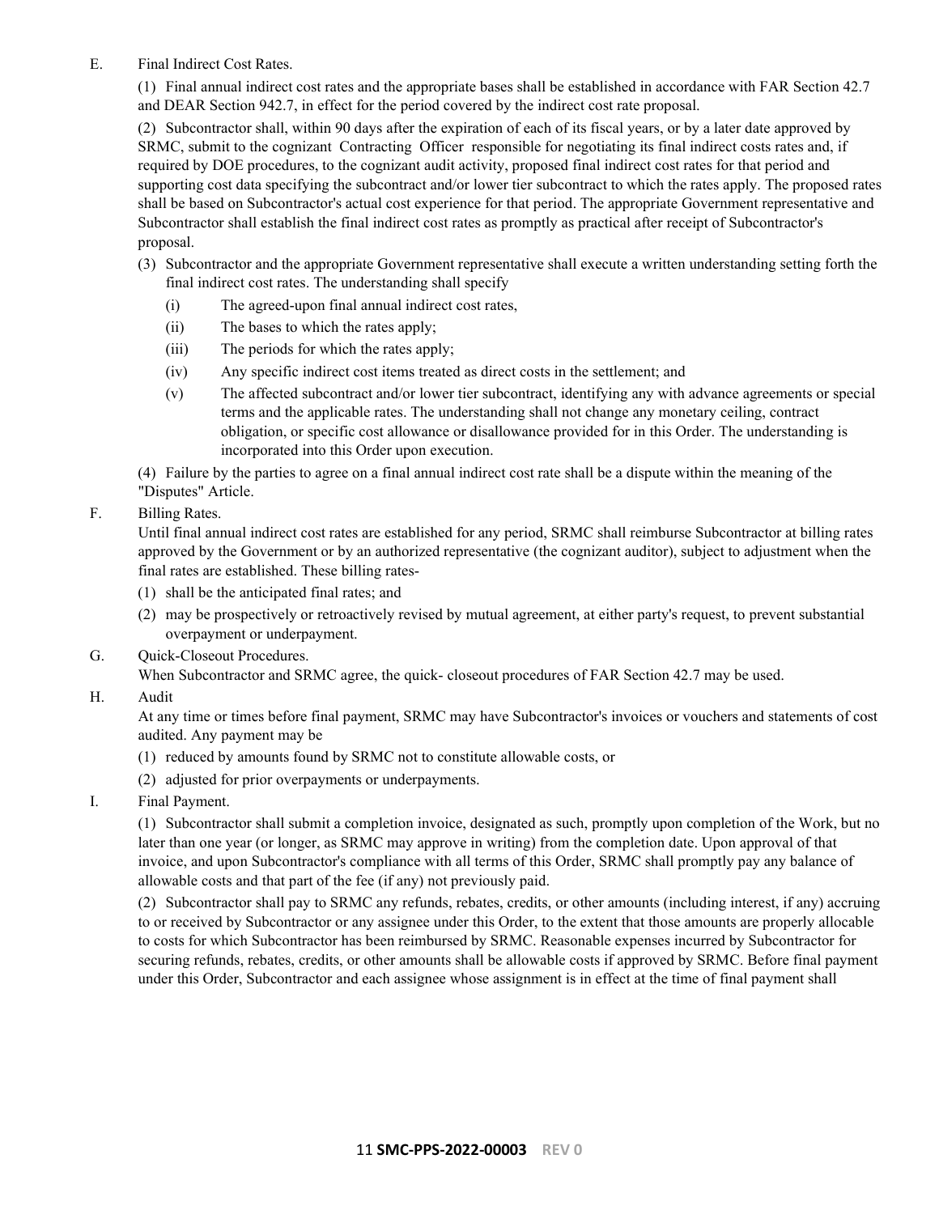E. Final Indirect Cost Rates.

(1) Final annual indirect cost rates and the appropriate bases shall be established in accordance with FAR Section 42.7 and DEAR Section 942.7, in effect for the period covered by the indirect cost rate proposal.

(2) Subcontractor shall, within 90 days after the expiration of each of its fiscal years, or by a later date approved by SRMC, submit to the cognizant Contracting Officer responsible for negotiating its final indirect costs rates and, if required by DOE procedures, to the cognizant audit activity, proposed final indirect cost rates for that period and supporting cost data specifying the subcontract and/or lower tier subcontract to which the rates apply. The proposed rates shall be based on Subcontractor's actual cost experience for that period. The appropriate Government representative and Subcontractor shall establish the final indirect cost rates as promptly as practical after receipt of Subcontractor's proposal.

(3) Subcontractor and the appropriate Government representative shall execute a written understanding setting forth the final indirect cost rates. The understanding shall specify

- (i) The agreed-upon final annual indirect cost rates,
- (ii) The bases to which the rates apply;
- (iii) The periods for which the rates apply;
- (iv) Any specific indirect cost items treated as direct costs in the settlement; and
- (v) The affected subcontract and/or lower tier subcontract, identifying any with advance agreements or special terms and the applicable rates. The understanding shall not change any monetary ceiling, contract obligation, or specific cost allowance or disallowance provided for in this Order. The understanding is incorporated into this Order upon execution.

(4) Failure by the parties to agree on a final annual indirect cost rate shall be a dispute within the meaning of the "Disputes" Article.

F. Billing Rates.

Until final annual indirect cost rates are established for any period, SRMC shall reimburse Subcontractor at billing rates approved by the Government or by an authorized representative (the cognizant auditor), subject to adjustment when the final rates are established. These billing rates-

(1) shall be the anticipated final rates; and

(2) may be prospectively or retroactively revised by mutual agreement, at either party's request, to prevent substantial overpayment or underpayment.

G. Quick-Closeout Procedures.

When Subcontractor and SRMC agree, the quick- closeout procedures of FAR Section 42.7 may be used.

H. Audit

At any time or times before final payment, SRMC may have Subcontractor's invoices or vouchers and statements of cost audited. Any payment may be

(1) reduced by amounts found by SRMC not to constitute allowable costs, or

(2) adjusted for prior overpayments or underpayments.

I. Final Payment.

(1) Subcontractor shall submit a completion invoice, designated as such, promptly upon completion of the Work, but no later than one year (or longer, as SRMC may approve in writing) from the completion date. Upon approval of that invoice, and upon Subcontractor's compliance with all terms of this Order, SRMC shall promptly pay any balance of allowable costs and that part of the fee (if any) not previously paid.

(2) Subcontractor shall pay to SRMC any refunds, rebates, credits, or other amounts (including interest, if any) accruing to or received by Subcontractor or any assignee under this Order, to the extent that those amounts are properly allocable to costs for which Subcontractor has been reimbursed by SRMC. Reasonable expenses incurred by Subcontractor for securing refunds, rebates, credits, or other amounts shall be allowable costs if approved by SRMC. Before final payment under this Order, Subcontractor and each assignee whose assignment is in effect at the time of final payment shall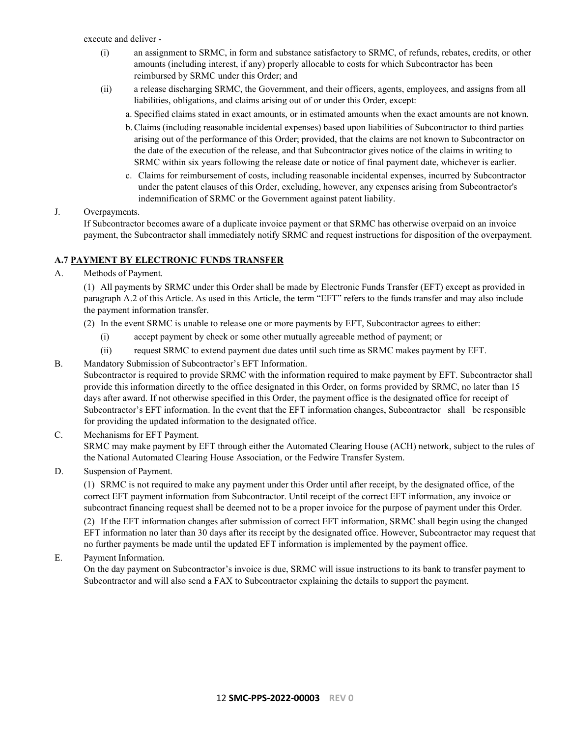execute and deliver -

(i) an assignment to SRMC, in form and substance satisfactory to SRMC, of refunds, rebates, credits, or other amounts (including interest, if any) properly allocable to costs for which Subcontractor has been reimbursed by SRMC under this Order; and

(ii) a release discharging SRMC, the Government, and their officers, agents, employees, and assigns from all liabilities, obligations, and claims arising out of or under this Order, except:

a. Specified claims stated in exact amounts, or in estimated amounts when the exact amounts are not known.

b. Claims (including reasonable incidental expenses) based upon liabilities of Subcontractor to third parties arising out of the performance of this Order; provided, that the claims are not known to Subcontractor on the date of the execution of the release, and that Subcontractor gives notice of the claims in writing to SRMC within six years following the release date or notice of final payment date, whichever is earlier.

c. Claims for reimbursement of costs, including reasonable incidental expenses, incurred by Subcontractor under the patent clauses of this Order, excluding, however, any expenses arising from Subcontractor's indemnification of SRMC or the Government against patent liability.

J. Overpayments.

If Subcontractor becomes aware of a duplicate invoice payment or that SRMC has otherwise overpaid on an invoice payment, the Subcontractor shall immediately notify SRMC and request instructions for disposition of the overpayment.

### A.7 PAYMENT BY ELECTRONIC FUNDS TRANSFER

A. Methods of Payment.

(1) All payments by SRMC under this Order shall be made by Electronic Funds Transfer (EFT) except as provided in paragraph A.2 of this Article. As used in this Article, the term "EFT" refers to the funds transfer and may also include the payment information transfer.

(2) In the event SRMC is unable to release one or more payments by EFT, Subcontractor agrees to either:

(i) accept payment by check or some other mutually agreeable method of payment; or

(ii) request SRMC to extend payment due dates until such time as SRMC makes payment by EFT.

B. Mandatory Submission of Subcontractor's EFT Information.

Subcontractor is required to provide SRMC with the information required to make payment by EFT. Subcontractor shall provide this information directly to the office designated in this Order, on forms provided by SRMC, no later than 15 days after award. If not otherwise specified in this Order, the payment office is the designated office for receipt of Subcontractor's EFT information. In the event that the EFT information changes, Subcontractor shall be responsible for providing the updated information to the designated office.

C. Mechanisms for EFT Payment.

SRMC may make payment by EFT through either the Automated Clearing House (ACH) network, subject to the rules of the National Automated Clearing House Association, or the Fedwire Transfer System.

D. Suspension of Payment.

(1) SRMC is not required to make any payment under this Order until after receipt, by the designated office, of the correct EFT payment information from Subcontractor. Until receipt of the correct EFT information, any invoice or subcontract financing request shall be deemed not to be a proper invoice for the purpose of payment under this Order.

(2) If the EFT information changes after submission of correct EFT information, SRMC shall begin using the changed EFT information no later than 30 days after its receipt by the designated office. However, Subcontractor may request that no further payments be made until the updated EFT information is implemented by the payment office.

E. Payment Information.

On the day payment on Subcontractor's invoice is due, SRMC will issue instructions to its bank to transfer payment to Subcontractor and will also send a FAX to Subcontractor explaining the details to support the payment.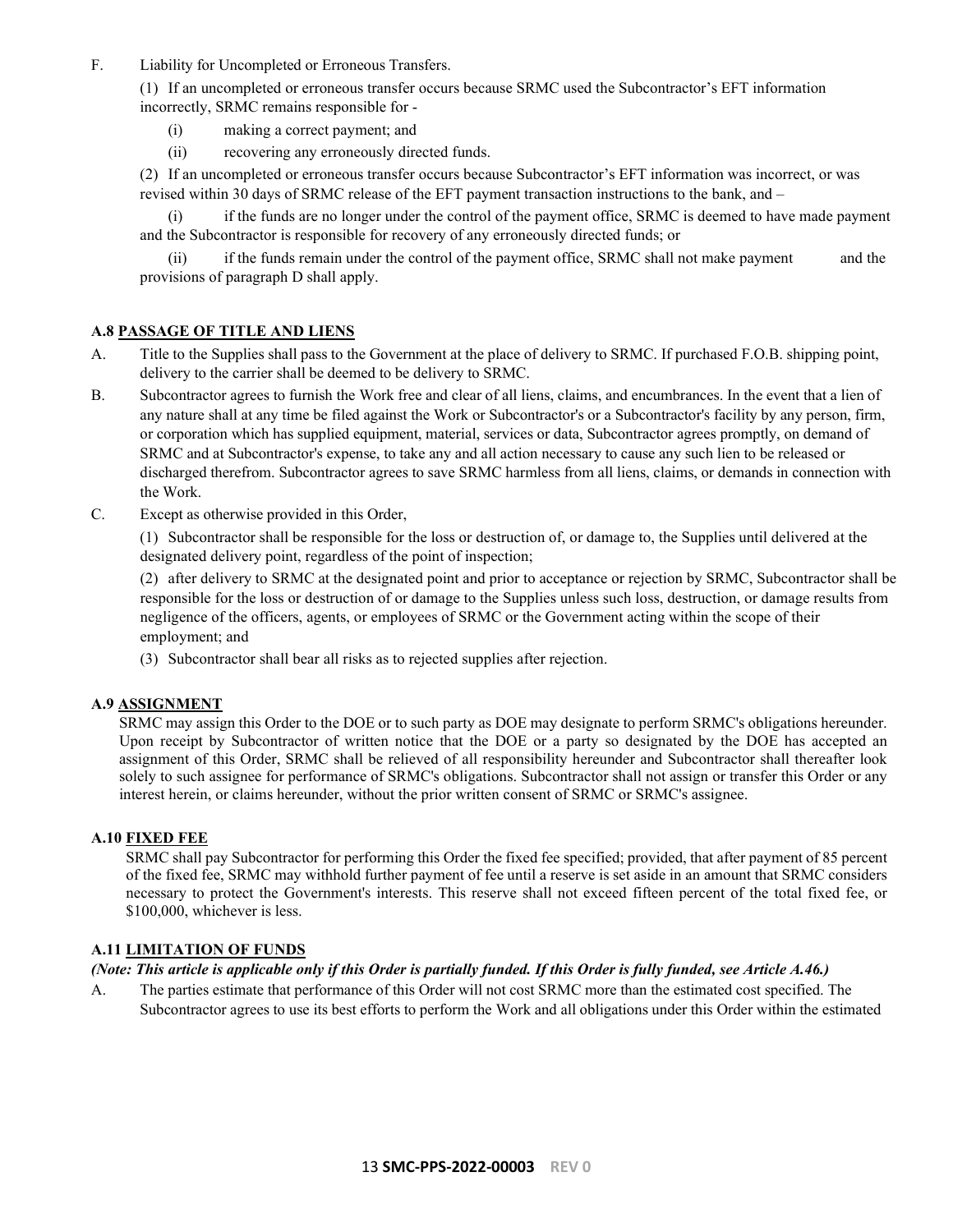F. Liability for Uncompleted or Erroneous Transfers.

(1) If an uncompleted or erroneous transfer occurs because SRMC used the Subcontractor's EFT information incorrectly, SRMC remains responsible for -

(i) making a correct payment; and

(ii) recovering any erroneously directed funds.

(2) If an uncompleted or erroneous transfer occurs because Subcontractor's EFT information was incorrect, or was revised within 30 days of SRMC release of the EFT payment transaction instructions to the bank, and –

(i) if the funds are no longer under the control of the payment office, SRMC is deemed to have made payment and the Subcontractor is responsible for recovery of any erroneously directed funds; or

(ii) if the funds remain under the control of the payment office, SRMC shall not make payment and the provisions of paragraph D shall apply.

### A.8 PASSAGE OF TITLE AND LIENS

A. Title to the Supplies shall pass to the Government at the place of delivery to SRMC. If purchased F.O.B. shipping point, delivery to the carrier shall be deemed to be delivery to SRMC.

B. Subcontractor agrees to furnish the Work free and clear of all liens, claims, and encumbrances. In the event that a lien of any nature shall at any time be filed against the Work or Subcontractor's or a Subcontractor's facility by any person, firm, or corporation which has supplied equipment, material, services or data, Subcontractor agrees promptly, on demand of SRMC and at Subcontractor's expense, to take any and all action necessary to cause any such lien to be released or discharged therefrom. Subcontractor agrees to save SRMC harmless from all liens, claims, or demands in connection with the Work.

C. Except as otherwise provided in this Order,

(1) Subcontractor shall be responsible for the loss or destruction of, or damage to, the Supplies until delivered at the designated delivery point, regardless of the point of inspection;

(2) after delivery to SRMC at the designated point and prior to acceptance or rejection by SRMC, Subcontractor shall be responsible for the loss or destruction of or damage to the Supplies unless such loss, destruction, or damage results from negligence of the officers, agents, or employees of SRMC or the Government acting within the scope of their employment; and

(3) Subcontractor shall bear all risks as to rejected supplies after rejection.

### A.9 ASSIGNMENT

SRMC may assign this Order to the DOE or to such party as DOE may designate to perform SRMC's obligations hereunder. Upon receipt by Subcontractor of written notice that the DOE or a party so designated by the DOE has accepted an assignment of this Order, SRMC shall be relieved of all responsibility hereunder and Subcontractor shall thereafter look solely to such assignee for performance of SRMC's obligations. Subcontractor shall not assign or transfer this Order or any interest herein, or claims hereunder, without the prior written consent of SRMC or SRMC's assignee.

### A.10 FIXED FEE

SRMC shall pay Subcontractor for performing this Order the fixed fee specified; provided, that after payment of 85 percent of the fixed fee, SRMC may withhold further payment of fee until a reserve is set aside in an amount that SRMC considers necessary to protect the Government's interests. This reserve shall not exceed fifteen percent of the total fixed fee, or $100,000, whichever is less.

### A.11 LIMITATION OF FUNDS

***(Note: This article is applicable only if this Order is partially funded. If this Order is fully funded, see Article A.46.)***

A. The parties estimate that performance of this Order will not cost SRMC more than the estimated cost specified. The Subcontractor agrees to use its best efforts to perform the Work and all obligations under this Order within the estimated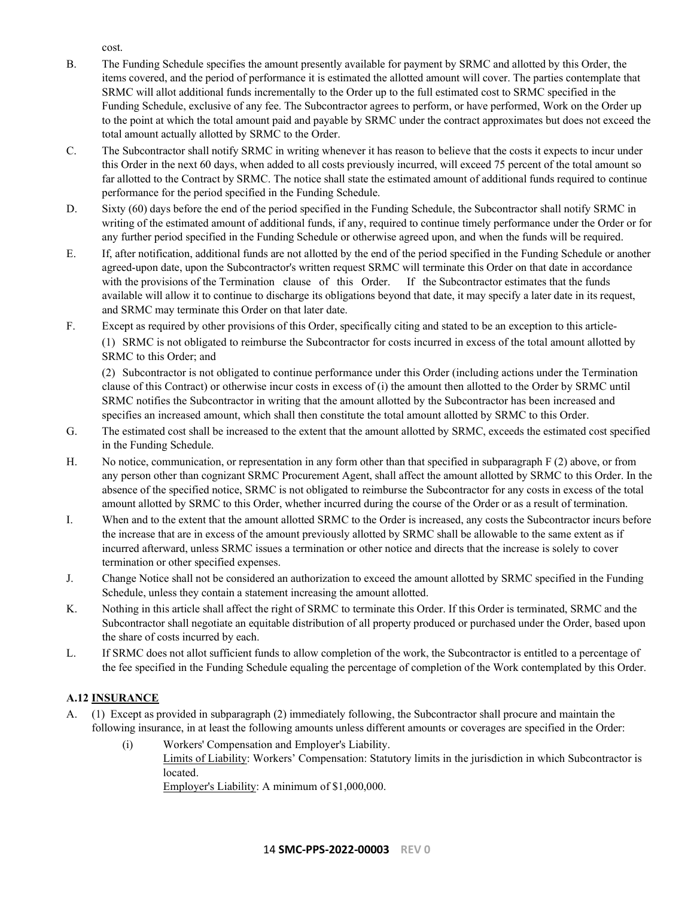cost.

B. The Funding Schedule specifies the amount presently available for payment by SRMC and allotted by this Order, the items covered, and the period of performance it is estimated the allotted amount will cover. The parties contemplate that SRMC will allot additional funds incrementally to the Order up to the full estimated cost to SRMC specified in the Funding Schedule, exclusive of any fee. The Subcontractor agrees to perform, or have performed, Work on the Order up to the point at which the total amount paid and payable by SRMC under the contract approximates but does not exceed the total amount actually allotted by SRMC to the Order.

C. The Subcontractor shall notify SRMC in writing whenever it has reason to believe that the costs it expects to incur under this Order in the next 60 days, when added to all costs previously incurred, will exceed 75 percent of the total amount so far allotted to the Contract by SRMC. The notice shall state the estimated amount of additional funds required to continue performance for the period specified in the Funding Schedule.

D. Sixty (60) days before the end of the period specified in the Funding Schedule, the Subcontractor shall notify SRMC in writing of the estimated amount of additional funds, if any, required to continue timely performance under the Order or for any further period specified in the Funding Schedule or otherwise agreed upon, and when the funds will be required.

E. If, after notification, additional funds are not allotted by the end of the period specified in the Funding Schedule or another agreed-upon date, upon the Subcontractor's written request SRMC will terminate this Order on that date in accordance with the provisions of the Termination clause of this Order. If the Subcontractor estimates that the funds available will allow it to continue to discharge its obligations beyond that date, it may specify a later date in its request, and SRMC may terminate this Order on that later date.

F. Except as required by other provisions of this Order, specifically citing and stated to be an exception to this article-

(1) SRMC is not obligated to reimburse the Subcontractor for costs incurred in excess of the total amount allotted by SRMC to this Order; and

(2) Subcontractor is not obligated to continue performance under this Order (including actions under the Termination clause of this Contract) or otherwise incur costs in excess of (i) the amount then allotted to the Order by SRMC until SRMC notifies the Subcontractor in writing that the amount allotted by the Subcontractor has been increased and specifies an increased amount, which shall then constitute the total amount allotted by SRMC to this Order.

G. The estimated cost shall be increased to the extent that the amount allotted by SRMC, exceeds the estimated cost specified in the Funding Schedule.

H. No notice, communication, or representation in any form other than that specified in subparagraph F (2) above, or from any person other than cognizant SRMC Procurement Agent, shall affect the amount allotted by SRMC to this Order. In the absence of the specified notice, SRMC is not obligated to reimburse the Subcontractor for any costs in excess of the total amount allotted by SRMC to this Order, whether incurred during the course of the Order or as a result of termination.

I. When and to the extent that the amount allotted SRMC to the Order is increased, any costs the Subcontractor incurs before the increase that are in excess of the amount previously allotted by SRMC shall be allowable to the same extent as if incurred afterward, unless SRMC issues a termination or other notice and directs that the increase is solely to cover termination or other specified expenses.

J. Change Notice shall not be considered an authorization to exceed the amount allotted by SRMC specified in the Funding Schedule, unless they contain a statement increasing the amount allotted.

K. Nothing in this article shall affect the right of SRMC to terminate this Order. If this Order is terminated, SRMC and the Subcontractor shall negotiate an equitable distribution of all property produced or purchased under the Order, based upon the share of costs incurred by each.

L. If SRMC does not allot sufficient funds to allow completion of the work, the Subcontractor is entitled to a percentage of the fee specified in the Funding Schedule equaling the percentage of completion of the Work contemplated by this Order.

### A.12 INSURANCE

A. (1) Except as provided in subparagraph (2) immediately following, the Subcontractor shall procure and maintain the following insurance, in at least the following amounts unless different amounts or coverages are specified in the Order:

(i) Workers' Compensation and Employer's Liability.
Limits of Liability: Workers' Compensation: Statutory limits in the jurisdiction in which Subcontractor is located.
Employer's Liability: A minimum of $1,000,000.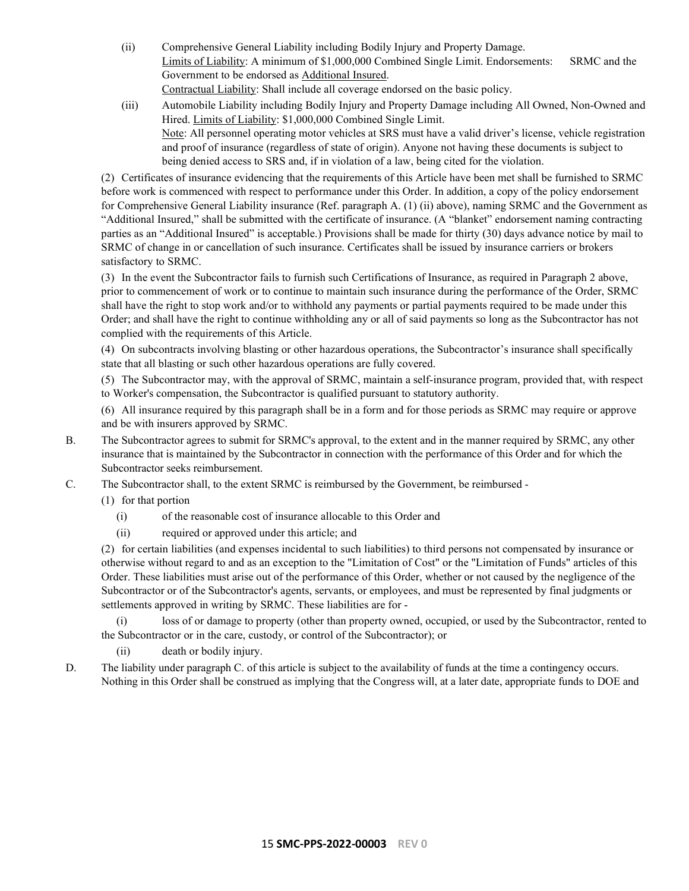(ii) Comprehensive General Liability including Bodily Injury and Property Damage.
Limits of Liability: A minimum of $1,000,000 Combined Single Limit. Endorsements: SRMC and the Government to be endorsed as Additional Insured.
Contractual Liability: Shall include all coverage endorsed on the basic policy.

(iii) Automobile Liability including Bodily Injury and Property Damage including All Owned, Non-Owned and Hired. Limits of Liability: $1,000,000 Combined Single Limit.
Note: All personnel operating motor vehicles at SRS must have a valid driver's license, vehicle registration and proof of insurance (regardless of state of origin). Anyone not having these documents is subject to being denied access to SRS and, if in violation of a law, being cited for the violation.

(2) Certificates of insurance evidencing that the requirements of this Article have been met shall be furnished to SRMC before work is commenced with respect to performance under this Order. In addition, a copy of the policy endorsement for Comprehensive General Liability insurance (Ref. paragraph A. (1) (ii) above), naming SRMC and the Government as "Additional Insured," shall be submitted with the certificate of insurance. (A "blanket" endorsement naming contracting parties as an "Additional Insured" is acceptable.) Provisions shall be made for thirty (30) days advance notice by mail to SRMC of change in or cancellation of such insurance. Certificates shall be issued by insurance carriers or brokers satisfactory to SRMC.

(3) In the event the Subcontractor fails to furnish such Certifications of Insurance, as required in Paragraph 2 above, prior to commencement of work or to continue to maintain such insurance during the performance of the Order, SRMC shall have the right to stop work and/or to withhold any payments or partial payments required to be made under this Order; and shall have the right to continue withholding any or all of said payments so long as the Subcontractor has not complied with the requirements of this Article.

(4) On subcontracts involving blasting or other hazardous operations, the Subcontractor's insurance shall specifically state that all blasting or such other hazardous operations are fully covered.

(5) The Subcontractor may, with the approval of SRMC, maintain a self-insurance program, provided that, with respect to Worker's compensation, the Subcontractor is qualified pursuant to statutory authority.

(6) All insurance required by this paragraph shall be in a form and for those periods as SRMC may require or approve and be with insurers approved by SRMC.

B. The Subcontractor agrees to submit for SRMC's approval, to the extent and in the manner required by SRMC, any other insurance that is maintained by the Subcontractor in connection with the performance of this Order and for which the Subcontractor seeks reimbursement.

C. The Subcontractor shall, to the extent SRMC is reimbursed by the Government, be reimbursed -

(1) for that portion

(i) of the reasonable cost of insurance allocable to this Order and

(ii) required or approved under this article; and

(2) for certain liabilities (and expenses incidental to such liabilities) to third persons not compensated by insurance or otherwise without regard to and as an exception to the "Limitation of Cost" or the "Limitation of Funds" articles of this Order. These liabilities must arise out of the performance of this Order, whether or not caused by the negligence of the Subcontractor or of the Subcontractor's agents, servants, or employees, and must be represented by final judgments or settlements approved in writing by SRMC. These liabilities are for -

(i) loss of or damage to property (other than property owned, occupied, or used by the Subcontractor, rented to the Subcontractor or in the care, custody, or control of the Subcontractor); or

(ii) death or bodily injury.

D. The liability under paragraph C. of this article is subject to the availability of funds at the time a contingency occurs. Nothing in this Order shall be construed as implying that the Congress will, at a later date, appropriate funds to DOE and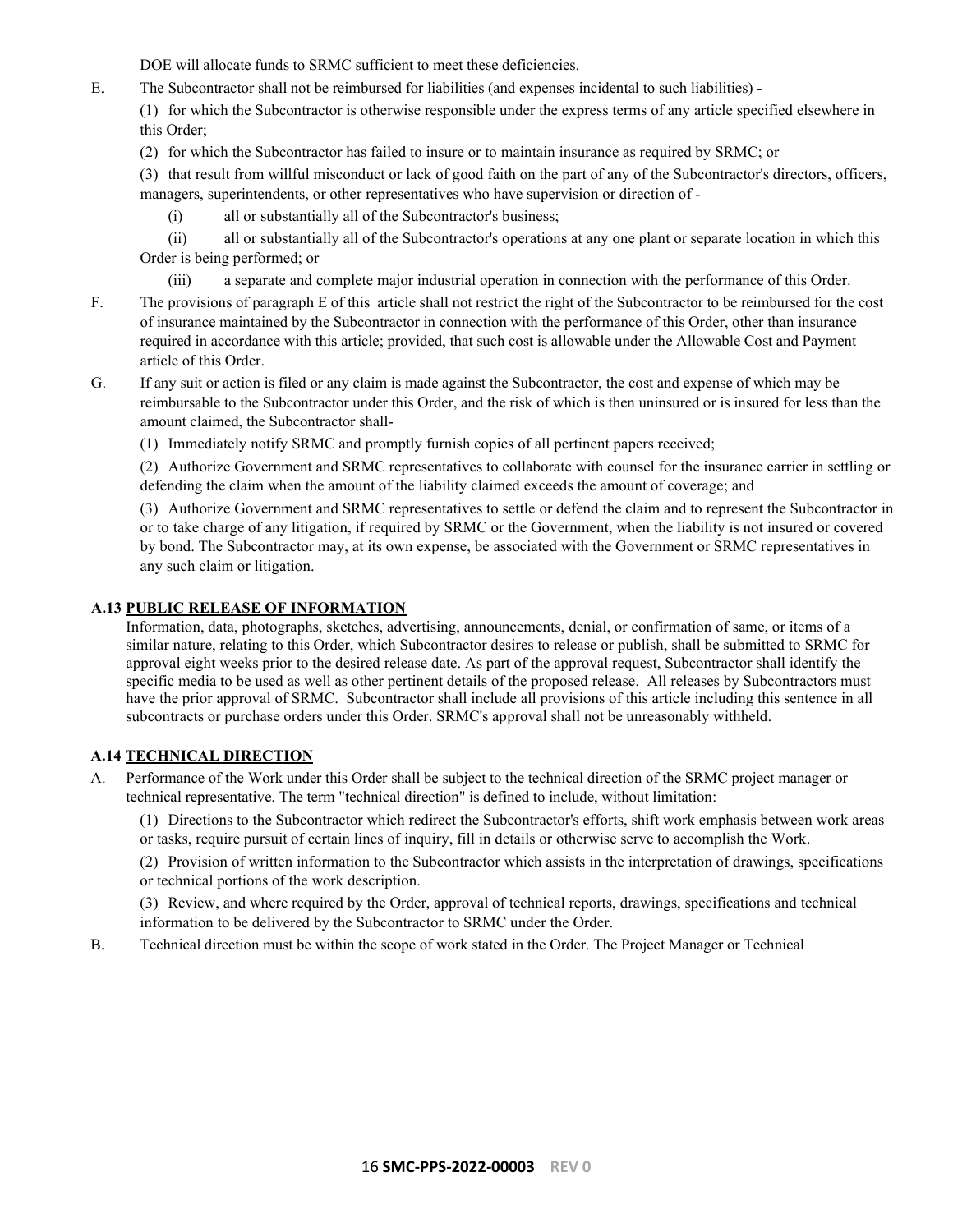DOE will allocate funds to SRMC sufficient to meet these deficiencies.

E. The Subcontractor shall not be reimbursed for liabilities (and expenses incidental to such liabilities) -

(1) for which the Subcontractor is otherwise responsible under the express terms of any article specified elsewhere in this Order;

(2) for which the Subcontractor has failed to insure or to maintain insurance as required by SRMC; or

(3) that result from willful misconduct or lack of good faith on the part of any of the Subcontractor's directors, officers, managers, superintendents, or other representatives who have supervision or direction of -

(i) all or substantially all of the Subcontractor's business;

(ii) all or substantially all of the Subcontractor's operations at any one plant or separate location in which this Order is being performed; or

(iii) a separate and complete major industrial operation in connection with the performance of this Order.

F. The provisions of paragraph E of this article shall not restrict the right of the Subcontractor to be reimbursed for the cost of insurance maintained by the Subcontractor in connection with the performance of this Order, other than insurance required in accordance with this article; provided, that such cost is allowable under the Allowable Cost and Payment article of this Order.

G. If any suit or action is filed or any claim is made against the Subcontractor, the cost and expense of which may be reimbursable to the Subcontractor under this Order, and the risk of which is then uninsured or is insured for less than the amount claimed, the Subcontractor shall-

(1) Immediately notify SRMC and promptly furnish copies of all pertinent papers received;

(2) Authorize Government and SRMC representatives to collaborate with counsel for the insurance carrier in settling or defending the claim when the amount of the liability claimed exceeds the amount of coverage; and

(3) Authorize Government and SRMC representatives to settle or defend the claim and to represent the Subcontractor in or to take charge of any litigation, if required by SRMC or the Government, when the liability is not insured or covered by bond. The Subcontractor may, at its own expense, be associated with the Government or SRMC representatives in any such claim or litigation.

## A.13 PUBLIC RELEASE OF INFORMATION

Information, data, photographs, sketches, advertising, announcements, denial, or confirmation of same, or items of a similar nature, relating to this Order, which Subcontractor desires to release or publish, shall be submitted to SRMC for approval eight weeks prior to the desired release date. As part of the approval request, Subcontractor shall identify the specific media to be used as well as other pertinent details of the proposed release. All releases by Subcontractors must have the prior approval of SRMC. Subcontractor shall include all provisions of this article including this sentence in all subcontracts or purchase orders under this Order. SRMC's approval shall not be unreasonably withheld.

## A.14 TECHNICAL DIRECTION

A. Performance of the Work under this Order shall be subject to the technical direction of the SRMC project manager or technical representative. The term "technical direction" is defined to include, without limitation:

(1) Directions to the Subcontractor which redirect the Subcontractor's efforts, shift work emphasis between work areas or tasks, require pursuit of certain lines of inquiry, fill in details or otherwise serve to accomplish the Work.

(2) Provision of written information to the Subcontractor which assists in the interpretation of drawings, specifications or technical portions of the work description.

(3) Review, and where required by the Order, approval of technical reports, drawings, specifications and technical information to be delivered by the Subcontractor to SRMC under the Order.

B. Technical direction must be within the scope of work stated in the Order. The Project Manager or Technical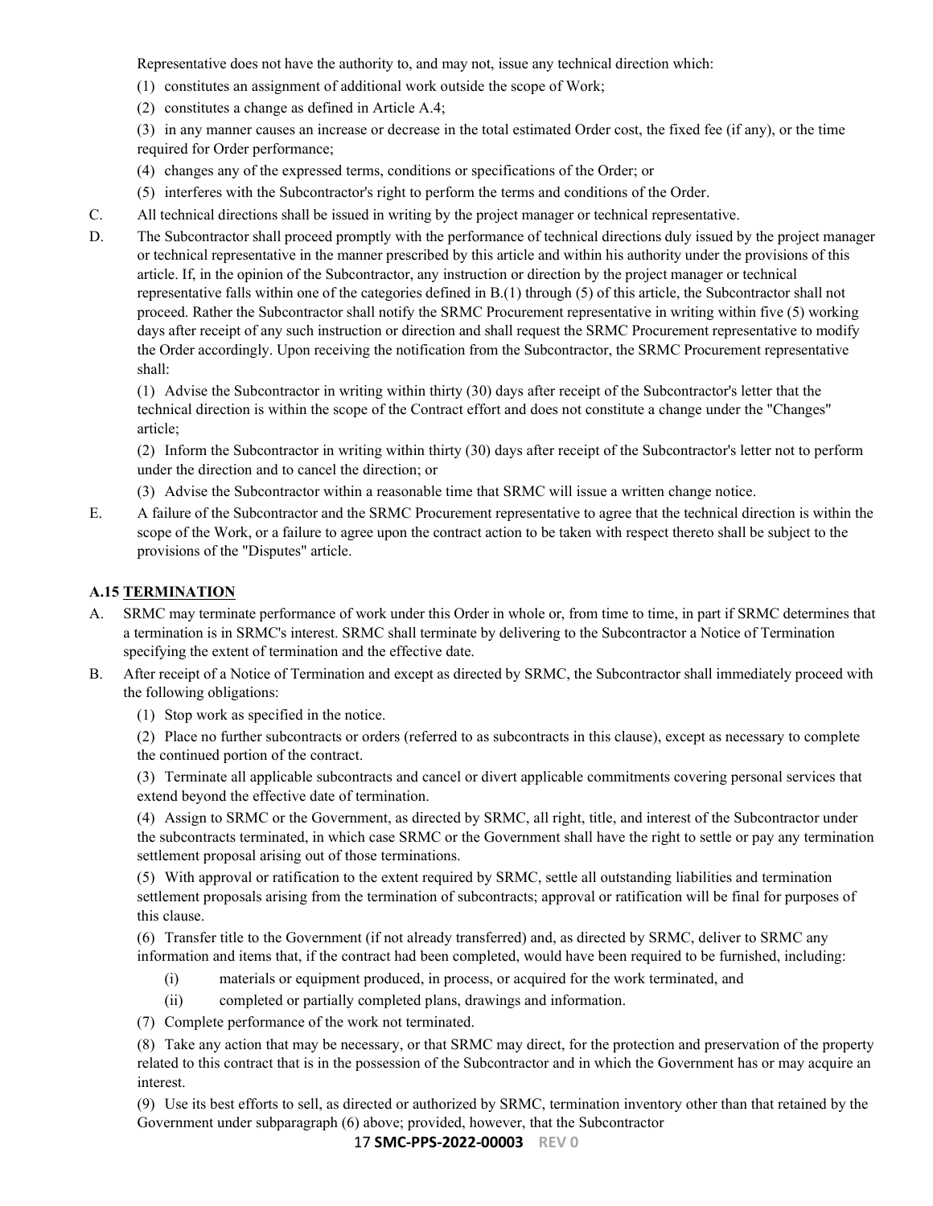Representative does not have the authority to, and may not, issue any technical direction which:

(1) constitutes an assignment of additional work outside the scope of Work;

(2) constitutes a change as defined in Article A.4;

(3) in any manner causes an increase or decrease in the total estimated Order cost, the fixed fee (if any), or the time required for Order performance;

(4) changes any of the expressed terms, conditions or specifications of the Order; or

(5) interferes with the Subcontractor's right to perform the terms and conditions of the Order.

C. All technical directions shall be issued in writing by the project manager or technical representative.

D. The Subcontractor shall proceed promptly with the performance of technical directions duly issued by the project manager or technical representative in the manner prescribed by this article and within his authority under the provisions of this article. If, in the opinion of the Subcontractor, any instruction or direction by the project manager or technical representative falls within one of the categories defined in B.(1) through (5) of this article, the Subcontractor shall not proceed. Rather the Subcontractor shall notify the SRMC Procurement representative in writing within five (5) working days after receipt of any such instruction or direction and shall request the SRMC Procurement representative to modify the Order accordingly. Upon receiving the notification from the Subcontractor, the SRMC Procurement representative shall:

(1) Advise the Subcontractor in writing within thirty (30) days after receipt of the Subcontractor's letter that the technical direction is within the scope of the Contract effort and does not constitute a change under the "Changes" article;

(2) Inform the Subcontractor in writing within thirty (30) days after receipt of the Subcontractor's letter not to perform under the direction and to cancel the direction; or

(3) Advise the Subcontractor within a reasonable time that SRMC will issue a written change notice.

E. A failure of the Subcontractor and the SRMC Procurement representative to agree that the technical direction is within the scope of the Work, or a failure to agree upon the contract action to be taken with respect thereto shall be subject to the provisions of the "Disputes" article.

### A.15 TERMINATION

A. SRMC may terminate performance of work under this Order in whole or, from time to time, in part if SRMC determines that a termination is in SRMC's interest. SRMC shall terminate by delivering to the Subcontractor a Notice of Termination specifying the extent of termination and the effective date.

B. After receipt of a Notice of Termination and except as directed by SRMC, the Subcontractor shall immediately proceed with the following obligations:

(1) Stop work as specified in the notice.

(2) Place no further subcontracts or orders (referred to as subcontracts in this clause), except as necessary to complete the continued portion of the contract.

(3) Terminate all applicable subcontracts and cancel or divert applicable commitments covering personal services that extend beyond the effective date of termination.

(4) Assign to SRMC or the Government, as directed by SRMC, all right, title, and interest of the Subcontractor under the subcontracts terminated, in which case SRMC or the Government shall have the right to settle or pay any termination settlement proposal arising out of those terminations.

(5) With approval or ratification to the extent required by SRMC, settle all outstanding liabilities and termination settlement proposals arising from the termination of subcontracts; approval or ratification will be final for purposes of this clause.

(6) Transfer title to the Government (if not already transferred) and, as directed by SRMC, deliver to SRMC any information and items that, if the contract had been completed, would have been required to be furnished, including:

(i) materials or equipment produced, in process, or acquired for the work terminated, and

(ii) completed or partially completed plans, drawings and information.

(7) Complete performance of the work not terminated.

(8) Take any action that may be necessary, or that SRMC may direct, for the protection and preservation of the property related to this contract that is in the possession of the Subcontractor and in which the Government has or may acquire an interest.

(9) Use its best efforts to sell, as directed or authorized by SRMC, termination inventory other than that retained by the Government under subparagraph (6) above; provided, however, that the Subcontractor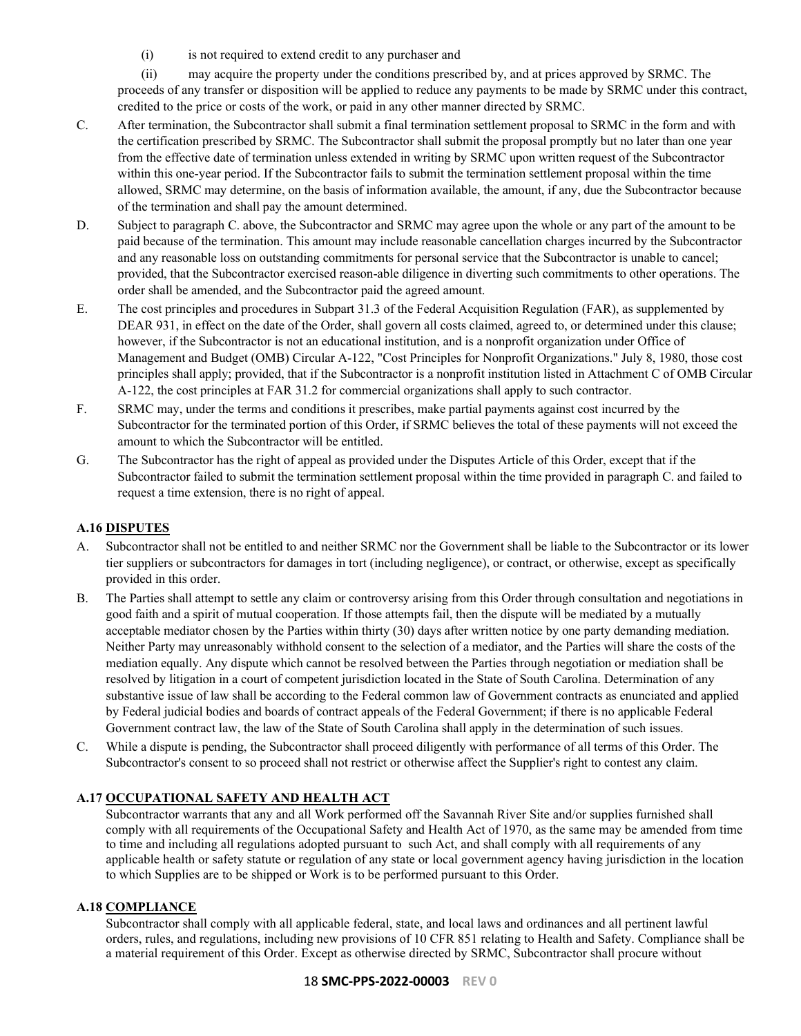(i) is not required to extend credit to any purchaser and

(ii) may acquire the property under the conditions prescribed by, and at prices approved by SRMC. The proceeds of any transfer or disposition will be applied to reduce any payments to be made by SRMC under this contract, credited to the price or costs of the work, or paid in any other manner directed by SRMC.

C. After termination, the Subcontractor shall submit a final termination settlement proposal to SRMC in the form and with the certification prescribed by SRMC. The Subcontractor shall submit the proposal promptly but no later than one year from the effective date of termination unless extended in writing by SRMC upon written request of the Subcontractor within this one-year period. If the Subcontractor fails to submit the termination settlement proposal within the time allowed, SRMC may determine, on the basis of information available, the amount, if any, due the Subcontractor because of the termination and shall pay the amount determined.

D. Subject to paragraph C. above, the Subcontractor and SRMC may agree upon the whole or any part of the amount to be paid because of the termination. This amount may include reasonable cancellation charges incurred by the Subcontractor and any reasonable loss on outstanding commitments for personal service that the Subcontractor is unable to cancel; provided, that the Subcontractor exercised reason-able diligence in diverting such commitments to other operations. The order shall be amended, and the Subcontractor paid the agreed amount.

E. The cost principles and procedures in Subpart 31.3 of the Federal Acquisition Regulation (FAR), as supplemented by DEAR 931, in effect on the date of the Order, shall govern all costs claimed, agreed to, or determined under this clause; however, if the Subcontractor is not an educational institution, and is a nonprofit organization under Office of Management and Budget (OMB) Circular A-122, "Cost Principles for Nonprofit Organizations." July 8, 1980, those cost principles shall apply; provided, that if the Subcontractor is a nonprofit institution listed in Attachment C of OMB Circular A-122, the cost principles at FAR 31.2 for commercial organizations shall apply to such contractor.

F. SRMC may, under the terms and conditions it prescribes, make partial payments against cost incurred by the Subcontractor for the terminated portion of this Order, if SRMC believes the total of these payments will not exceed the amount to which the Subcontractor will be entitled.

G. The Subcontractor has the right of appeal as provided under the Disputes Article of this Order, except that if the Subcontractor failed to submit the termination settlement proposal within the time provided in paragraph C. and failed to request a time extension, there is no right of appeal.

### A.16 DISPUTES

A. Subcontractor shall not be entitled to and neither SRMC nor the Government shall be liable to the Subcontractor or its lower tier suppliers or subcontractors for damages in tort (including negligence), or contract, or otherwise, except as specifically provided in this order.

B. The Parties shall attempt to settle any claim or controversy arising from this Order through consultation and negotiations in good faith and a spirit of mutual cooperation. If those attempts fail, then the dispute will be mediated by a mutually acceptable mediator chosen by the Parties within thirty (30) days after written notice by one party demanding mediation. Neither Party may unreasonably withhold consent to the selection of a mediator, and the Parties will share the costs of the mediation equally. Any dispute which cannot be resolved between the Parties through negotiation or mediation shall be resolved by litigation in a court of competent jurisdiction located in the State of South Carolina. Determination of any substantive issue of law shall be according to the Federal common law of Government contracts as enunciated and applied by Federal judicial bodies and boards of contract appeals of the Federal Government; if there is no applicable Federal Government contract law, the law of the State of South Carolina shall apply in the determination of such issues.

C. While a dispute is pending, the Subcontractor shall proceed diligently with performance of all terms of this Order. The Subcontractor's consent to so proceed shall not restrict or otherwise affect the Supplier's right to contest any claim.

### A.17 OCCUPATIONAL SAFETY AND HEALTH ACT

Subcontractor warrants that any and all Work performed off the Savannah River Site and/or supplies furnished shall comply with all requirements of the Occupational Safety and Health Act of 1970, as the same may be amended from time to time and including all regulations adopted pursuant to such Act, and shall comply with all requirements of any applicable health or safety statute or regulation of any state or local government agency having jurisdiction in the location to which Supplies are to be shipped or Work is to be performed pursuant to this Order.

### A.18 COMPLIANCE

Subcontractor shall comply with all applicable federal, state, and local laws and ordinances and all pertinent lawful orders, rules, and regulations, including new provisions of 10 CFR 851 relating to Health and Safety. Compliance shall be a material requirement of this Order. Except as otherwise directed by SRMC, Subcontractor shall procure without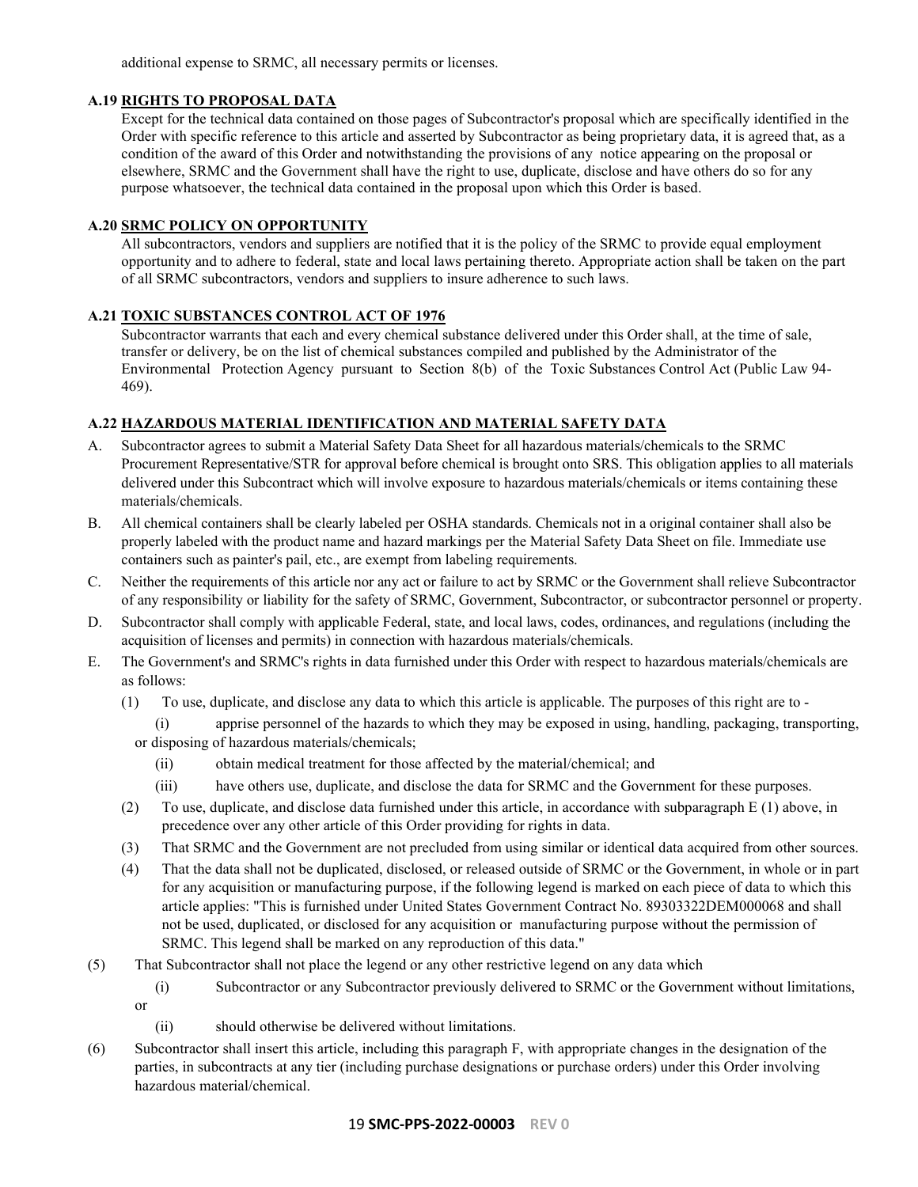additional expense to SRMC, all necessary permits or licenses.

**A.19 RIGHTS TO PROPOSAL DATA**

Except for the technical data contained on those pages of Subcontractor's proposal which are specifically identified in the Order with specific reference to this article and asserted by Subcontractor as being proprietary data, it is agreed that, as a condition of the award of this Order and notwithstanding the provisions of any notice appearing on the proposal or elsewhere, SRMC and the Government shall have the right to use, duplicate, disclose and have others do so for any purpose whatsoever, the technical data contained in the proposal upon which this Order is based.

**A.20 SRMC POLICY ON OPPORTUNITY**

All subcontractors, vendors and suppliers are notified that it is the policy of the SRMC to provide equal employment opportunity and to adhere to federal, state and local laws pertaining thereto. Appropriate action shall be taken on the part of all SRMC subcontractors, vendors and suppliers to insure adherence to such laws.

**A.21 TOXIC SUBSTANCES CONTROL ACT OF 1976**

Subcontractor warrants that each and every chemical substance delivered under this Order shall, at the time of sale, transfer or delivery, be on the list of chemical substances compiled and published by the Administrator of the Environmental Protection Agency pursuant to Section 8(b) of the Toxic Substances Control Act (Public Law 94-469).

**A.22 HAZARDOUS MATERIAL IDENTIFICATION AND MATERIAL SAFETY DATA**

A. Subcontractor agrees to submit a Material Safety Data Sheet for all hazardous materials/chemicals to the SRMC Procurement Representative/STR for approval before chemical is brought onto SRS. This obligation applies to all materials delivered under this Subcontract which will involve exposure to hazardous materials/chemicals or items containing these materials/chemicals.

B. All chemical containers shall be clearly labeled per OSHA standards. Chemicals not in a original container shall also be properly labeled with the product name and hazard markings per the Material Safety Data Sheet on file. Immediate use containers such as painter's pail, etc., are exempt from labeling requirements.

C. Neither the requirements of this article nor any act or failure to act by SRMC or the Government shall relieve Subcontractor of any responsibility or liability for the safety of SRMC, Government, Subcontractor, or subcontractor personnel or property.

D. Subcontractor shall comply with applicable Federal, state, and local laws, codes, ordinances, and regulations (including the acquisition of licenses and permits) in connection with hazardous materials/chemicals.

E. The Government's and SRMC's rights in data furnished under this Order with respect to hazardous materials/chemicals are as follows:

(1) To use, duplicate, and disclose any data to which this article is applicable. The purposes of this right are to -

(i) apprise personnel of the hazards to which they may be exposed in using, handling, packaging, transporting, or disposing of hazardous materials/chemicals;

(ii) obtain medical treatment for those affected by the material/chemical; and

(iii) have others use, duplicate, and disclose the data for SRMC and the Government for these purposes.

(2) To use, duplicate, and disclose data furnished under this article, in accordance with subparagraph E (1) above, in precedence over any other article of this Order providing for rights in data.

(3) That SRMC and the Government are not precluded from using similar or identical data acquired from other sources.

(4) That the data shall not be duplicated, disclosed, or released outside of SRMC or the Government, in whole or in part for any acquisition or manufacturing purpose, if the following legend is marked on each piece of data to which this article applies: "This is furnished under United States Government Contract No. 89303322DEM000068 and shall not be used, duplicated, or disclosed for any acquisition or manufacturing purpose without the permission of SRMC. This legend shall be marked on any reproduction of this data."

(5) That Subcontractor shall not place the legend or any other restrictive legend on any data which

(i) Subcontractor or any Subcontractor previously delivered to SRMC or the Government without limitations, or

(ii) should otherwise be delivered without limitations.

(6) Subcontractor shall insert this article, including this paragraph F, with appropriate changes in the designation of the parties, in subcontracts at any tier (including purchase designations or purchase orders) under this Order involving hazardous material/chemical.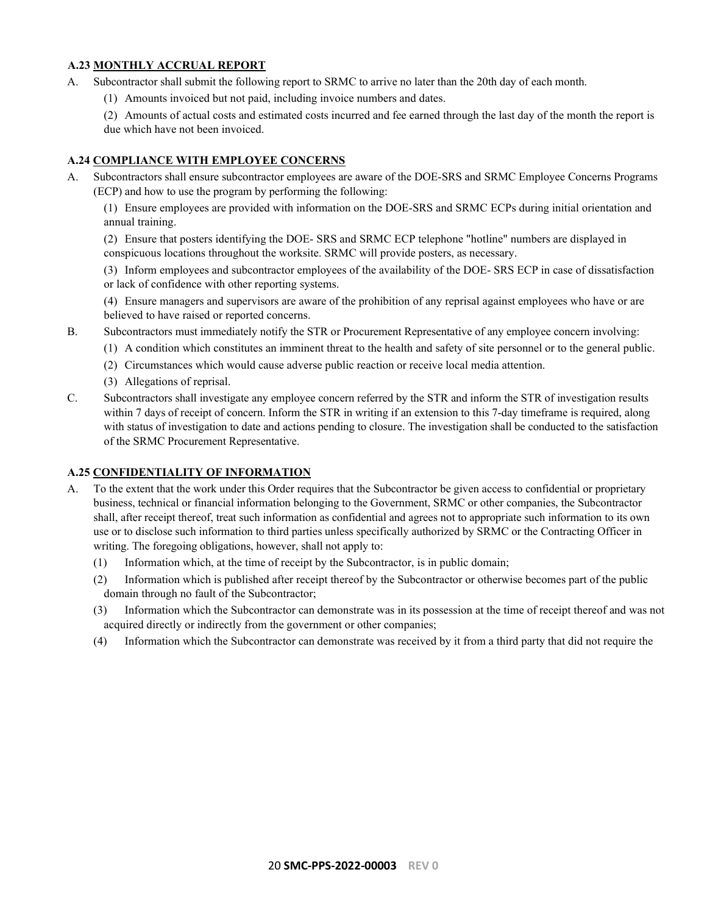### A.23 MONTHLY ACCRUAL REPORT

A. Subcontractor shall submit the following report to SRMC to arrive no later than the 20th day of each month.

(1) Amounts invoiced but not paid, including invoice numbers and dates.

(2) Amounts of actual costs and estimated costs incurred and fee earned through the last day of the month the report is due which have not been invoiced.

### A.24 COMPLIANCE WITH EMPLOYEE CONCERNS

A. Subcontractors shall ensure subcontractor employees are aware of the DOE-SRS and SRMC Employee Concerns Programs (ECP) and how to use the program by performing the following:

(1) Ensure employees are provided with information on the DOE-SRS and SRMC ECPs during initial orientation and annual training.

(2) Ensure that posters identifying the DOE- SRS and SRMC ECP telephone "hotline" numbers are displayed in conspicuous locations throughout the worksite. SRMC will provide posters, as necessary.

(3) Inform employees and subcontractor employees of the availability of the DOE- SRS ECP in case of dissatisfaction or lack of confidence with other reporting systems.

(4) Ensure managers and supervisors are aware of the prohibition of any reprisal against employees who have or are believed to have raised or reported concerns.

B. Subcontractors must immediately notify the STR or Procurement Representative of any employee concern involving:

(1) A condition which constitutes an imminent threat to the health and safety of site personnel or to the general public.

(2) Circumstances which would cause adverse public reaction or receive local media attention.

(3) Allegations of reprisal.

C. Subcontractors shall investigate any employee concern referred by the STR and inform the STR of investigation results within 7 days of receipt of concern. Inform the STR in writing if an extension to this 7-day timeframe is required, along with status of investigation to date and actions pending to closure. The investigation shall be conducted to the satisfaction of the SRMC Procurement Representative.

### A.25 CONFIDENTIALITY OF INFORMATION

A. To the extent that the work under this Order requires that the Subcontractor be given access to confidential or proprietary business, technical or financial information belonging to the Government, SRMC or other companies, the Subcontractor shall, after receipt thereof, treat such information as confidential and agrees not to appropriate such information to its own use or to disclose such information to third parties unless specifically authorized by SRMC or the Contracting Officer in writing. The foregoing obligations, however, shall not apply to:

(1) Information which, at the time of receipt by the Subcontractor, is in public domain;

(2) Information which is published after receipt thereof by the Subcontractor or otherwise becomes part of the public domain through no fault of the Subcontractor;

(3) Information which the Subcontractor can demonstrate was in its possession at the time of receipt thereof and was not acquired directly or indirectly from the government or other companies;

(4) Information which the Subcontractor can demonstrate was received by it from a third party that did not require the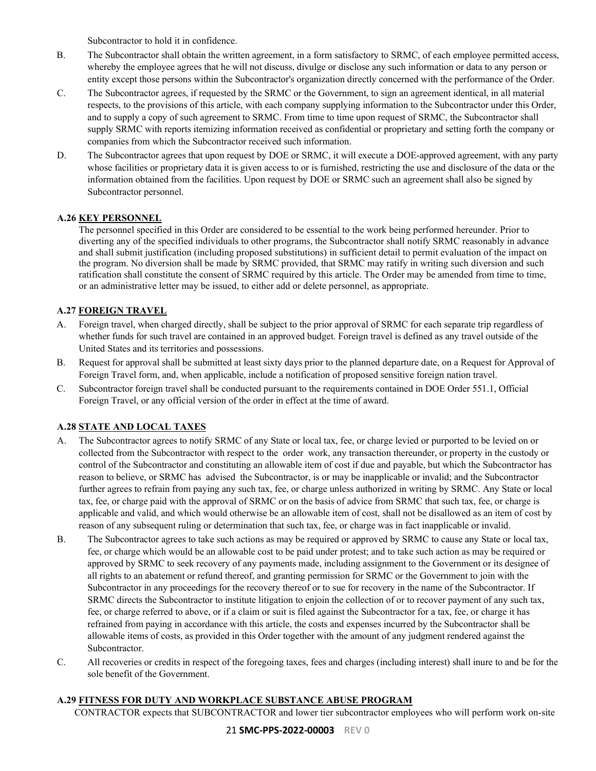Subcontractor to hold it in confidence.

B. The Subcontractor shall obtain the written agreement, in a form satisfactory to SRMC, of each employee permitted access, whereby the employee agrees that he will not discuss, divulge or disclose any such information or data to any person or entity except those persons within the Subcontractor's organization directly concerned with the performance of the Order.

C. The Subcontractor agrees, if requested by the SRMC or the Government, to sign an agreement identical, in all material respects, to the provisions of this article, with each company supplying information to the Subcontractor under this Order, and to supply a copy of such agreement to SRMC. From time to time upon request of SRMC, the Subcontractor shall supply SRMC with reports itemizing information received as confidential or proprietary and setting forth the company or companies from which the Subcontractor received such information.

D. The Subcontractor agrees that upon request by DOE or SRMC, it will execute a DOE-approved agreement, with any party whose facilities or proprietary data it is given access to or is furnished, restricting the use and disclosure of the data or the information obtained from the facilities. Upon request by DOE or SRMC such an agreement shall also be signed by Subcontractor personnel.

### A.26 KEY PERSONNEL

The personnel specified in this Order are considered to be essential to the work being performed hereunder. Prior to diverting any of the specified individuals to other programs, the Subcontractor shall notify SRMC reasonably in advance and shall submit justification (including proposed substitutions) in sufficient detail to permit evaluation of the impact on the program. No diversion shall be made by SRMC provided, that SRMC may ratify in writing such diversion and such ratification shall constitute the consent of SRMC required by this article. The Order may be amended from time to time, or an administrative letter may be issued, to either add or delete personnel, as appropriate.

### A.27 FOREIGN TRAVEL

A. Foreign travel, when charged directly, shall be subject to the prior approval of SRMC for each separate trip regardless of whether funds for such travel are contained in an approved budget. Foreign travel is defined as any travel outside of the United States and its territories and possessions.

B. Request for approval shall be submitted at least sixty days prior to the planned departure date, on a Request for Approval of Foreign Travel form, and, when applicable, include a notification of proposed sensitive foreign nation travel.

C. Subcontractor foreign travel shall be conducted pursuant to the requirements contained in DOE Order 551.1, Official Foreign Travel, or any official version of the order in effect at the time of award.

### A.28 STATE AND LOCAL TAXES

A. The Subcontractor agrees to notify SRMC of any State or local tax, fee, or charge levied or purported to be levied on or collected from the Subcontractor with respect to the order work, any transaction thereunder, or property in the custody or control of the Subcontractor and constituting an allowable item of cost if due and payable, but which the Subcontractor has reason to believe, or SRMC has advised the Subcontractor, is or may be inapplicable or invalid; and the Subcontractor further agrees to refrain from paying any such tax, fee, or charge unless authorized in writing by SRMC. Any State or local tax, fee, or charge paid with the approval of SRMC or on the basis of advice from SRMC that such tax, fee, or charge is applicable and valid, and which would otherwise be an allowable item of cost, shall not be disallowed as an item of cost by reason of any subsequent ruling or determination that such tax, fee, or charge was in fact inapplicable or invalid.

B. The Subcontractor agrees to take such actions as may be required or approved by SRMC to cause any State or local tax, fee, or charge which would be an allowable cost to be paid under protest; and to take such action as may be required or approved by SRMC to seek recovery of any payments made, including assignment to the Government or its designee of all rights to an abatement or refund thereof, and granting permission for SRMC or the Government to join with the Subcontractor in any proceedings for the recovery thereof or to sue for recovery in the name of the Subcontractor. If SRMC directs the Subcontractor to institute litigation to enjoin the collection of or to recover payment of any such tax, fee, or charge referred to above, or if a claim or suit is filed against the Subcontractor for a tax, fee, or charge it has refrained from paying in accordance with this article, the costs and expenses incurred by the Subcontractor shall be allowable items of costs, as provided in this Order together with the amount of any judgment rendered against the Subcontractor.

C. All recoveries or credits in respect of the foregoing taxes, fees and charges (including interest) shall inure to and be for the sole benefit of the Government.

### A.29 FITNESS FOR DUTY AND WORKPLACE SUBSTANCE ABUSE PROGRAM

CONTRACTOR expects that SUBCONTRACTOR and lower tier subcontractor employees who will perform work on-site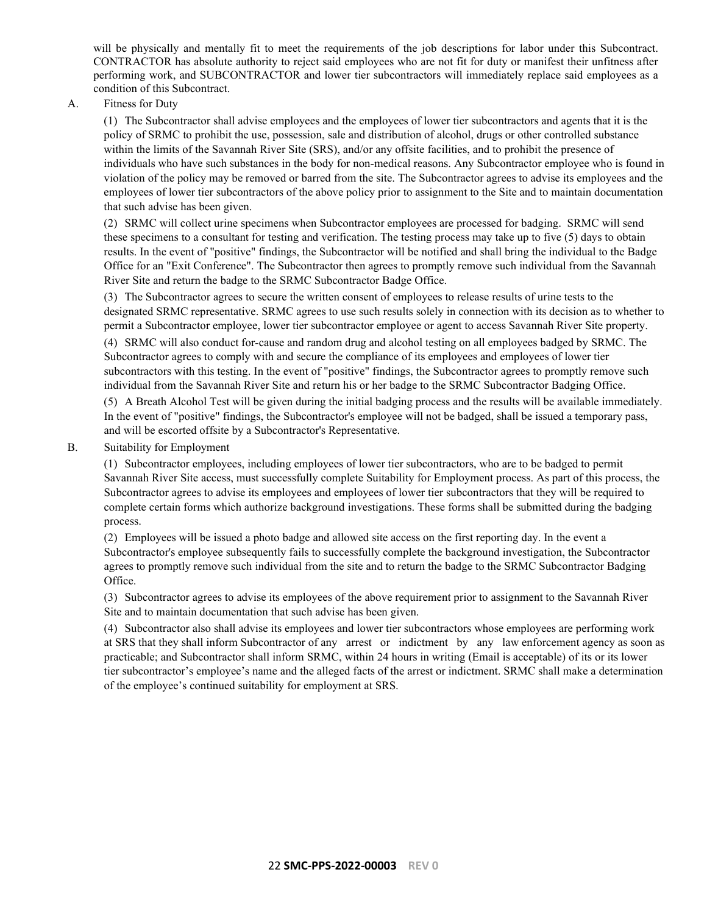will be physically and mentally fit to meet the requirements of the job descriptions for labor under this Subcontract. CONTRACTOR has absolute authority to reject said employees who are not fit for duty or manifest their unfitness after performing work, and SUBCONTRACTOR and lower tier subcontractors will immediately replace said employees as a condition of this Subcontract.

A. Fitness for Duty

(1) The Subcontractor shall advise employees and the employees of lower tier subcontractors and agents that it is the policy of SRMC to prohibit the use, possession, sale and distribution of alcohol, drugs or other controlled substance within the limits of the Savannah River Site (SRS), and/or any offsite facilities, and to prohibit the presence of individuals who have such substances in the body for non-medical reasons. Any Subcontractor employee who is found in violation of the policy may be removed or barred from the site. The Subcontractor agrees to advise its employees and the employees of lower tier subcontractors of the above policy prior to assignment to the Site and to maintain documentation that such advise has been given.

(2) SRMC will collect urine specimens when Subcontractor employees are processed for badging. SRMC will send these specimens to a consultant for testing and verification. The testing process may take up to five (5) days to obtain results. In the event of "positive" findings, the Subcontractor will be notified and shall bring the individual to the Badge Office for an "Exit Conference". The Subcontractor then agrees to promptly remove such individual from the Savannah River Site and return the badge to the SRMC Subcontractor Badge Office.

(3) The Subcontractor agrees to secure the written consent of employees to release results of urine tests to the designated SRMC representative. SRMC agrees to use such results solely in connection with its decision as to whether to permit a Subcontractor employee, lower tier subcontractor employee or agent to access Savannah River Site property.

(4) SRMC will also conduct for-cause and random drug and alcohol testing on all employees badged by SRMC. The Subcontractor agrees to comply with and secure the compliance of its employees and employees of lower tier subcontractors with this testing. In the event of "positive" findings, the Subcontractor agrees to promptly remove such individual from the Savannah River Site and return his or her badge to the SRMC Subcontractor Badging Office.

(5) A Breath Alcohol Test will be given during the initial badging process and the results will be available immediately. In the event of "positive" findings, the Subcontractor's employee will not be badged, shall be issued a temporary pass, and will be escorted offsite by a Subcontractor's Representative.

B. Suitability for Employment

(1) Subcontractor employees, including employees of lower tier subcontractors, who are to be badged to permit Savannah River Site access, must successfully complete Suitability for Employment process. As part of this process, the Subcontractor agrees to advise its employees and employees of lower tier subcontractors that they will be required to complete certain forms which authorize background investigations. These forms shall be submitted during the badging process.

(2) Employees will be issued a photo badge and allowed site access on the first reporting day. In the event a Subcontractor's employee subsequently fails to successfully complete the background investigation, the Subcontractor agrees to promptly remove such individual from the site and to return the badge to the SRMC Subcontractor Badging Office.

(3) Subcontractor agrees to advise its employees of the above requirement prior to assignment to the Savannah River Site and to maintain documentation that such advise has been given.

(4) Subcontractor also shall advise its employees and lower tier subcontractors whose employees are performing work at SRS that they shall inform Subcontractor of any arrest or indictment by any law enforcement agency as soon as practicable; and Subcontractor shall inform SRMC, within 24 hours in writing (Email is acceptable) of its or its lower tier subcontractor's employee's name and the alleged facts of the arrest or indictment. SRMC shall make a determination of the employee's continued suitability for employment at SRS.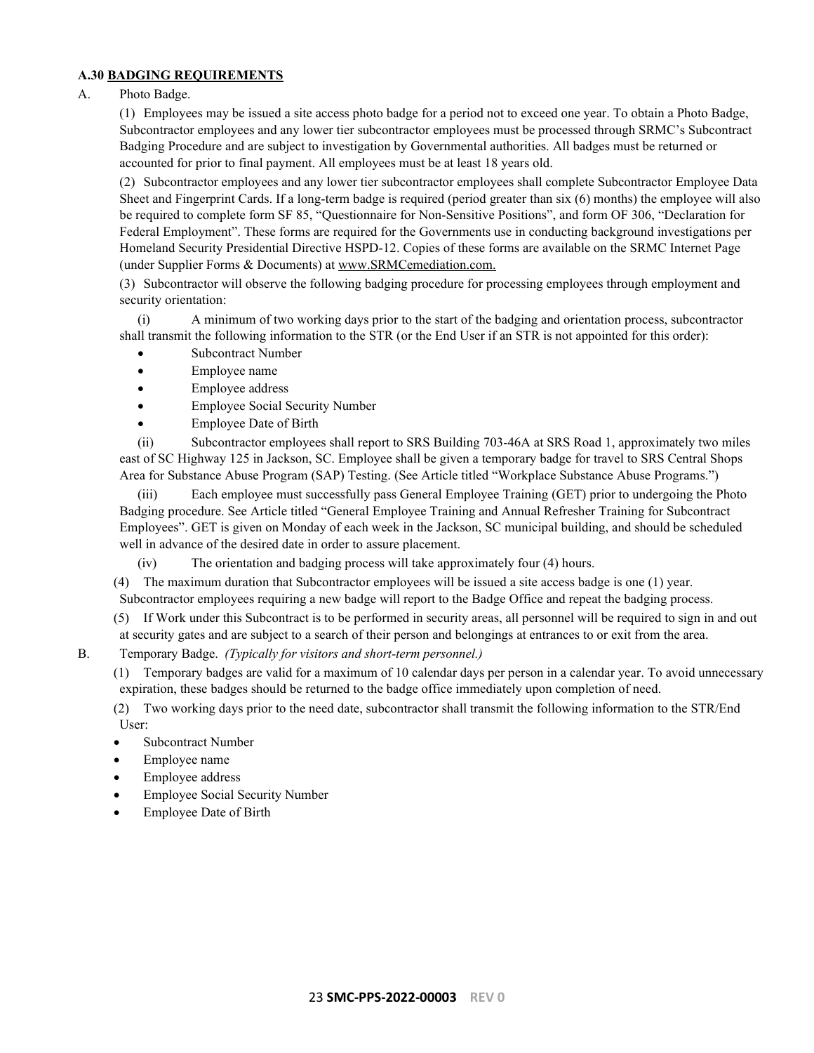### A.30 BADGING REQUIREMENTS

A. Photo Badge.

(1) Employees may be issued a site access photo badge for a period not to exceed one year. To obtain a Photo Badge, Subcontractor employees and any lower tier subcontractor employees must be processed through SRMC's Subcontract Badging Procedure and are subject to investigation by Governmental authorities. All badges must be returned or accounted for prior to final payment. All employees must be at least 18 years old.

(2) Subcontractor employees and any lower tier subcontractor employees shall complete Subcontractor Employee Data Sheet and Fingerprint Cards. If a long-term badge is required (period greater than six (6) months) the employee will also be required to complete form SF 85, "Questionnaire for Non-Sensitive Positions", and form OF 306, "Declaration for Federal Employment". These forms are required for the Governments use in conducting background investigations per Homeland Security Presidential Directive HSPD-12. Copies of these forms are available on the SRMC Internet Page (under Supplier Forms & Documents) at www.SRMCemediation.com.

(3) Subcontractor will observe the following badging procedure for processing employees through employment and security orientation:

(i) A minimum of two working days prior to the start of the badging and orientation process, subcontractor shall transmit the following information to the STR (or the End User if an STR is not appointed for this order):

- Subcontract Number
- Employee name
- Employee address
- Employee Social Security Number
- Employee Date of Birth

(ii) Subcontractor employees shall report to SRS Building 703-46A at SRS Road 1, approximately two miles east of SC Highway 125 in Jackson, SC. Employee shall be given a temporary badge for travel to SRS Central Shops Area for Substance Abuse Program (SAP) Testing. (See Article titled "Workplace Substance Abuse Programs.")

(iii) Each employee must successfully pass General Employee Training (GET) prior to undergoing the Photo Badging procedure. See Article titled "General Employee Training and Annual Refresher Training for Subcontract Employees". GET is given on Monday of each week in the Jackson, SC municipal building, and should be scheduled well in advance of the desired date in order to assure placement.

(iv) The orientation and badging process will take approximately four (4) hours.

(4) The maximum duration that Subcontractor employees will be issued a site access badge is one (1) year. Subcontractor employees requiring a new badge will report to the Badge Office and repeat the badging process.

(5) If Work under this Subcontract is to be performed in security areas, all personnel will be required to sign in and out at security gates and are subject to a search of their person and belongings at entrances to or exit from the area.

B. Temporary Badge. *(Typically for visitors and short-term personnel.)*

(1) Temporary badges are valid for a maximum of 10 calendar days per person in a calendar year. To avoid unnecessary expiration, these badges should be returned to the badge office immediately upon completion of need.

(2) Two working days prior to the need date, subcontractor shall transmit the following information to the STR/End User:

- Subcontract Number
- Employee name
- Employee address
- Employee Social Security Number
- Employee Date of Birth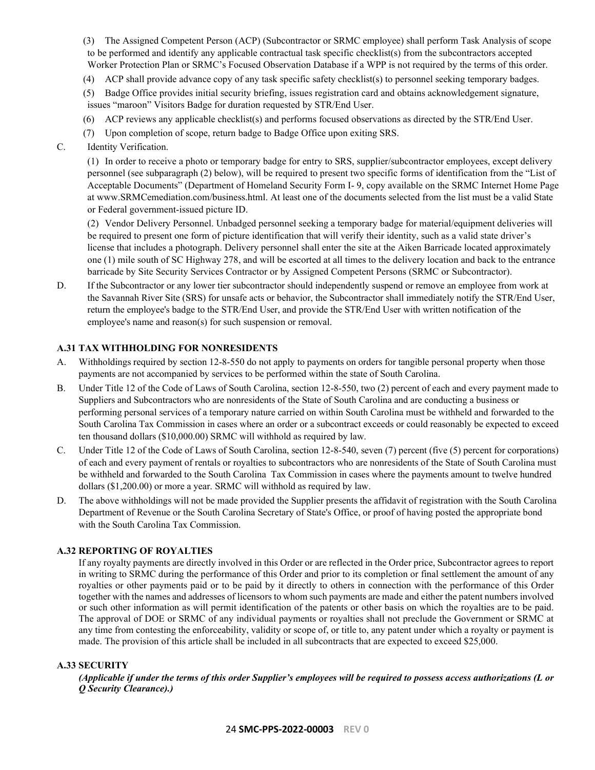(3) The Assigned Competent Person (ACP) (Subcontractor or SRMC employee) shall perform Task Analysis of scope to be performed and identify any applicable contractual task specific checklist(s) from the subcontractors accepted Worker Protection Plan or SRMC's Focused Observation Database if a WPP is not required by the terms of this order.

(4) ACP shall provide advance copy of any task specific safety checklist(s) to personnel seeking temporary badges.

(5) Badge Office provides initial security briefing, issues registration card and obtains acknowledgement signature, issues "maroon" Visitors Badge for duration requested by STR/End User.

(6) ACP reviews any applicable checklist(s) and performs focused observations as directed by the STR/End User.

(7) Upon completion of scope, return badge to Badge Office upon exiting SRS.

C. Identity Verification.

(1) In order to receive a photo or temporary badge for entry to SRS, supplier/subcontractor employees, except delivery personnel (see subparagraph (2) below), will be required to present two specific forms of identification from the "List of Acceptable Documents" (Department of Homeland Security Form I- 9, copy available on the SRMC Internet Home Page at www.SRMCemediation.com/business.html. At least one of the documents selected from the list must be a valid State or Federal government-issued picture ID.

(2) Vendor Delivery Personnel. Unbadged personnel seeking a temporary badge for material/equipment deliveries will be required to present one form of picture identification that will verify their identity, such as a valid state driver's license that includes a photograph. Delivery personnel shall enter the site at the Aiken Barricade located approximately one (1) mile south of SC Highway 278, and will be escorted at all times to the delivery location and back to the entrance barricade by Site Security Services Contractor or by Assigned Competent Persons (SRMC or Subcontractor).

D. If the Subcontractor or any lower tier subcontractor should independently suspend or remove an employee from work at the Savannah River Site (SRS) for unsafe acts or behavior, the Subcontractor shall immediately notify the STR/End User, return the employee's badge to the STR/End User, and provide the STR/End User with written notification of the employee's name and reason(s) for such suspension or removal.

### A.31 TAX WITHHOLDING FOR NONRESIDENTS

A. Withholdings required by section 12-8-550 do not apply to payments on orders for tangible personal property when those payments are not accompanied by services to be performed within the state of South Carolina.

B. Under Title 12 of the Code of Laws of South Carolina, section 12-8-550, two (2) percent of each and every payment made to Suppliers and Subcontractors who are nonresidents of the State of South Carolina and are conducting a business or performing personal services of a temporary nature carried on within South Carolina must be withheld and forwarded to the South Carolina Tax Commission in cases where an order or a subcontract exceeds or could reasonably be expected to exceed ten thousand dollars ($10,000.00) SRMC will withhold as required by law.

C. Under Title 12 of the Code of Laws of South Carolina, section 12-8-540, seven (7) percent (five (5) percent for corporations) of each and every payment of rentals or royalties to subcontractors who are nonresidents of the State of South Carolina must be withheld and forwarded to the South Carolina Tax Commission in cases where the payments amount to twelve hundred dollars ($1,200.00) or more a year. SRMC will withhold as required by law.

D. The above withholdings will not be made provided the Supplier presents the affidavit of registration with the South Carolina Department of Revenue or the South Carolina Secretary of State's Office, or proof of having posted the appropriate bond with the South Carolina Tax Commission.

### A.32 REPORTING OF ROYALTIES

If any royalty payments are directly involved in this Order or are reflected in the Order price, Subcontractor agrees to report in writing to SRMC during the performance of this Order and prior to its completion or final settlement the amount of any royalties or other payments paid or to be paid by it directly to others in connection with the performance of this Order together with the names and addresses of licensors to whom such payments are made and either the patent numbers involved or such other information as will permit identification of the patents or other basis on which the royalties are to be paid. The approval of DOE or SRMC of any individual payments or royalties shall not preclude the Government or SRMC at any time from contesting the enforceability, validity or scope of, or title to, any patent under which a royalty or payment is made. The provision of this article shall be included in all subcontracts that are expected to exceed $25,000.

### A.33 SECURITY

***(Applicable if under the terms of this order Supplier's employees will be required to possess access authorizations (L or Q Security Clearance).)***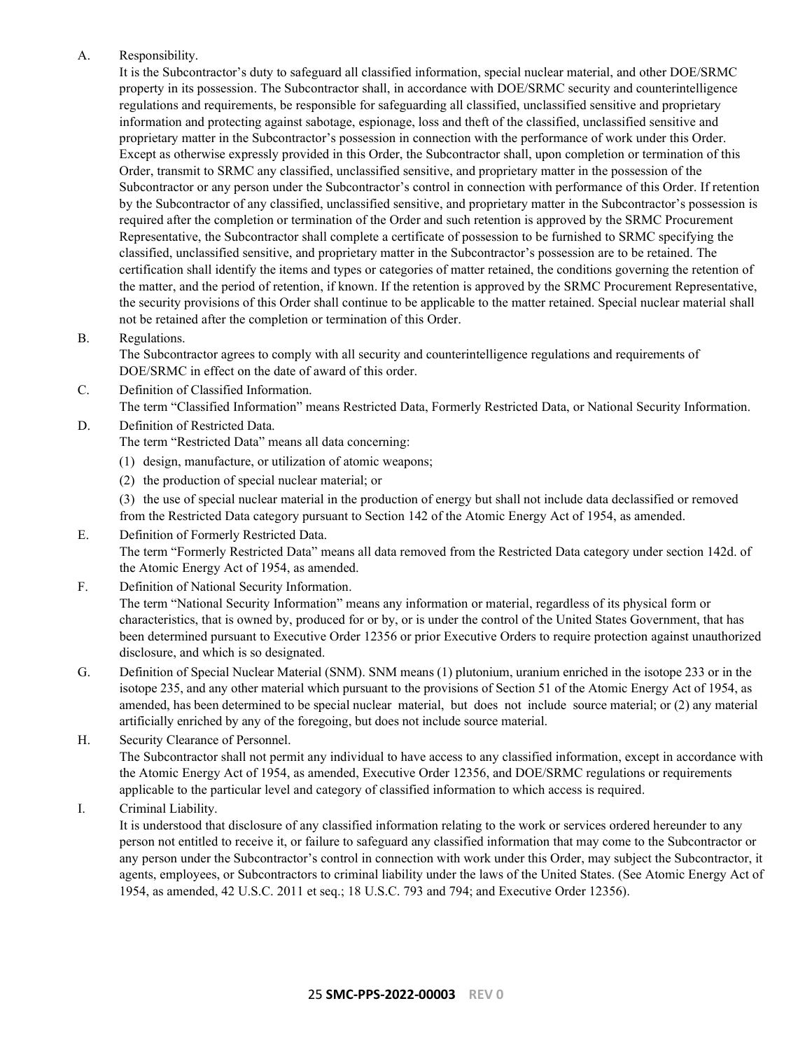A. Responsibility.

It is the Subcontractor's duty to safeguard all classified information, special nuclear material, and other DOE/SRMC property in its possession. The Subcontractor shall, in accordance with DOE/SRMC security and counterintelligence regulations and requirements, be responsible for safeguarding all classified, unclassified sensitive and proprietary information and protecting against sabotage, espionage, loss and theft of the classified, unclassified sensitive and proprietary matter in the Subcontractor's possession in connection with the performance of work under this Order. Except as otherwise expressly provided in this Order, the Subcontractor shall, upon completion or termination of this Order, transmit to SRMC any classified, unclassified sensitive, and proprietary matter in the possession of the Subcontractor or any person under the Subcontractor's control in connection with performance of this Order. If retention by the Subcontractor of any classified, unclassified sensitive, and proprietary matter in the Subcontractor's possession is required after the completion or termination of the Order and such retention is approved by the SRMC Procurement Representative, the Subcontractor shall complete a certificate of possession to be furnished to SRMC specifying the classified, unclassified sensitive, and proprietary matter in the Subcontractor's possession are to be retained. The certification shall identify the items and types or categories of matter retained, the conditions governing the retention of the matter, and the period of retention, if known. If the retention is approved by the SRMC Procurement Representative, the security provisions of this Order shall continue to be applicable to the matter retained. Special nuclear material shall not be retained after the completion or termination of this Order.

B. Regulations.

The Subcontractor agrees to comply with all security and counterintelligence regulations and requirements of DOE/SRMC in effect on the date of award of this order.

C. Definition of Classified Information.

The term "Classified Information" means Restricted Data, Formerly Restricted Data, or National Security Information.

D. Definition of Restricted Data.

The term "Restricted Data" means all data concerning:

(1) design, manufacture, or utilization of atomic weapons;

(2) the production of special nuclear material; or

(3) the use of special nuclear material in the production of energy but shall not include data declassified or removed from the Restricted Data category pursuant to Section 142 of the Atomic Energy Act of 1954, as amended.

E. Definition of Formerly Restricted Data.

The term "Formerly Restricted Data" means all data removed from the Restricted Data category under section 142d. of the Atomic Energy Act of 1954, as amended.

F. Definition of National Security Information.

The term "National Security Information" means any information or material, regardless of its physical form or characteristics, that is owned by, produced for or by, or is under the control of the United States Government, that has been determined pursuant to Executive Order 12356 or prior Executive Orders to require protection against unauthorized disclosure, and which is so designated.

G. Definition of Special Nuclear Material (SNM). SNM means (1) plutonium, uranium enriched in the isotope 233 or in the isotope 235, and any other material which pursuant to the provisions of Section 51 of the Atomic Energy Act of 1954, as amended, has been determined to be special nuclear material, but does not include source material; or (2) any material artificially enriched by any of the foregoing, but does not include source material.

H. Security Clearance of Personnel.

The Subcontractor shall not permit any individual to have access to any classified information, except in accordance with the Atomic Energy Act of 1954, as amended, Executive Order 12356, and DOE/SRMC regulations or requirements applicable to the particular level and category of classified information to which access is required.

I. Criminal Liability.

It is understood that disclosure of any classified information relating to the work or services ordered hereunder to any person not entitled to receive it, or failure to safeguard any classified information that may come to the Subcontractor or any person under the Subcontractor's control in connection with work under this Order, may subject the Subcontractor, it agents, employees, or Subcontractors to criminal liability under the laws of the United States. (See Atomic Energy Act of 1954, as amended, 42 U.S.C. 2011 et seq.; 18 U.S.C. 793 and 794; and Executive Order 12356).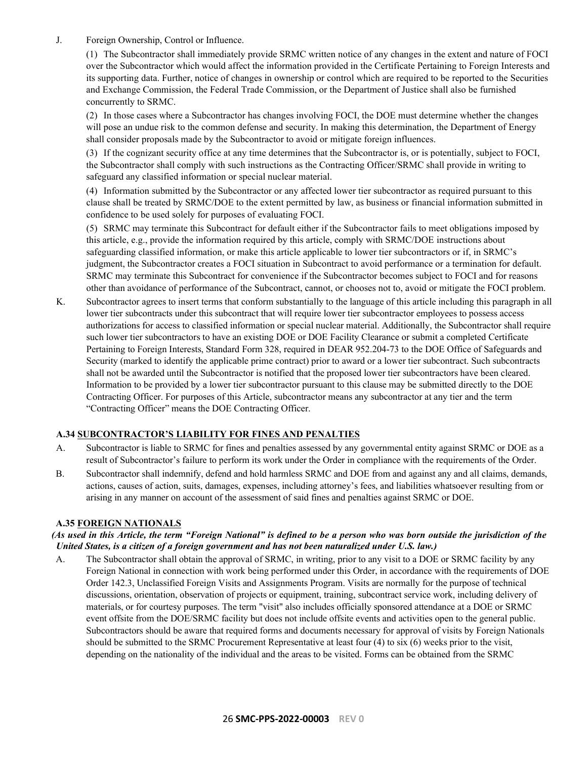J. Foreign Ownership, Control or Influence.

(1) The Subcontractor shall immediately provide SRMC written notice of any changes in the extent and nature of FOCI over the Subcontractor which would affect the information provided in the Certificate Pertaining to Foreign Interests and its supporting data. Further, notice of changes in ownership or control which are required to be reported to the Securities and Exchange Commission, the Federal Trade Commission, or the Department of Justice shall also be furnished concurrently to SRMC.

(2) In those cases where a Subcontractor has changes involving FOCI, the DOE must determine whether the changes will pose an undue risk to the common defense and security. In making this determination, the Department of Energy shall consider proposals made by the Subcontractor to avoid or mitigate foreign influences.

(3) If the cognizant security office at any time determines that the Subcontractor is, or is potentially, subject to FOCI, the Subcontractor shall comply with such instructions as the Contracting Officer/SRMC shall provide in writing to safeguard any classified information or special nuclear material.

(4) Information submitted by the Subcontractor or any affected lower tier subcontractor as required pursuant to this clause shall be treated by SRMC/DOE to the extent permitted by law, as business or financial information submitted in confidence to be used solely for purposes of evaluating FOCI.

(5) SRMC may terminate this Subcontract for default either if the Subcontractor fails to meet obligations imposed by this article, e.g., provide the information required by this article, comply with SRMC/DOE instructions about safeguarding classified information, or make this article applicable to lower tier subcontractors or if, in SRMC's judgment, the Subcontractor creates a FOCI situation in Subcontract to avoid performance or a termination for default. SRMC may terminate this Subcontract for convenience if the Subcontractor becomes subject to FOCI and for reasons other than avoidance of performance of the Subcontract, cannot, or chooses not to, avoid or mitigate the FOCI problem.

K. Subcontractor agrees to insert terms that conform substantially to the language of this article including this paragraph in all lower tier subcontracts under this subcontract that will require lower tier subcontractor employees to possess access authorizations for access to classified information or special nuclear material. Additionally, the Subcontractor shall require such lower tier subcontractors to have an existing DOE or DOE Facility Clearance or submit a completed Certificate Pertaining to Foreign Interests, Standard Form 328, required in DEAR 952.204-73 to the DOE Office of Safeguards and Security (marked to identify the applicable prime contract) prior to award or a lower tier subcontract. Such subcontracts shall not be awarded until the Subcontractor is notified that the proposed lower tier subcontractors have been cleared. Information to be provided by a lower tier subcontractor pursuant to this clause may be submitted directly to the DOE Contracting Officer. For purposes of this Article, subcontractor means any subcontractor at any tier and the term "Contracting Officer" means the DOE Contracting Officer.

### A.34 SUBCONTRACTOR'S LIABILITY FOR FINES AND PENALTIES

A. Subcontractor is liable to SRMC for fines and penalties assessed by any governmental entity against SRMC or DOE as a result of Subcontractor's failure to perform its work under the Order in compliance with the requirements of the Order.

B. Subcontractor shall indemnify, defend and hold harmless SRMC and DOE from and against any and all claims, demands, actions, causes of action, suits, damages, expenses, including attorney's fees, and liabilities whatsoever resulting from or arising in any manner on account of the assessment of said fines and penalties against SRMC or DOE.

### A.35 FOREIGN NATIONALS

***(As used in this Article, the term "Foreign National" is defined to be a person who was born outside the jurisdiction of the United States, is a citizen of a foreign government and has not been naturalized under U.S. law.)***

A. The Subcontractor shall obtain the approval of SRMC, in writing, prior to any visit to a DOE or SRMC facility by any Foreign National in connection with work being performed under this Order, in accordance with the requirements of DOE Order 142.3, Unclassified Foreign Visits and Assignments Program. Visits are normally for the purpose of technical discussions, orientation, observation of projects or equipment, training, subcontract service work, including delivery of materials, or for courtesy purposes. The term "visit" also includes officially sponsored attendance at a DOE or SRMC event offsite from the DOE/SRMC facility but does not include offsite events and activities open to the general public. Subcontractors should be aware that required forms and documents necessary for approval of visits by Foreign Nationals should be submitted to the SRMC Procurement Representative at least four (4) to six (6) weeks prior to the visit, depending on the nationality of the individual and the areas to be visited. Forms can be obtained from the SRMC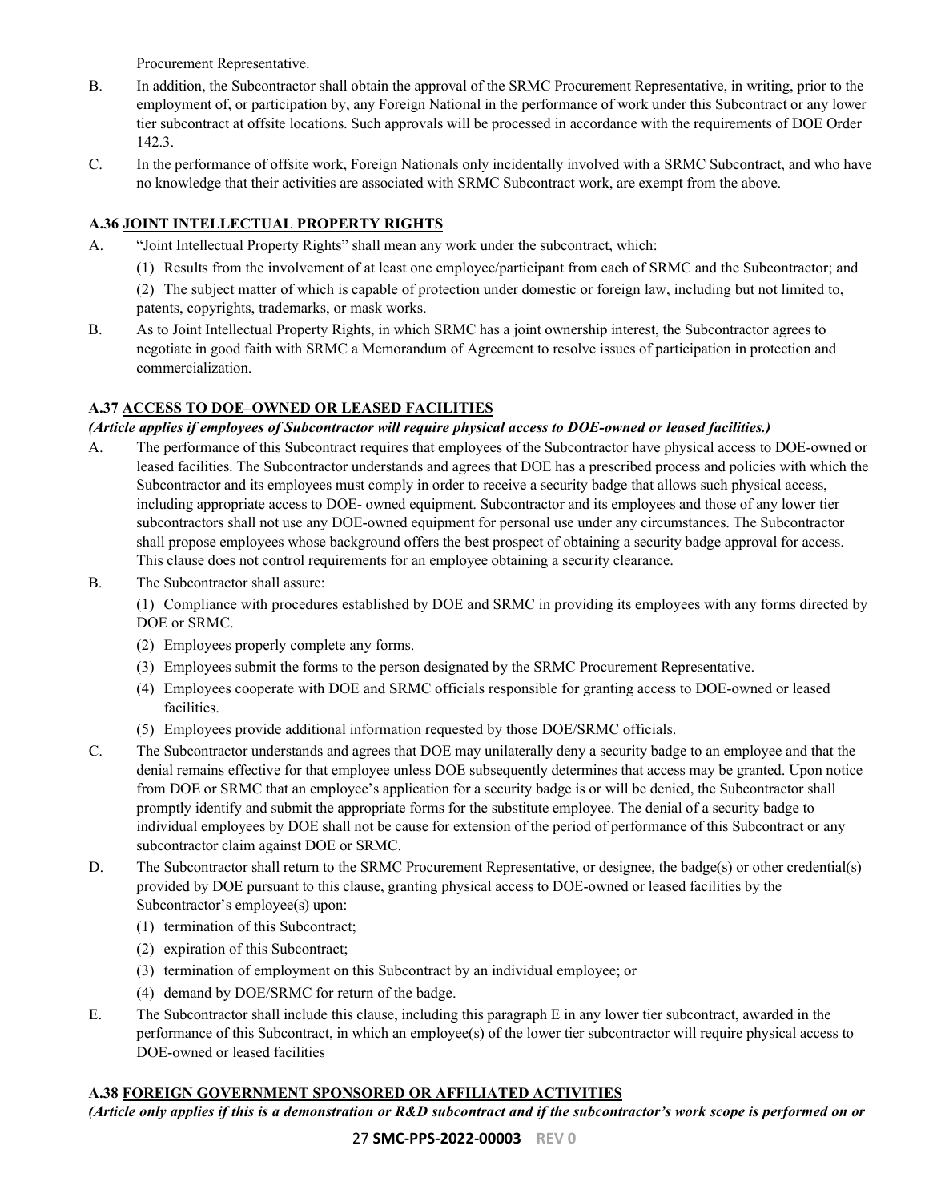Procurement Representative.

B. In addition, the Subcontractor shall obtain the approval of the SRMC Procurement Representative, in writing, prior to the employment of, or participation by, any Foreign National in the performance of work under this Subcontract or any lower tier subcontract at offsite locations. Such approvals will be processed in accordance with the requirements of DOE Order 142.3.

C. In the performance of offsite work, Foreign Nationals only incidentally involved with a SRMC Subcontract, and who have no knowledge that their activities are associated with SRMC Subcontract work, are exempt from the above.

### A.36 JOINT INTELLECTUAL PROPERTY RIGHTS

A. "Joint Intellectual Property Rights" shall mean any work under the subcontract, which:

(1) Results from the involvement of at least one employee/participant from each of SRMC and the Subcontractor; and

(2) The subject matter of which is capable of protection under domestic or foreign law, including but not limited to, patents, copyrights, trademarks, or mask works.

B. As to Joint Intellectual Property Rights, in which SRMC has a joint ownership interest, the Subcontractor agrees to negotiate in good faith with SRMC a Memorandum of Agreement to resolve issues of participation in protection and commercialization.

### A.37 ACCESS TO DOE–OWNED OR LEASED FACILITIES

***(Article applies if employees of Subcontractor will require physical access to DOE-owned or leased facilities.)***

A. The performance of this Subcontract requires that employees of the Subcontractor have physical access to DOE-owned or leased facilities. The Subcontractor understands and agrees that DOE has a prescribed process and policies with which the Subcontractor and its employees must comply in order to receive a security badge that allows such physical access, including appropriate access to DOE- owned equipment. Subcontractor and its employees and those of any lower tier subcontractors shall not use any DOE-owned equipment for personal use under any circumstances. The Subcontractor shall propose employees whose background offers the best prospect of obtaining a security badge approval for access. This clause does not control requirements for an employee obtaining a security clearance.

B. The Subcontractor shall assure:

(1) Compliance with procedures established by DOE and SRMC in providing its employees with any forms directed by DOE or SRMC.

(2) Employees properly complete any forms.

(3) Employees submit the forms to the person designated by the SRMC Procurement Representative.

(4) Employees cooperate with DOE and SRMC officials responsible for granting access to DOE-owned or leased facilities.

(5) Employees provide additional information requested by those DOE/SRMC officials.

C. The Subcontractor understands and agrees that DOE may unilaterally deny a security badge to an employee and that the denial remains effective for that employee unless DOE subsequently determines that access may be granted. Upon notice from DOE or SRMC that an employee's application for a security badge is or will be denied, the Subcontractor shall promptly identify and submit the appropriate forms for the substitute employee. The denial of a security badge to individual employees by DOE shall not be cause for extension of the period of performance of this Subcontract or any subcontractor claim against DOE or SRMC.

D. The Subcontractor shall return to the SRMC Procurement Representative, or designee, the badge(s) or other credential(s) provided by DOE pursuant to this clause, granting physical access to DOE-owned or leased facilities by the Subcontractor's employee(s) upon:

(1) termination of this Subcontract;

(2) expiration of this Subcontract;

(3) termination of employment on this Subcontract by an individual employee; or

(4) demand by DOE/SRMC for return of the badge.

E. The Subcontractor shall include this clause, including this paragraph E in any lower tier subcontract, awarded in the performance of this Subcontract, in which an employee(s) of the lower tier subcontractor will require physical access to DOE-owned or leased facilities

### A.38 FOREIGN GOVERNMENT SPONSORED OR AFFILIATED ACTIVITIES

***(Article only applies if this is a demonstration or R&D subcontract and if the subcontractor's work scope is performed on or***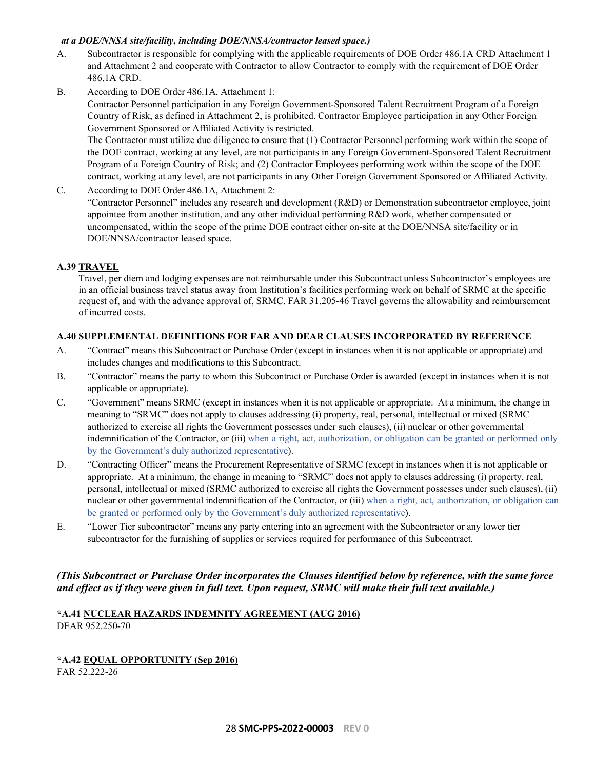*at a DOE/NNSA site/facility, including DOE/NNSA/contractor leased space.)*

A. Subcontractor is responsible for complying with the applicable requirements of DOE Order 486.1A CRD Attachment 1 and Attachment 2 and cooperate with Contractor to allow Contractor to comply with the requirement of DOE Order 486.1A CRD.

B. According to DOE Order 486.1A, Attachment 1:
Contractor Personnel participation in any Foreign Government-Sponsored Talent Recruitment Program of a Foreign Country of Risk, as defined in Attachment 2, is prohibited. Contractor Employee participation in any Other Foreign Government Sponsored or Affiliated Activity is restricted.
The Contractor must utilize due diligence to ensure that (1) Contractor Personnel performing work within the scope of the DOE contract, working at any level, are not participants in any Foreign Government-Sponsored Talent Recruitment Program of a Foreign Country of Risk; and (2) Contractor Employees performing work within the scope of the DOE contract, working at any level, are not participants in any Other Foreign Government Sponsored or Affiliated Activity.

C. According to DOE Order 486.1A, Attachment 2:
"Contractor Personnel" includes any research and development (R&D) or Demonstration subcontractor employee, joint appointee from another institution, and any other individual performing R&D work, whether compensated or uncompensated, within the scope of the prime DOE contract either on-site at the DOE/NNSA site/facility or in DOE/NNSA/contractor leased space.

**A.39 TRAVEL**

Travel, per diem and lodging expenses are not reimbursable under this Subcontract unless Subcontractor's employees are in an official business travel status away from Institution's facilities performing work on behalf of SRMC at the specific request of, and with the advance approval of, SRMC. FAR 31.205-46 Travel governs the allowability and reimbursement of incurred costs.

**A.40 SUPPLEMENTAL DEFINITIONS FOR FAR AND DEAR CLAUSES INCORPORATED BY REFERENCE**

A. "Contract" means this Subcontract or Purchase Order (except in instances when it is not applicable or appropriate) and includes changes and modifications to this Subcontract.

B. "Contractor" means the party to whom this Subcontract or Purchase Order is awarded (except in instances when it is not applicable or appropriate).

C. "Government" means SRMC (except in instances when it is not applicable or appropriate. At a minimum, the change in meaning to "SRMC" does not apply to clauses addressing (i) property, real, personal, intellectual or mixed (SRMC authorized to exercise all rights the Government possesses under such clauses), (ii) nuclear or other governmental indemnification of the Contractor, or (iii) when a right, act, authorization, or obligation can be granted or performed only by the Government's duly authorized representative).

D. "Contracting Officer" means the Procurement Representative of SRMC (except in instances when it is not applicable or appropriate. At a minimum, the change in meaning to "SRMC" does not apply to clauses addressing (i) property, real, personal, intellectual or mixed (SRMC authorized to exercise all rights the Government possesses under such clauses), (ii) nuclear or other governmental indemnification of the Contractor, or (iii) when a right, act, authorization, or obligation can be granted or performed only by the Government's duly authorized representative).

E. "Lower Tier subcontractor" means any party entering into an agreement with the Subcontractor or any lower tier subcontractor for the furnishing of supplies or services required for performance of this Subcontract.

***(This Subcontract or Purchase Order incorporates the Clauses identified below by reference, with the same force and effect as if they were given in full text. Upon request, SRMC will make their full text available.)***

**\*A.41 NUCLEAR HAZARDS INDEMNITY AGREEMENT (AUG 2016)**
DEAR 952.250-70

**\*A.42 EQUAL OPPORTUNITY (Sep 2016)**
FAR 52.222-26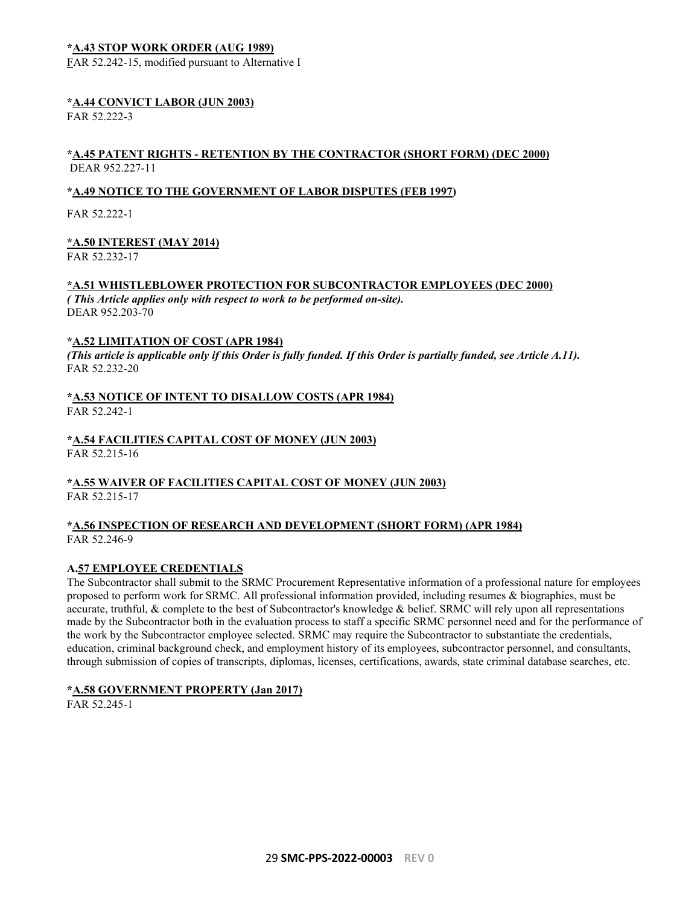**\*A.43 STOP WORK ORDER (AUG 1989)**
FAR 52.242-15, modified pursuant to Alternative I

**\*A.44 CONVICT LABOR (JUN 2003)**
FAR 52.222-3

**\*A.45 PATENT RIGHTS - RETENTION BY THE CONTRACTOR (SHORT FORM) (DEC 2000)**
DEAR 952.227-11

**\*A.49 NOTICE TO THE GOVERNMENT OF LABOR DISPUTES (FEB 1997)**

FAR 52.222-1

**\*A.50 INTEREST (MAY 2014)**
FAR 52.232-17

**\*A.51 WHISTLEBLOWER PROTECTION FOR SUBCONTRACTOR EMPLOYEES (DEC 2000)**
***( This Article applies only with respect to work to be performed on-site).***
DEAR 952.203-70

**\*A.52 LIMITATION OF COST (APR 1984)**
***(This article is applicable only if this Order is fully funded. If this Order is partially funded, see Article A.11).***
FAR 52.232-20

**\*A.53 NOTICE OF INTENT TO DISALLOW COSTS (APR 1984)**
FAR 52.242-1

**\*A.54 FACILITIES CAPITAL COST OF MONEY (JUN 2003)**
FAR 52.215-16

**\*A.55 WAIVER OF FACILITIES CAPITAL COST OF MONEY (JUN 2003)**
FAR 52.215-17

**\*A.56 INSPECTION OF RESEARCH AND DEVELOPMENT (SHORT FORM) (APR 1984)**
FAR 52.246-9

**A.57 EMPLOYEE CREDENTIALS**
The Subcontractor shall submit to the SRMC Procurement Representative information of a professional nature for employees proposed to perform work for SRMC. All professional information provided, including resumes & biographies, must be accurate, truthful, & complete to the best of Subcontractor's knowledge & belief. SRMC will rely upon all representations made by the Subcontractor both in the evaluation process to staff a specific SRMC personnel need and for the performance of the work by the Subcontractor employee selected. SRMC may require the Subcontractor to substantiate the credentials, education, criminal background check, and employment history of its employees, subcontractor personnel, and consultants, through submission of copies of transcripts, diplomas, licenses, certifications, awards, state criminal database searches, etc.

**\*A.58 GOVERNMENT PROPERTY (Jan 2017)**
FAR 52.245-1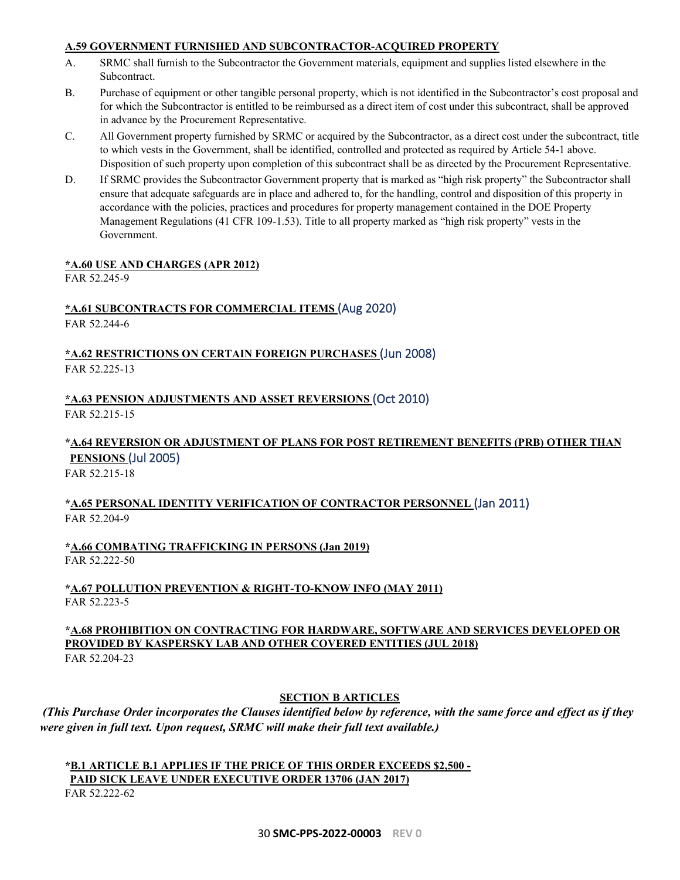**A.59 GOVERNMENT FURNISHED AND SUBCONTRACTOR-ACQUIRED PROPERTY**

A. SRMC shall furnish to the Subcontractor the Government materials, equipment and supplies listed elsewhere in the Subcontract.

B. Purchase of equipment or other tangible personal property, which is not identified in the Subcontractor's cost proposal and for which the Subcontractor is entitled to be reimbursed as a direct item of cost under this subcontract, shall be approved in advance by the Procurement Representative.

C. All Government property furnished by SRMC or acquired by the Subcontractor, as a direct cost under the subcontract, title to which vests in the Government, shall be identified, controlled and protected as required by Article 54-1 above. Disposition of such property upon completion of this subcontract shall be as directed by the Procurement Representative.

D. If SRMC provides the Subcontractor Government property that is marked as "high risk property" the Subcontractor shall ensure that adequate safeguards are in place and adhered to, for the handling, control and disposition of this property in accordance with the policies, practices and procedures for property management contained in the DOE Property Management Regulations (41 CFR 109-1.53). Title to all property marked as "high risk property" vests in the Government.

**\*A.60 USE AND CHARGES (APR 2012)**
FAR 52.245-9

**\*A.61 SUBCONTRACTS FOR COMMERCIAL ITEMS** (Aug 2020)
FAR 52.244-6

**\*A.62 RESTRICTIONS ON CERTAIN FOREIGN PURCHASES** (Jun 2008)
FAR 52.225-13

**\*A.63 PENSION ADJUSTMENTS AND ASSET REVERSIONS** (Oct 2010)
FAR 52.215-15

**\*A.64 REVERSION OR ADJUSTMENT OF PLANS FOR POST RETIREMENT BENEFITS (PRB) OTHER THAN PENSIONS** (Jul 2005)
FAR 52.215-18

**\*A.65 PERSONAL IDENTITY VERIFICATION OF CONTRACTOR PERSONNEL** (Jan 2011)
FAR 52.204-9

**\*A.66 COMBATING TRAFFICKING IN PERSONS (Jan 2019)**
FAR 52.222-50

**\*A.67 POLLUTION PREVENTION & RIGHT-TO-KNOW INFO (MAY 2011)**
FAR 52.223-5

**\*A.68 PROHIBITION ON CONTRACTING FOR HARDWARE, SOFTWARE AND SERVICES DEVELOPED OR PROVIDED BY KASPERSKY LAB AND OTHER COVERED ENTITIES (JUL 2018)**
FAR 52.204-23

## SECTION B ARTICLES

***(This Purchase Order incorporates the Clauses identified below by reference, with the same force and effect as if they were given in full text. Upon request, SRMC will make their full text available.)***

**\*B.1 ARTICLE B.1 APPLIES IF THE PRICE OF THIS ORDER EXCEEDS $2,500 - PAID SICK LEAVE UNDER EXECUTIVE ORDER 13706 (JAN 2017)**
FAR 52.222-62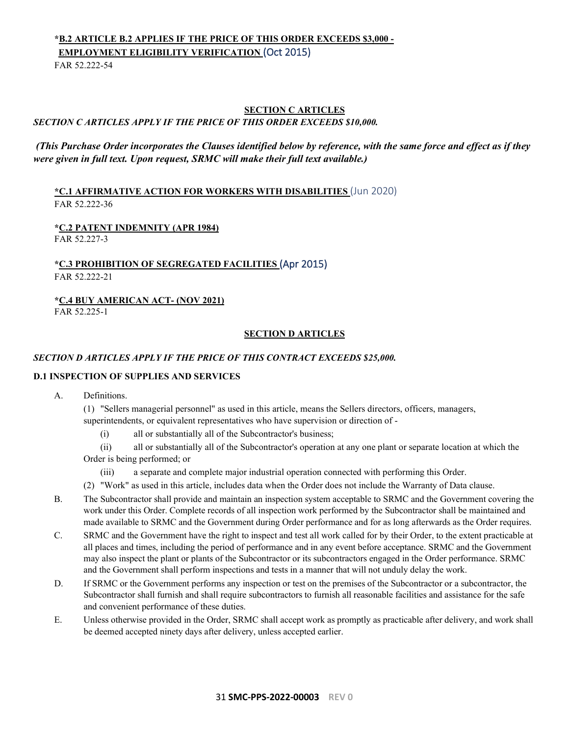**\*B.2 ARTICLE B.2 APPLIES IF THE PRICE OF THIS ORDER EXCEEDS $3,000 - EMPLOYMENT ELIGIBILITY VERIFICATION** (Oct 2015)
FAR 52.222-54

## SECTION C ARTICLES

***SECTION C ARTICLES APPLY IF THE PRICE OF THIS ORDER EXCEEDS $10,000.***

***(This Purchase Order incorporates the Clauses identified below by reference, with the same force and effect as if they were given in full text. Upon request, SRMC will make their full text available.)***

**\*C.1 AFFIRMATIVE ACTION FOR WORKERS WITH DISABILITIES** (Jun 2020)
FAR 52.222-36

**\*C.2 PATENT INDEMNITY (APR 1984)**
FAR 52.227-3

**\*C.3 PROHIBITION OF SEGREGATED FACILITIES** (Apr 2015)
FAR 52.222-21

**\*C.4 BUY AMERICAN ACT- (NOV 2021)**
FAR 52.225-1

## SECTION D ARTICLES

***SECTION D ARTICLES APPLY IF THE PRICE OF THIS CONTRACT EXCEEDS $25,000.***

**D.1 INSPECTION OF SUPPLIES AND SERVICES**

A. Definitions.

(1) "Sellers managerial personnel" as used in this article, means the Sellers directors, officers, managers, superintendents, or equivalent representatives who have supervision or direction of -

(i) all or substantially all of the Subcontractor's business;

(ii) all or substantially all of the Subcontractor's operation at any one plant or separate location at which the Order is being performed; or

(iii) a separate and complete major industrial operation connected with performing this Order.

(2) "Work" as used in this article, includes data when the Order does not include the Warranty of Data clause.

B. The Subcontractor shall provide and maintain an inspection system acceptable to SRMC and the Government covering the work under this Order. Complete records of all inspection work performed by the Subcontractor shall be maintained and made available to SRMC and the Government during Order performance and for as long afterwards as the Order requires.

C. SRMC and the Government have the right to inspect and test all work called for by their Order, to the extent practicable at all places and times, including the period of performance and in any event before acceptance. SRMC and the Government may also inspect the plant or plants of the Subcontractor or its subcontractors engaged in the Order performance. SRMC and the Government shall perform inspections and tests in a manner that will not unduly delay the work.

D. If SRMC or the Government performs any inspection or test on the premises of the Subcontractor or a subcontractor, the Subcontractor shall furnish and shall require subcontractors to furnish all reasonable facilities and assistance for the safe and convenient performance of these duties.

E. Unless otherwise provided in the Order, SRMC shall accept work as promptly as practicable after delivery, and work shall be deemed accepted ninety days after delivery, unless accepted earlier.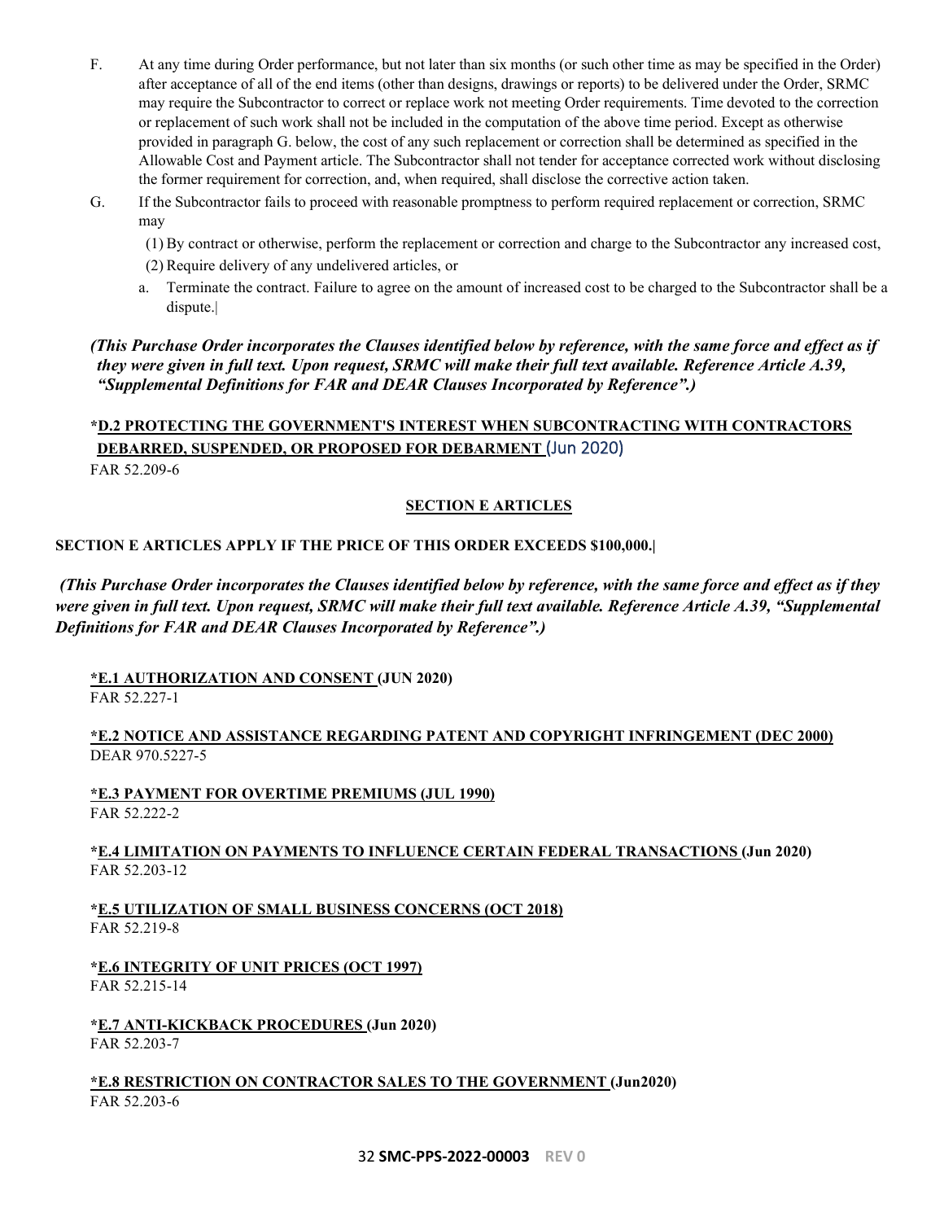F. At any time during Order performance, but not later than six months (or such other time as may be specified in the Order) after acceptance of all of the end items (other than designs, drawings or reports) to be delivered under the Order, SRMC may require the Subcontractor to correct or replace work not meeting Order requirements. Time devoted to the correction or replacement of such work shall not be included in the computation of the above time period. Except as otherwise provided in paragraph G. below, the cost of any such replacement or correction shall be determined as specified in the Allowable Cost and Payment article. The Subcontractor shall not tender for acceptance corrected work without disclosing the former requirement for correction, and, when required, shall disclose the corrective action taken.

G. If the Subcontractor fails to proceed with reasonable promptness to perform required replacement or correction, SRMC may

(1) By contract or otherwise, perform the replacement or correction and charge to the Subcontractor any increased cost,

(2) Require delivery of any undelivered articles, or

a. Terminate the contract. Failure to agree on the amount of increased cost to be charged to the Subcontractor shall be a dispute.|

***(This Purchase Order incorporates the Clauses identified below by reference, with the same force and effect as if they were given in full text. Upon request, SRMC will make their full text available. Reference Article A.39, "Supplemental Definitions for FAR and DEAR Clauses Incorporated by Reference".)***

**\*D.2 PROTECTING THE GOVERNMENT'S INTEREST WHEN SUBCONTRACTING WITH CONTRACTORS DEBARRED, SUSPENDED, OR PROPOSED FOR DEBARMENT** (Jun 2020)
FAR 52.209-6

## SECTION E ARTICLES

**SECTION E ARTICLES APPLY IF THE PRICE OF THIS ORDER EXCEEDS $100,000.|**

***(This Purchase Order incorporates the Clauses identified below by reference, with the same force and effect as if they were given in full text. Upon request, SRMC will make their full text available. Reference Article A.39, "Supplemental Definitions for FAR and DEAR Clauses Incorporated by Reference".)***

**\*E.1 AUTHORIZATION AND CONSENT (JUN 2020)**
FAR 52.227-1

**\*E.2 NOTICE AND ASSISTANCE REGARDING PATENT AND COPYRIGHT INFRINGEMENT (DEC 2000)**
DEAR 970.5227-5

**\*E.3 PAYMENT FOR OVERTIME PREMIUMS (JUL 1990)**
FAR 52.222-2

**\*E.4 LIMITATION ON PAYMENTS TO INFLUENCE CERTAIN FEDERAL TRANSACTIONS (Jun 2020)**
FAR 52.203-12

**\*E.5 UTILIZATION OF SMALL BUSINESS CONCERNS (OCT 2018)**
FAR 52.219-8

**\*E.6 INTEGRITY OF UNIT PRICES (OCT 1997)**
FAR 52.215-14

**\*E.7 ANTI-KICKBACK PROCEDURES (Jun 2020)**
FAR 52.203-7

**\*E.8 RESTRICTION ON CONTRACTOR SALES TO THE GOVERNMENT (Jun2020)**
FAR 52.203-6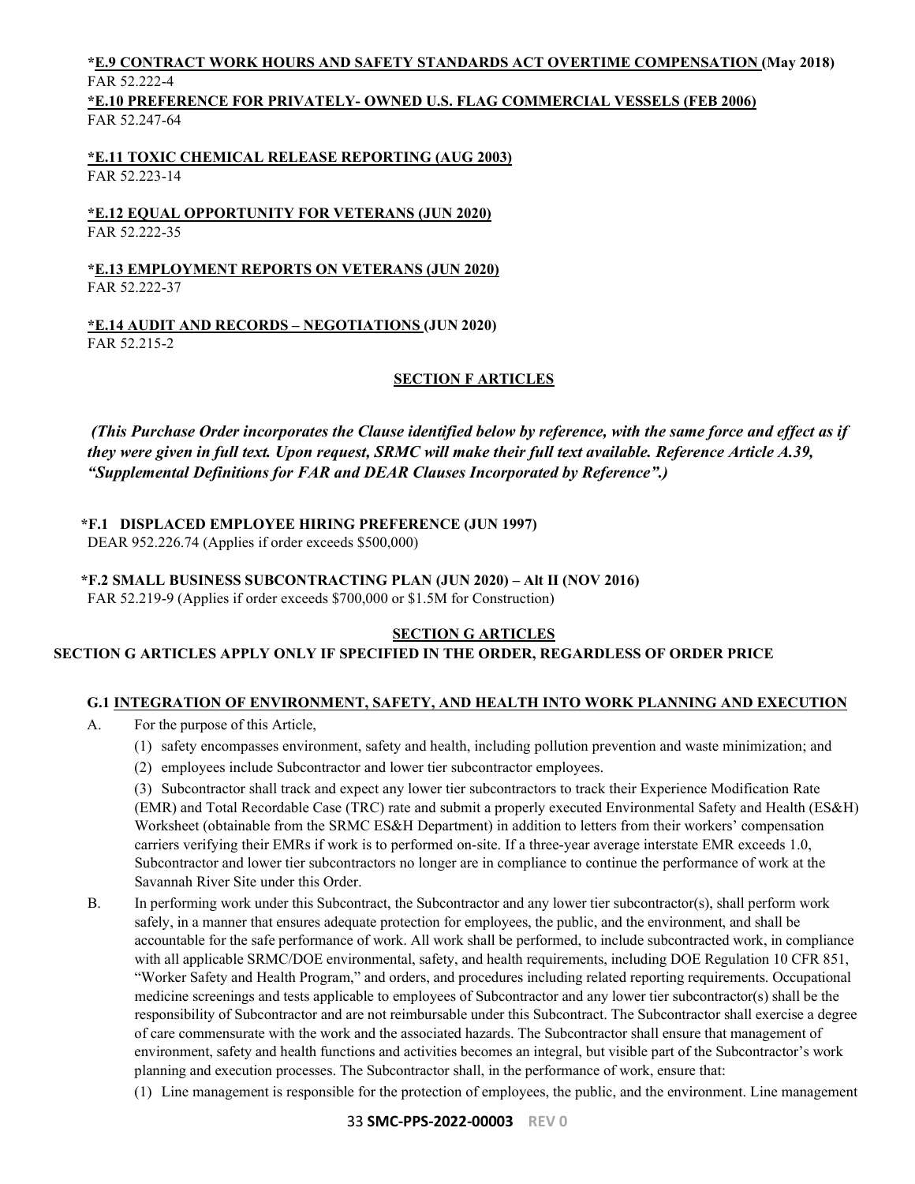**\*E.9 CONTRACT WORK HOURS AND SAFETY STANDARDS ACT OVERTIME COMPENSATION (May 2018)**
FAR 52.222-4

**\*E.10 PREFERENCE FOR PRIVATELY- OWNED U.S. FLAG COMMERCIAL VESSELS (FEB 2006)**
FAR 52.247-64

**\*E.11 TOXIC CHEMICAL RELEASE REPORTING (AUG 2003)**
FAR 52.223-14

**\*E.12 EQUAL OPPORTUNITY FOR VETERANS (JUN 2020)**
FAR 52.222-35

**\*E.13 EMPLOYMENT REPORTS ON VETERANS (JUN 2020)**
FAR 52.222-37

**\*E.14 AUDIT AND RECORDS – NEGOTIATIONS (JUN 2020)**
FAR 52.215-2

## SECTION F ARTICLES

***(This Purchase Order incorporates the Clause identified below by reference, with the same force and effect as if they were given in full text. Upon request, SRMC will make their full text available. Reference Article A.39, "Supplemental Definitions for FAR and DEAR Clauses Incorporated by Reference".)***

**\*F.1 DISPLACED EMPLOYEE HIRING PREFERENCE (JUN 1997)**
DEAR 952.226.74 (Applies if order exceeds $500,000)

**\*F.2 SMALL BUSINESS SUBCONTRACTING PLAN (JUN 2020) – Alt II (NOV 2016)**
FAR 52.219-9 (Applies if order exceeds $700,000 or $1.5M for Construction)

## SECTION G ARTICLES

**SECTION G ARTICLES APPLY ONLY IF SPECIFIED IN THE ORDER, REGARDLESS OF ORDER PRICE**

### G.1 INTEGRATION OF ENVIRONMENT, SAFETY, AND HEALTH INTO WORK PLANNING AND EXECUTION

A. For the purpose of this Article,

(1) safety encompasses environment, safety and health, including pollution prevention and waste minimization; and

(2) employees include Subcontractor and lower tier subcontractor employees.

(3) Subcontractor shall track and expect any lower tier subcontractors to track their Experience Modification Rate (EMR) and Total Recordable Case (TRC) rate and submit a properly executed Environmental Safety and Health (ES&H) Worksheet (obtainable from the SRMC ES&H Department) in addition to letters from their workers' compensation carriers verifying their EMRs if work is to performed on-site. If a three-year average interstate EMR exceeds 1.0, Subcontractor and lower tier subcontractors no longer are in compliance to continue the performance of work at the Savannah River Site under this Order.

B. In performing work under this Subcontract, the Subcontractor and any lower tier subcontractor(s), shall perform work safely, in a manner that ensures adequate protection for employees, the public, and the environment, and shall be accountable for the safe performance of work. All work shall be performed, to include subcontracted work, in compliance with all applicable SRMC/DOE environmental, safety, and health requirements, including DOE Regulation 10 CFR 851, "Worker Safety and Health Program," and orders, and procedures including related reporting requirements. Occupational medicine screenings and tests applicable to employees of Subcontractor and any lower tier subcontractor(s) shall be the responsibility of Subcontractor and are not reimbursable under this Subcontract. The Subcontractor shall exercise a degree of care commensurate with the work and the associated hazards. The Subcontractor shall ensure that management of environment, safety and health functions and activities becomes an integral, but visible part of the Subcontractor's work planning and execution processes. The Subcontractor shall, in the performance of work, ensure that:

(1) Line management is responsible for the protection of employees, the public, and the environment. Line management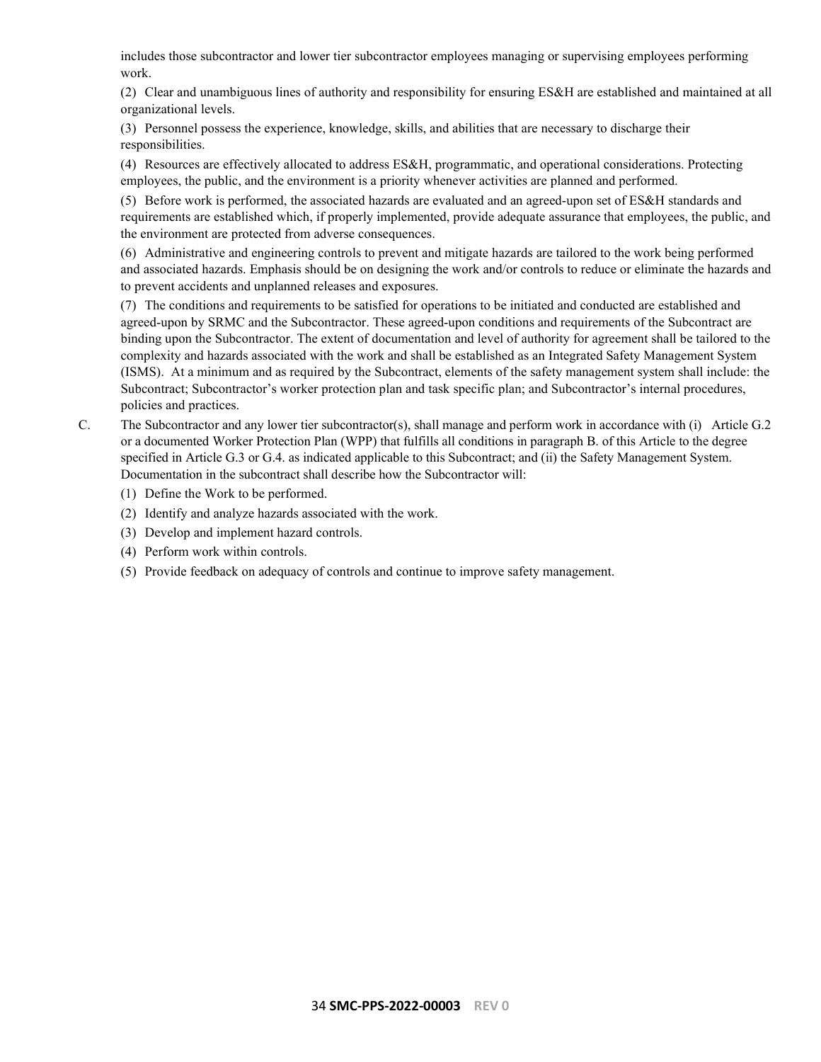includes those subcontractor and lower tier subcontractor employees managing or supervising employees performing work.

(2) Clear and unambiguous lines of authority and responsibility for ensuring ES&H are established and maintained at all organizational levels.

(3) Personnel possess the experience, knowledge, skills, and abilities that are necessary to discharge their responsibilities.

(4) Resources are effectively allocated to address ES&H, programmatic, and operational considerations. Protecting employees, the public, and the environment is a priority whenever activities are planned and performed.

(5) Before work is performed, the associated hazards are evaluated and an agreed-upon set of ES&H standards and requirements are established which, if properly implemented, provide adequate assurance that employees, the public, and the environment are protected from adverse consequences.

(6) Administrative and engineering controls to prevent and mitigate hazards are tailored to the work being performed and associated hazards. Emphasis should be on designing the work and/or controls to reduce or eliminate the hazards and to prevent accidents and unplanned releases and exposures.

(7) The conditions and requirements to be satisfied for operations to be initiated and conducted are established and agreed-upon by SRMC and the Subcontractor. These agreed-upon conditions and requirements of the Subcontract are binding upon the Subcontractor. The extent of documentation and level of authority for agreement shall be tailored to the complexity and hazards associated with the work and shall be established as an Integrated Safety Management System (ISMS). At a minimum and as required by the Subcontract, elements of the safety management system shall include: the Subcontract; Subcontractor's worker protection plan and task specific plan; and Subcontractor's internal procedures, policies and practices.

C. The Subcontractor and any lower tier subcontractor(s), shall manage and perform work in accordance with (i) Article G.2 or a documented Worker Protection Plan (WPP) that fulfills all conditions in paragraph B. of this Article to the degree specified in Article G.3 or G.4. as indicated applicable to this Subcontract; and (ii) the Safety Management System. Documentation in the subcontract shall describe how the Subcontractor will:

(1) Define the Work to be performed.

(2) Identify and analyze hazards associated with the work.

(3) Develop and implement hazard controls.

(4) Perform work within controls.

(5) Provide feedback on adequacy of controls and continue to improve safety management.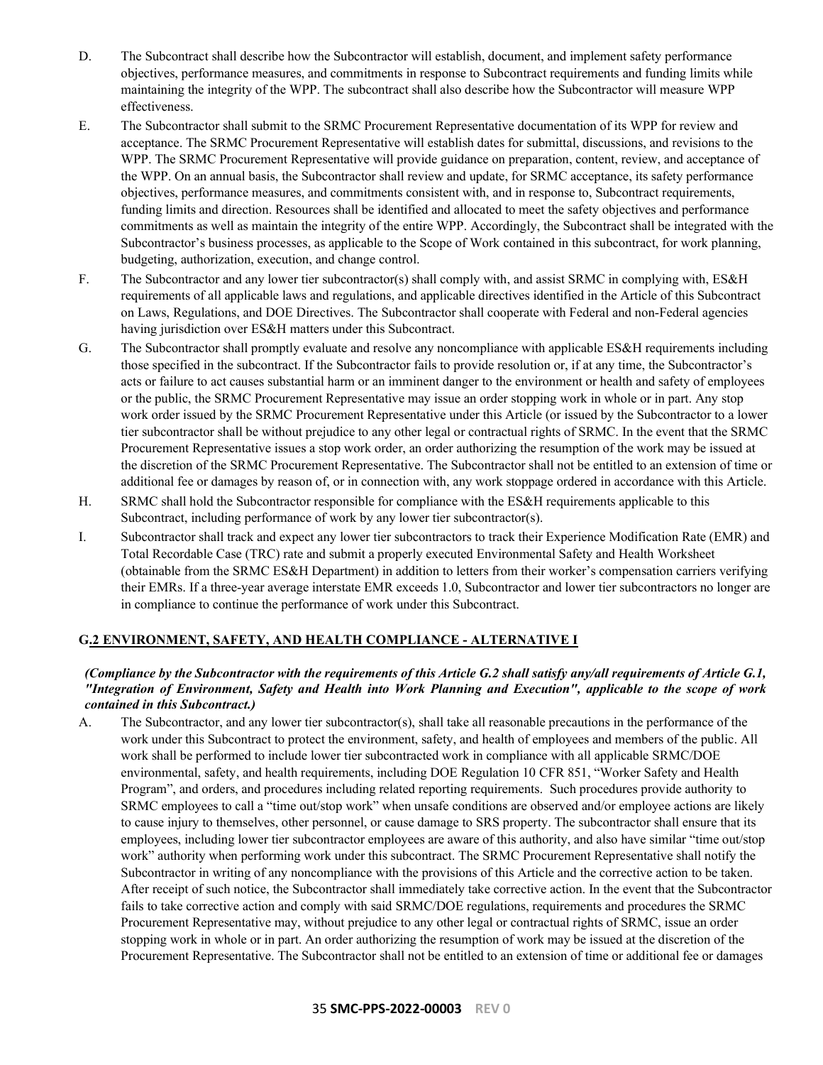D. The Subcontract shall describe how the Subcontractor will establish, document, and implement safety performance objectives, performance measures, and commitments in response to Subcontract requirements and funding limits while maintaining the integrity of the WPP. The subcontract shall also describe how the Subcontractor will measure WPP effectiveness.

E. The Subcontractor shall submit to the SRMC Procurement Representative documentation of its WPP for review and acceptance. The SRMC Procurement Representative will establish dates for submittal, discussions, and revisions to the WPP. The SRMC Procurement Representative will provide guidance on preparation, content, review, and acceptance of the WPP. On an annual basis, the Subcontractor shall review and update, for SRMC acceptance, its safety performance objectives, performance measures, and commitments consistent with, and in response to, Subcontract requirements, funding limits and direction. Resources shall be identified and allocated to meet the safety objectives and performance commitments as well as maintain the integrity of the entire WPP. Accordingly, the Subcontract shall be integrated with the Subcontractor's business processes, as applicable to the Scope of Work contained in this subcontract, for work planning, budgeting, authorization, execution, and change control.

F. The Subcontractor and any lower tier subcontractor(s) shall comply with, and assist SRMC in complying with, ES&H requirements of all applicable laws and regulations, and applicable directives identified in the Article of this Subcontract on Laws, Regulations, and DOE Directives. The Subcontractor shall cooperate with Federal and non-Federal agencies having jurisdiction over ES&H matters under this Subcontract.

G. The Subcontractor shall promptly evaluate and resolve any noncompliance with applicable ES&H requirements including those specified in the subcontract. If the Subcontractor fails to provide resolution or, if at any time, the Subcontractor's acts or failure to act causes substantial harm or an imminent danger to the environment or health and safety of employees or the public, the SRMC Procurement Representative may issue an order stopping work in whole or in part. Any stop work order issued by the SRMC Procurement Representative under this Article (or issued by the Subcontractor to a lower tier subcontractor shall be without prejudice to any other legal or contractual rights of SRMC. In the event that the SRMC Procurement Representative issues a stop work order, an order authorizing the resumption of the work may be issued at the discretion of the SRMC Procurement Representative. The Subcontractor shall not be entitled to an extension of time or additional fee or damages by reason of, or in connection with, any work stoppage ordered in accordance with this Article.

H. SRMC shall hold the Subcontractor responsible for compliance with the ES&H requirements applicable to this Subcontract, including performance of work by any lower tier subcontractor(s).

I. Subcontractor shall track and expect any lower tier subcontractors to track their Experience Modification Rate (EMR) and Total Recordable Case (TRC) rate and submit a properly executed Environmental Safety and Health Worksheet (obtainable from the SRMC ES&H Department) in addition to letters from their worker's compensation carriers verifying their EMRs. If a three-year average interstate EMR exceeds 1.0, Subcontractor and lower tier subcontractors no longer are in compliance to continue the performance of work under this Subcontract.

## G.2 ENVIRONMENT, SAFETY, AND HEALTH COMPLIANCE - ALTERNATIVE I

***(Compliance by the Subcontractor with the requirements of this Article G.2 shall satisfy any/all requirements of Article G.1, "Integration of Environment, Safety and Health into Work Planning and Execution", applicable to the scope of work contained in this Subcontract.)***

A. The Subcontractor, and any lower tier subcontractor(s), shall take all reasonable precautions in the performance of the work under this Subcontract to protect the environment, safety, and health of employees and members of the public. All work shall be performed to include lower tier subcontracted work in compliance with all applicable SRMC/DOE environmental, safety, and health requirements, including DOE Regulation 10 CFR 851, "Worker Safety and Health Program", and orders, and procedures including related reporting requirements. Such procedures provide authority to SRMC employees to call a "time out/stop work" when unsafe conditions are observed and/or employee actions are likely to cause injury to themselves, other personnel, or cause damage to SRS property. The subcontractor shall ensure that its employees, including lower tier subcontractor employees are aware of this authority, and also have similar "time out/stop work" authority when performing work under this subcontract. The SRMC Procurement Representative shall notify the Subcontractor in writing of any noncompliance with the provisions of this Article and the corrective action to be taken. After receipt of such notice, the Subcontractor shall immediately take corrective action. In the event that the Subcontractor fails to take corrective action and comply with said SRMC/DOE regulations, requirements and procedures the SRMC Procurement Representative may, without prejudice to any other legal or contractual rights of SRMC, issue an order stopping work in whole or in part. An order authorizing the resumption of work may be issued at the discretion of the Procurement Representative. The Subcontractor shall not be entitled to an extension of time or additional fee or damages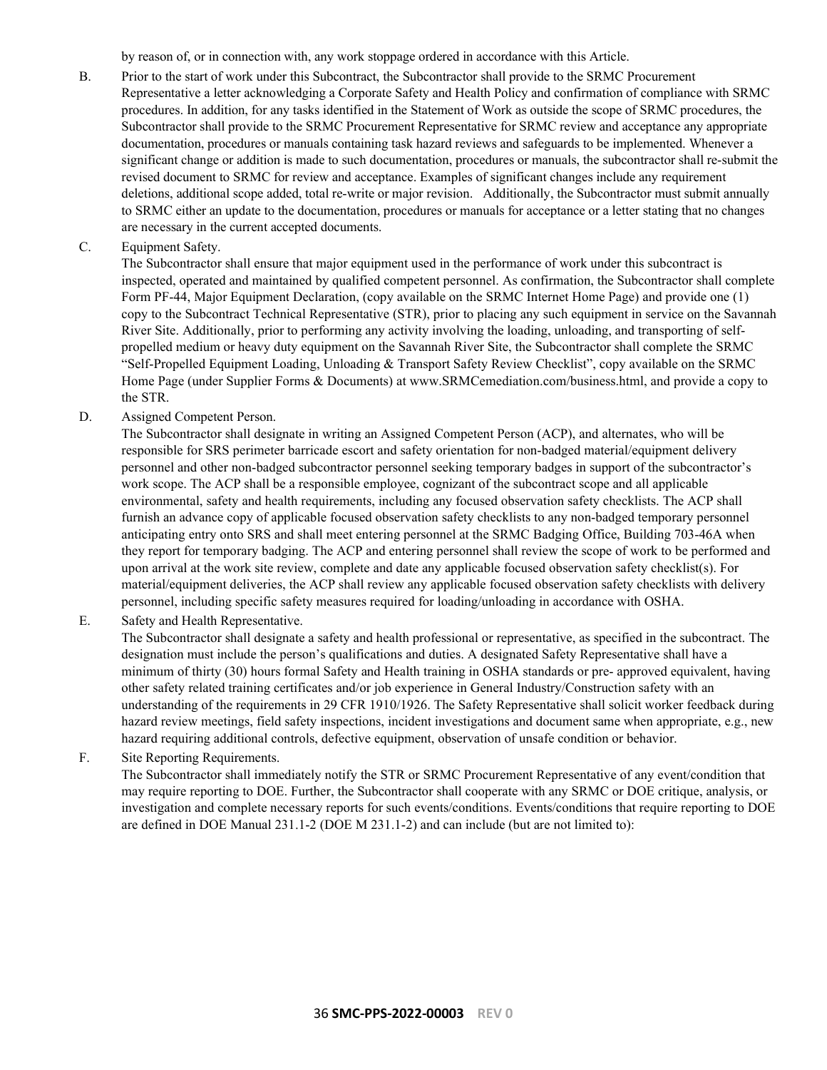by reason of, or in connection with, any work stoppage ordered in accordance with this Article.

B. Prior to the start of work under this Subcontract, the Subcontractor shall provide to the SRMC Procurement Representative a letter acknowledging a Corporate Safety and Health Policy and confirmation of compliance with SRMC procedures. In addition, for any tasks identified in the Statement of Work as outside the scope of SRMC procedures, the Subcontractor shall provide to the SRMC Procurement Representative for SRMC review and acceptance any appropriate documentation, procedures or manuals containing task hazard reviews and safeguards to be implemented. Whenever a significant change or addition is made to such documentation, procedures or manuals, the subcontractor shall re-submit the revised document to SRMC for review and acceptance. Examples of significant changes include any requirement deletions, additional scope added, total re-write or major revision. Additionally, the Subcontractor must submit annually to SRMC either an update to the documentation, procedures or manuals for acceptance or a letter stating that no changes are necessary in the current accepted documents.

C. Equipment Safety.

The Subcontractor shall ensure that major equipment used in the performance of work under this subcontract is inspected, operated and maintained by qualified competent personnel. As confirmation, the Subcontractor shall complete Form PF-44, Major Equipment Declaration, (copy available on the SRMC Internet Home Page) and provide one (1) copy to the Subcontract Technical Representative (STR), prior to placing any such equipment in service on the Savannah River Site. Additionally, prior to performing any activity involving the loading, unloading, and transporting of self-propelled medium or heavy duty equipment on the Savannah River Site, the Subcontractor shall complete the SRMC "Self-Propelled Equipment Loading, Unloading & Transport Safety Review Checklist", copy available on the SRMC Home Page (under Supplier Forms & Documents) at www.SRMCemediation.com/business.html, and provide a copy to the STR.

D. Assigned Competent Person.

The Subcontractor shall designate in writing an Assigned Competent Person (ACP), and alternates, who will be responsible for SRS perimeter barricade escort and safety orientation for non-badged material/equipment delivery personnel and other non-badged subcontractor personnel seeking temporary badges in support of the subcontractor's work scope. The ACP shall be a responsible employee, cognizant of the subcontract scope and all applicable environmental, safety and health requirements, including any focused observation safety checklists. The ACP shall furnish an advance copy of applicable focused observation safety checklists to any non-badged temporary personnel anticipating entry onto SRS and shall meet entering personnel at the SRMC Badging Office, Building 703-46A when they report for temporary badging. The ACP and entering personnel shall review the scope of work to be performed and upon arrival at the work site review, complete and date any applicable focused observation safety checklist(s). For material/equipment deliveries, the ACP shall review any applicable focused observation safety checklists with delivery personnel, including specific safety measures required for loading/unloading in accordance with OSHA.

E. Safety and Health Representative.

The Subcontractor shall designate a safety and health professional or representative, as specified in the subcontract. The designation must include the person's qualifications and duties. A designated Safety Representative shall have a minimum of thirty (30) hours formal Safety and Health training in OSHA standards or pre- approved equivalent, having other safety related training certificates and/or job experience in General Industry/Construction safety with an understanding of the requirements in 29 CFR 1910/1926. The Safety Representative shall solicit worker feedback during hazard review meetings, field safety inspections, incident investigations and document same when appropriate, e.g., new hazard requiring additional controls, defective equipment, observation of unsafe condition or behavior.

F. Site Reporting Requirements.

The Subcontractor shall immediately notify the STR or SRMC Procurement Representative of any event/condition that may require reporting to DOE. Further, the Subcontractor shall cooperate with any SRMC or DOE critique, analysis, or investigation and complete necessary reports for such events/conditions. Events/conditions that require reporting to DOE are defined in DOE Manual 231.1-2 (DOE M 231.1-2) and can include (but are not limited to):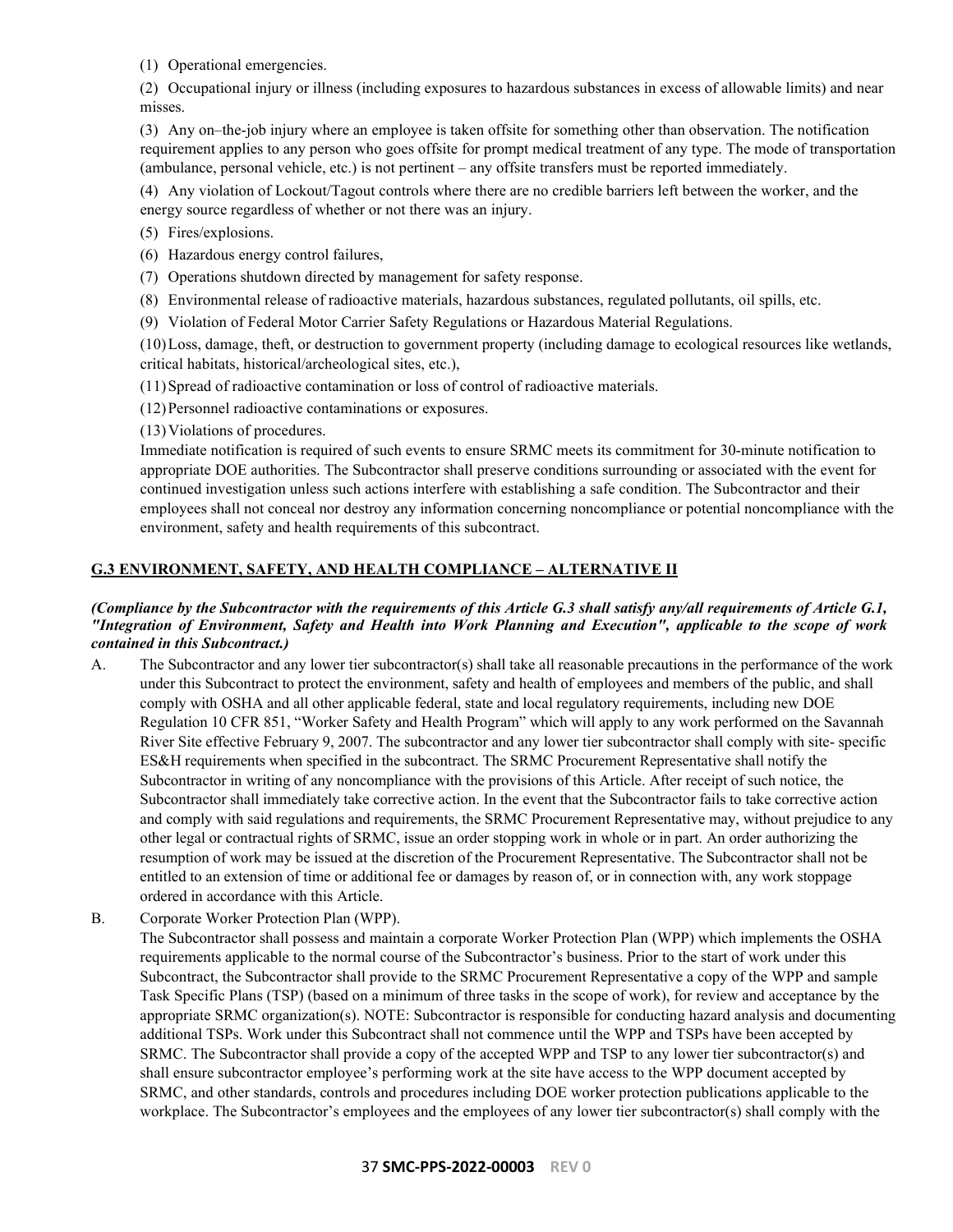(1) Operational emergencies.

(2) Occupational injury or illness (including exposures to hazardous substances in excess of allowable limits) and near misses.

(3) Any on–the-job injury where an employee is taken offsite for something other than observation. The notification requirement applies to any person who goes offsite for prompt medical treatment of any type. The mode of transportation (ambulance, personal vehicle, etc.) is not pertinent – any offsite transfers must be reported immediately.

(4) Any violation of Lockout/Tagout controls where there are no credible barriers left between the worker, and the energy source regardless of whether or not there was an injury.

(5) Fires/explosions.

(6) Hazardous energy control failures,

(7) Operations shutdown directed by management for safety response.

(8) Environmental release of radioactive materials, hazardous substances, regulated pollutants, oil spills, etc.

(9) Violation of Federal Motor Carrier Safety Regulations or Hazardous Material Regulations.

(10) Loss, damage, theft, or destruction to government property (including damage to ecological resources like wetlands, critical habitats, historical/archeological sites, etc.),

(11) Spread of radioactive contamination or loss of control of radioactive materials.

(12) Personnel radioactive contaminations or exposures.

(13) Violations of procedures.

Immediate notification is required of such events to ensure SRMC meets its commitment for 30-minute notification to appropriate DOE authorities. The Subcontractor shall preserve conditions surrounding or associated with the event for continued investigation unless such actions interfere with establishing a safe condition. The Subcontractor and their employees shall not conceal nor destroy any information concerning noncompliance or potential noncompliance with the environment, safety and health requirements of this subcontract.

## G.3 ENVIRONMENT, SAFETY, AND HEALTH COMPLIANCE – ALTERNATIVE II

***(Compliance by the Subcontractor with the requirements of this Article G.3 shall satisfy any/all requirements of Article G.1, "Integration of Environment, Safety and Health into Work Planning and Execution", applicable to the scope of work contained in this Subcontract.)***

A. The Subcontractor and any lower tier subcontractor(s) shall take all reasonable precautions in the performance of the work under this Subcontract to protect the environment, safety and health of employees and members of the public, and shall comply with OSHA and all other applicable federal, state and local regulatory requirements, including new DOE Regulation 10 CFR 851, "Worker Safety and Health Program" which will apply to any work performed on the Savannah River Site effective February 9, 2007. The subcontractor and any lower tier subcontractor shall comply with site- specific ES&H requirements when specified in the subcontract. The SRMC Procurement Representative shall notify the Subcontractor in writing of any noncompliance with the provisions of this Article. After receipt of such notice, the Subcontractor shall immediately take corrective action. In the event that the Subcontractor fails to take corrective action and comply with said regulations and requirements, the SRMC Procurement Representative may, without prejudice to any other legal or contractual rights of SRMC, issue an order stopping work in whole or in part. An order authorizing the resumption of work may be issued at the discretion of the Procurement Representative. The Subcontractor shall not be entitled to an extension of time or additional fee or damages by reason of, or in connection with, any work stoppage ordered in accordance with this Article.

B. Corporate Worker Protection Plan (WPP).

The Subcontractor shall possess and maintain a corporate Worker Protection Plan (WPP) which implements the OSHA requirements applicable to the normal course of the Subcontractor's business. Prior to the start of work under this Subcontract, the Subcontractor shall provide to the SRMC Procurement Representative a copy of the WPP and sample Task Specific Plans (TSP) (based on a minimum of three tasks in the scope of work), for review and acceptance by the appropriate SRMC organization(s). NOTE: Subcontractor is responsible for conducting hazard analysis and documenting additional TSPs. Work under this Subcontract shall not commence until the WPP and TSPs have been accepted by SRMC. The Subcontractor shall provide a copy of the accepted WPP and TSP to any lower tier subcontractor(s) and shall ensure subcontractor employee's performing work at the site have access to the WPP document accepted by SRMC, and other standards, controls and procedures including DOE worker protection publications applicable to the workplace. The Subcontractor's employees and the employees of any lower tier subcontractor(s) shall comply with the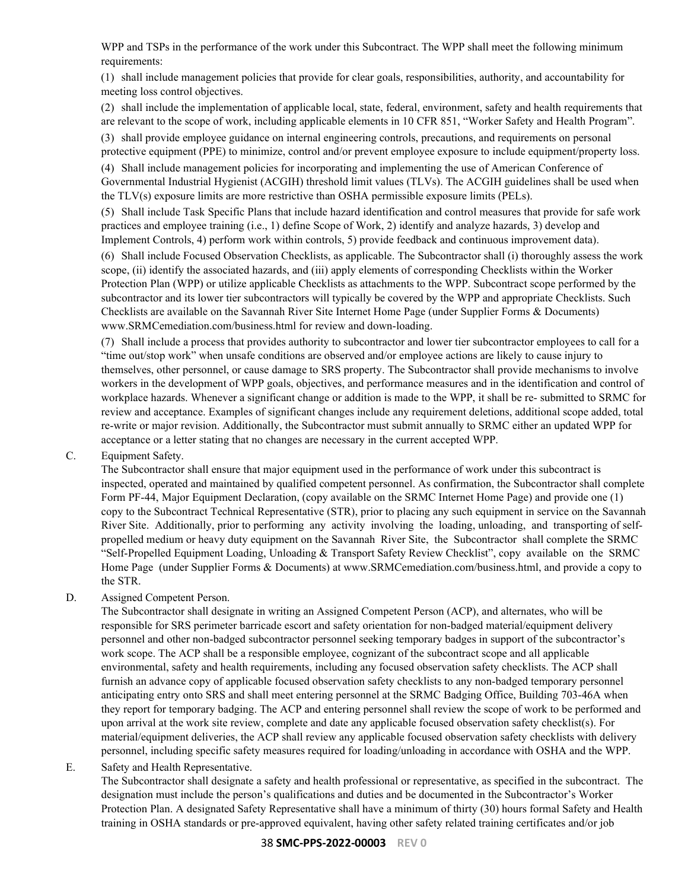WPP and TSPs in the performance of the work under this Subcontract. The WPP shall meet the following minimum requirements:

(1) shall include management policies that provide for clear goals, responsibilities, authority, and accountability for meeting loss control objectives.

(2) shall include the implementation of applicable local, state, federal, environment, safety and health requirements that are relevant to the scope of work, including applicable elements in 10 CFR 851, "Worker Safety and Health Program".

(3) shall provide employee guidance on internal engineering controls, precautions, and requirements on personal protective equipment (PPE) to minimize, control and/or prevent employee exposure to include equipment/property loss.

(4) Shall include management policies for incorporating and implementing the use of American Conference of Governmental Industrial Hygienist (ACGIH) threshold limit values (TLVs). The ACGIH guidelines shall be used when the TLV(s) exposure limits are more restrictive than OSHA permissible exposure limits (PELs).

(5) Shall include Task Specific Plans that include hazard identification and control measures that provide for safe work practices and employee training (i.e., 1) define Scope of Work, 2) identify and analyze hazards, 3) develop and Implement Controls, 4) perform work within controls, 5) provide feedback and continuous improvement data).

(6) Shall include Focused Observation Checklists, as applicable. The Subcontractor shall (i) thoroughly assess the work scope, (ii) identify the associated hazards, and (iii) apply elements of corresponding Checklists within the Worker Protection Plan (WPP) or utilize applicable Checklists as attachments to the WPP. Subcontract scope performed by the subcontractor and its lower tier subcontractors will typically be covered by the WPP and appropriate Checklists. Such Checklists are available on the Savannah River Site Internet Home Page (under Supplier Forms & Documents) www.SRMCemediation.com/business.html for review and down-loading.

(7) Shall include a process that provides authority to subcontractor and lower tier subcontractor employees to call for a "time out/stop work" when unsafe conditions are observed and/or employee actions are likely to cause injury to themselves, other personnel, or cause damage to SRS property. The Subcontractor shall provide mechanisms to involve workers in the development of WPP goals, objectives, and performance measures and in the identification and control of workplace hazards. Whenever a significant change or addition is made to the WPP, it shall be re- submitted to SRMC for review and acceptance. Examples of significant changes include any requirement deletions, additional scope added, total re-write or major revision. Additionally, the Subcontractor must submit annually to SRMC either an updated WPP for acceptance or a letter stating that no changes are necessary in the current accepted WPP.

C. Equipment Safety.

The Subcontractor shall ensure that major equipment used in the performance of work under this subcontract is inspected, operated and maintained by qualified competent personnel. As confirmation, the Subcontractor shall complete Form PF-44, Major Equipment Declaration, (copy available on the SRMC Internet Home Page) and provide one (1) copy to the Subcontract Technical Representative (STR), prior to placing any such equipment in service on the Savannah River Site. Additionally, prior to performing any activity involving the loading, unloading, and transporting of self-propelled medium or heavy duty equipment on the Savannah River Site, the Subcontractor shall complete the SRMC "Self-Propelled Equipment Loading, Unloading & Transport Safety Review Checklist", copy available on the SRMC Home Page (under Supplier Forms & Documents) at www.SRMCemediation.com/business.html, and provide a copy to the STR.

D. Assigned Competent Person.

The Subcontractor shall designate in writing an Assigned Competent Person (ACP), and alternates, who will be responsible for SRS perimeter barricade escort and safety orientation for non-badged material/equipment delivery personnel and other non-badged subcontractor personnel seeking temporary badges in support of the subcontractor's work scope. The ACP shall be a responsible employee, cognizant of the subcontract scope and all applicable environmental, safety and health requirements, including any focused observation safety checklists. The ACP shall furnish an advance copy of applicable focused observation safety checklists to any non-badged temporary personnel anticipating entry onto SRS and shall meet entering personnel at the SRMC Badging Office, Building 703-46A when they report for temporary badging. The ACP and entering personnel shall review the scope of work to be performed and upon arrival at the work site review, complete and date any applicable focused observation safety checklist(s). For material/equipment deliveries, the ACP shall review any applicable focused observation safety checklists with delivery personnel, including specific safety measures required for loading/unloading in accordance with OSHA and the WPP.

E. Safety and Health Representative.

The Subcontractor shall designate a safety and health professional or representative, as specified in the subcontract. The designation must include the person's qualifications and duties and be documented in the Subcontractor's Worker Protection Plan. A designated Safety Representative shall have a minimum of thirty (30) hours formal Safety and Health training in OSHA standards or pre-approved equivalent, having other safety related training certificates and/or job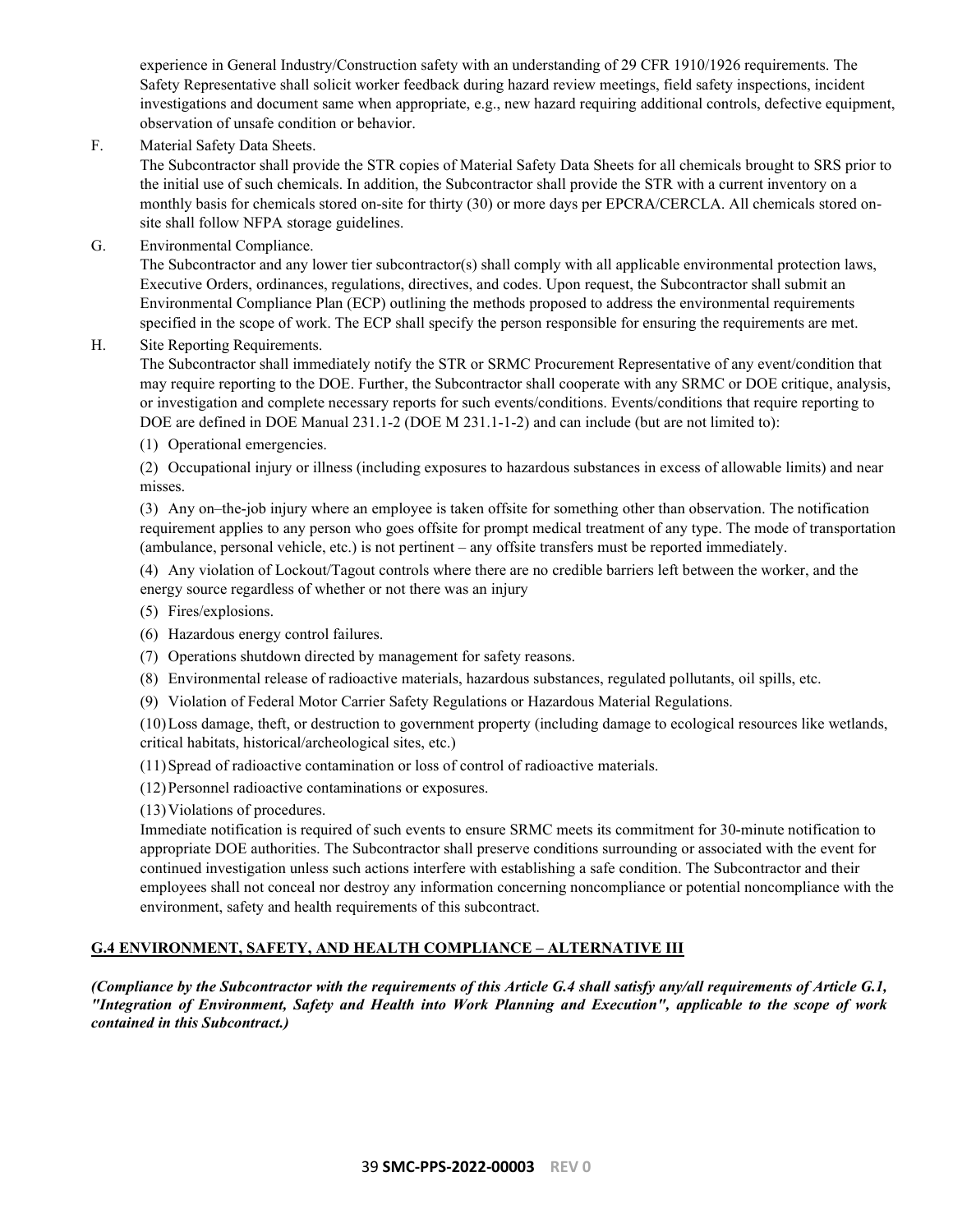experience in General Industry/Construction safety with an understanding of 29 CFR 1910/1926 requirements. The Safety Representative shall solicit worker feedback during hazard review meetings, field safety inspections, incident investigations and document same when appropriate, e.g., new hazard requiring additional controls, defective equipment, observation of unsafe condition or behavior.

F. Material Safety Data Sheets.

The Subcontractor shall provide the STR copies of Material Safety Data Sheets for all chemicals brought to SRS prior to the initial use of such chemicals. In addition, the Subcontractor shall provide the STR with a current inventory on a monthly basis for chemicals stored on-site for thirty (30) or more days per EPCRA/CERCLA. All chemicals stored on-site shall follow NFPA storage guidelines.

G. Environmental Compliance.

The Subcontractor and any lower tier subcontractor(s) shall comply with all applicable environmental protection laws, Executive Orders, ordinances, regulations, directives, and codes. Upon request, the Subcontractor shall submit an Environmental Compliance Plan (ECP) outlining the methods proposed to address the environmental requirements specified in the scope of work. The ECP shall specify the person responsible for ensuring the requirements are met.

H. Site Reporting Requirements.

The Subcontractor shall immediately notify the STR or SRMC Procurement Representative of any event/condition that may require reporting to the DOE. Further, the Subcontractor shall cooperate with any SRMC or DOE critique, analysis, or investigation and complete necessary reports for such events/conditions. Events/conditions that require reporting to DOE are defined in DOE Manual 231.1-2 (DOE M 231.1-1-2) and can include (but are not limited to):

(1) Operational emergencies.

(2) Occupational injury or illness (including exposures to hazardous substances in excess of allowable limits) and near misses.

(3) Any on–the-job injury where an employee is taken offsite for something other than observation. The notification requirement applies to any person who goes offsite for prompt medical treatment of any type. The mode of transportation (ambulance, personal vehicle, etc.) is not pertinent – any offsite transfers must be reported immediately.

(4) Any violation of Lockout/Tagout controls where there are no credible barriers left between the worker, and the energy source regardless of whether or not there was an injury

(5) Fires/explosions.

(6) Hazardous energy control failures.

(7) Operations shutdown directed by management for safety reasons.

(8) Environmental release of radioactive materials, hazardous substances, regulated pollutants, oil spills, etc.

(9) Violation of Federal Motor Carrier Safety Regulations or Hazardous Material Regulations.

(10) Loss damage, theft, or destruction to government property (including damage to ecological resources like wetlands, critical habitats, historical/archeological sites, etc.)

(11) Spread of radioactive contamination or loss of control of radioactive materials.

(12) Personnel radioactive contaminations or exposures.

(13) Violations of procedures.

Immediate notification is required of such events to ensure SRMC meets its commitment for 30-minute notification to appropriate DOE authorities. The Subcontractor shall preserve conditions surrounding or associated with the event for continued investigation unless such actions interfere with establishing a safe condition. The Subcontractor and their employees shall not conceal nor destroy any information concerning noncompliance or potential noncompliance with the environment, safety and health requirements of this subcontract.

## G.4 ENVIRONMENT, SAFETY, AND HEALTH COMPLIANCE – ALTERNATIVE III

***(Compliance by the Subcontractor with the requirements of this Article G.4 shall satisfy any/all requirements of Article G.1, "Integration of Environment, Safety and Health into Work Planning and Execution", applicable to the scope of work contained in this Subcontract.)***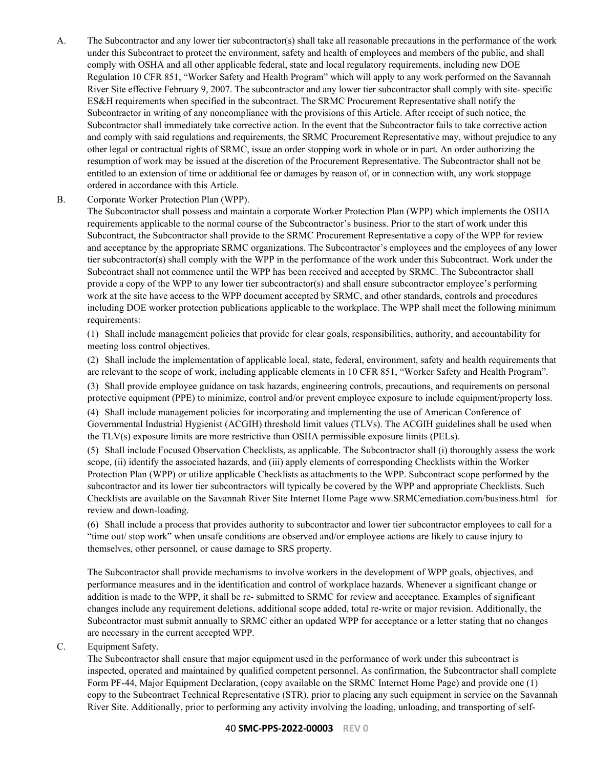A. The Subcontractor and any lower tier subcontractor(s) shall take all reasonable precautions in the performance of the work under this Subcontract to protect the environment, safety and health of employees and members of the public, and shall comply with OSHA and all other applicable federal, state and local regulatory requirements, including new DOE Regulation 10 CFR 851, "Worker Safety and Health Program" which will apply to any work performed on the Savannah River Site effective February 9, 2007. The subcontractor and any lower tier subcontractor shall comply with site- specific ES&H requirements when specified in the subcontract. The SRMC Procurement Representative shall notify the Subcontractor in writing of any noncompliance with the provisions of this Article. After receipt of such notice, the Subcontractor shall immediately take corrective action. In the event that the Subcontractor fails to take corrective action and comply with said regulations and requirements, the SRMC Procurement Representative may, without prejudice to any other legal or contractual rights of SRMC, issue an order stopping work in whole or in part. An order authorizing the resumption of work may be issued at the discretion of the Procurement Representative. The Subcontractor shall not be entitled to an extension of time or additional fee or damages by reason of, or in connection with, any work stoppage ordered in accordance with this Article.

B. Corporate Worker Protection Plan (WPP).

The Subcontractor shall possess and maintain a corporate Worker Protection Plan (WPP) which implements the OSHA requirements applicable to the normal course of the Subcontractor's business. Prior to the start of work under this Subcontract, the Subcontractor shall provide to the SRMC Procurement Representative a copy of the WPP for review and acceptance by the appropriate SRMC organizations. The Subcontractor's employees and the employees of any lower tier subcontractor(s) shall comply with the WPP in the performance of the work under this Subcontract. Work under the Subcontract shall not commence until the WPP has been received and accepted by SRMC. The Subcontractor shall provide a copy of the WPP to any lower tier subcontractor(s) and shall ensure subcontractor employee's performing work at the site have access to the WPP document accepted by SRMC, and other standards, controls and procedures including DOE worker protection publications applicable to the workplace. The WPP shall meet the following minimum requirements:

(1) Shall include management policies that provide for clear goals, responsibilities, authority, and accountability for meeting loss control objectives.

(2) Shall include the implementation of applicable local, state, federal, environment, safety and health requirements that are relevant to the scope of work, including applicable elements in 10 CFR 851, "Worker Safety and Health Program".

(3) Shall provide employee guidance on task hazards, engineering controls, precautions, and requirements on personal protective equipment (PPE) to minimize, control and/or prevent employee exposure to include equipment/property loss.

(4) Shall include management policies for incorporating and implementing the use of American Conference of Governmental Industrial Hygienist (ACGIH) threshold limit values (TLVs). The ACGIH guidelines shall be used when the TLV(s) exposure limits are more restrictive than OSHA permissible exposure limits (PELs).

(5) Shall include Focused Observation Checklists, as applicable. The Subcontractor shall (i) thoroughly assess the work scope, (ii) identify the associated hazards, and (iii) apply elements of corresponding Checklists within the Worker Protection Plan (WPP) or utilize applicable Checklists as attachments to the WPP. Subcontract scope performed by the subcontractor and its lower tier subcontractors will typically be covered by the WPP and appropriate Checklists. Such Checklists are available on the Savannah River Site Internet Home Page www.SRMCemediation.com/business.html for review and down-loading.

(6) Shall include a process that provides authority to subcontractor and lower tier subcontractor employees to call for a "time out/ stop work" when unsafe conditions are observed and/or employee actions are likely to cause injury to themselves, other personnel, or cause damage to SRS property.

The Subcontractor shall provide mechanisms to involve workers in the development of WPP goals, objectives, and performance measures and in the identification and control of workplace hazards. Whenever a significant change or addition is made to the WPP, it shall be re- submitted to SRMC for review and acceptance. Examples of significant changes include any requirement deletions, additional scope added, total re-write or major revision. Additionally, the Subcontractor must submit annually to SRMC either an updated WPP for acceptance or a letter stating that no changes are necessary in the current accepted WPP.

C. Equipment Safety.

The Subcontractor shall ensure that major equipment used in the performance of work under this subcontract is inspected, operated and maintained by qualified competent personnel. As confirmation, the Subcontractor shall complete Form PF-44, Major Equipment Declaration, (copy available on the SRMC Internet Home Page) and provide one (1) copy to the Subcontract Technical Representative (STR), prior to placing any such equipment in service on the Savannah River Site. Additionally, prior to performing any activity involving the loading, unloading, and transporting of self-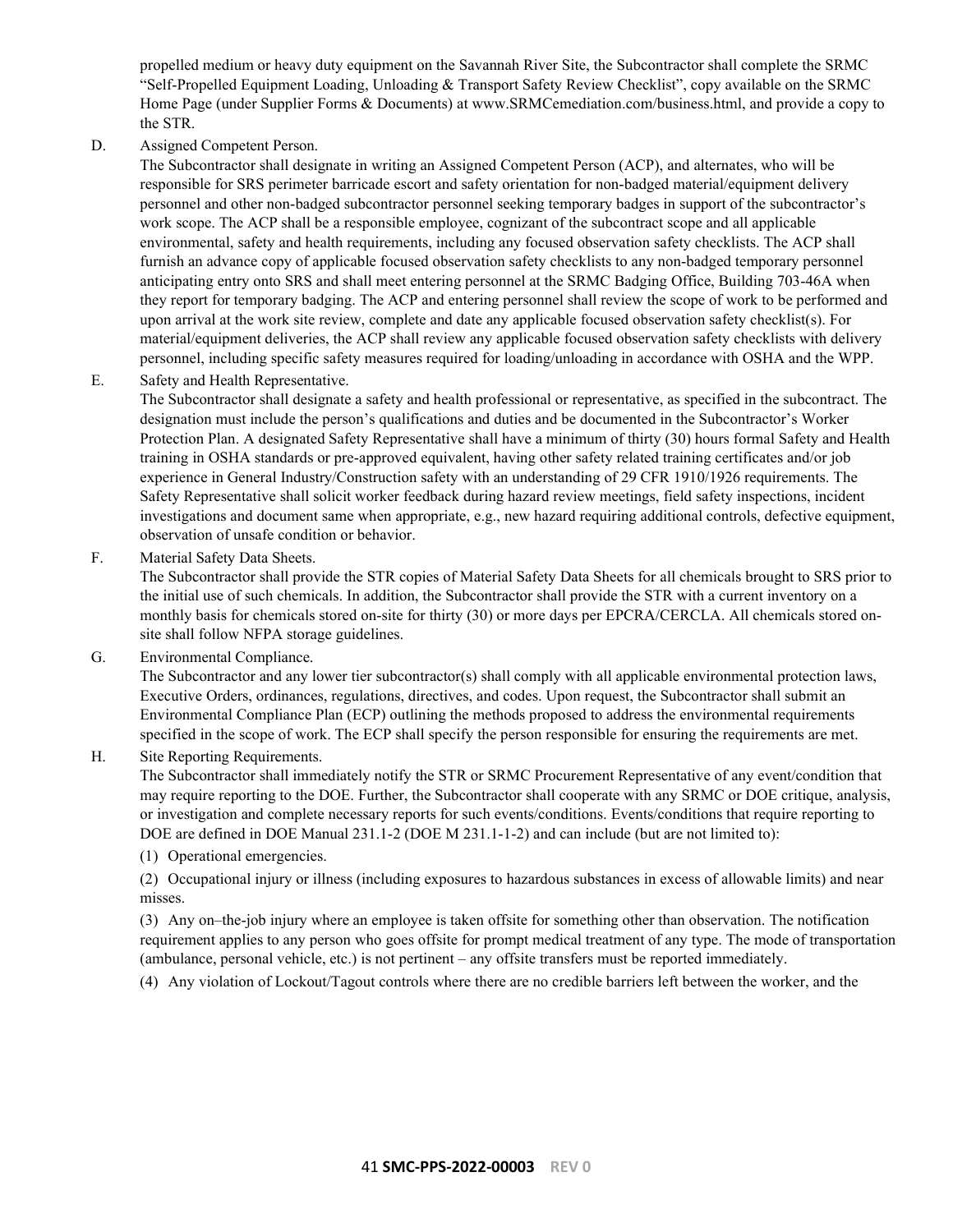propelled medium or heavy duty equipment on the Savannah River Site, the Subcontractor shall complete the SRMC "Self-Propelled Equipment Loading, Unloading & Transport Safety Review Checklist", copy available on the SRMC Home Page (under Supplier Forms & Documents) at www.SRMCemediation.com/business.html, and provide a copy to the STR.

D. Assigned Competent Person.

The Subcontractor shall designate in writing an Assigned Competent Person (ACP), and alternates, who will be responsible for SRS perimeter barricade escort and safety orientation for non-badged material/equipment delivery personnel and other non-badged subcontractor personnel seeking temporary badges in support of the subcontractor's work scope. The ACP shall be a responsible employee, cognizant of the subcontract scope and all applicable environmental, safety and health requirements, including any focused observation safety checklists. The ACP shall furnish an advance copy of applicable focused observation safety checklists to any non-badged temporary personnel anticipating entry onto SRS and shall meet entering personnel at the SRMC Badging Office, Building 703-46A when they report for temporary badging. The ACP and entering personnel shall review the scope of work to be performed and upon arrival at the work site review, complete and date any applicable focused observation safety checklist(s). For material/equipment deliveries, the ACP shall review any applicable focused observation safety checklists with delivery personnel, including specific safety measures required for loading/unloading in accordance with OSHA and the WPP.

E. Safety and Health Representative.

The Subcontractor shall designate a safety and health professional or representative, as specified in the subcontract. The designation must include the person's qualifications and duties and be documented in the Subcontractor's Worker Protection Plan. A designated Safety Representative shall have a minimum of thirty (30) hours formal Safety and Health training in OSHA standards or pre-approved equivalent, having other safety related training certificates and/or job experience in General Industry/Construction safety with an understanding of 29 CFR 1910/1926 requirements. The Safety Representative shall solicit worker feedback during hazard review meetings, field safety inspections, incident investigations and document same when appropriate, e.g., new hazard requiring additional controls, defective equipment, observation of unsafe condition or behavior.

F. Material Safety Data Sheets.

The Subcontractor shall provide the STR copies of Material Safety Data Sheets for all chemicals brought to SRS prior to the initial use of such chemicals. In addition, the Subcontractor shall provide the STR with a current inventory on a monthly basis for chemicals stored on-site for thirty (30) or more days per EPCRA/CERCLA. All chemicals stored on-site shall follow NFPA storage guidelines.

G. Environmental Compliance.

The Subcontractor and any lower tier subcontractor(s) shall comply with all applicable environmental protection laws, Executive Orders, ordinances, regulations, directives, and codes. Upon request, the Subcontractor shall submit an Environmental Compliance Plan (ECP) outlining the methods proposed to address the environmental requirements specified in the scope of work. The ECP shall specify the person responsible for ensuring the requirements are met.

H. Site Reporting Requirements.

The Subcontractor shall immediately notify the STR or SRMC Procurement Representative of any event/condition that may require reporting to the DOE. Further, the Subcontractor shall cooperate with any SRMC or DOE critique, analysis, or investigation and complete necessary reports for such events/conditions. Events/conditions that require reporting to DOE are defined in DOE Manual 231.1-2 (DOE M 231.1-1-2) and can include (but are not limited to):

(1) Operational emergencies.

(2) Occupational injury or illness (including exposures to hazardous substances in excess of allowable limits) and near misses.

(3) Any on–the-job injury where an employee is taken offsite for something other than observation. The notification requirement applies to any person who goes offsite for prompt medical treatment of any type. The mode of transportation (ambulance, personal vehicle, etc.) is not pertinent – any offsite transfers must be reported immediately.

(4) Any violation of Lockout/Tagout controls where there are no credible barriers left between the worker, and the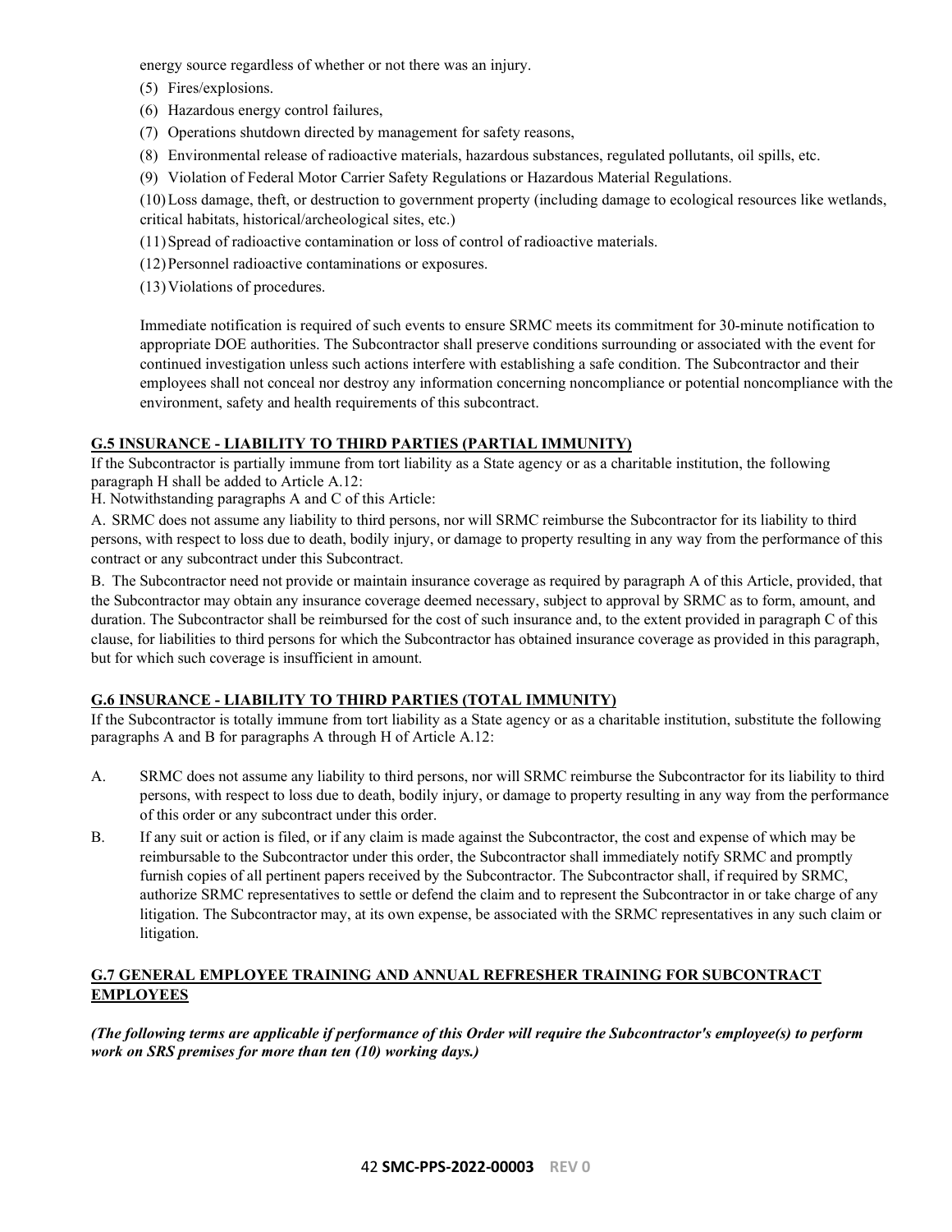energy source regardless of whether or not there was an injury.

(5) Fires/explosions.

(6) Hazardous energy control failures,

(7) Operations shutdown directed by management for safety reasons,

(8) Environmental release of radioactive materials, hazardous substances, regulated pollutants, oil spills, etc.

(9) Violation of Federal Motor Carrier Safety Regulations or Hazardous Material Regulations.

(10) Loss damage, theft, or destruction to government property (including damage to ecological resources like wetlands, critical habitats, historical/archeological sites, etc.)

(11) Spread of radioactive contamination or loss of control of radioactive materials.

(12) Personnel radioactive contaminations or exposures.

(13) Violations of procedures.

Immediate notification is required of such events to ensure SRMC meets its commitment for 30-minute notification to appropriate DOE authorities. The Subcontractor shall preserve conditions surrounding or associated with the event for continued investigation unless such actions interfere with establishing a safe condition. The Subcontractor and their employees shall not conceal nor destroy any information concerning noncompliance or potential noncompliance with the environment, safety and health requirements of this subcontract.

## G.5 INSURANCE - LIABILITY TO THIRD PARTIES (PARTIAL IMMUNITY)

If the Subcontractor is partially immune from tort liability as a State agency or as a charitable institution, the following paragraph H shall be added to Article A.12:

H. Notwithstanding paragraphs A and C of this Article:

A. SRMC does not assume any liability to third persons, nor will SRMC reimburse the Subcontractor for its liability to third persons, with respect to loss due to death, bodily injury, or damage to property resulting in any way from the performance of this contract or any subcontract under this Subcontract.

B. The Subcontractor need not provide or maintain insurance coverage as required by paragraph A of this Article, provided, that the Subcontractor may obtain any insurance coverage deemed necessary, subject to approval by SRMC as to form, amount, and duration. The Subcontractor shall be reimbursed for the cost of such insurance and, to the extent provided in paragraph C of this clause, for liabilities to third persons for which the Subcontractor has obtained insurance coverage as provided in this paragraph, but for which such coverage is insufficient in amount.

## G.6 INSURANCE - LIABILITY TO THIRD PARTIES (TOTAL IMMUNITY)

If the Subcontractor is totally immune from tort liability as a State agency or as a charitable institution, substitute the following paragraphs A and B for paragraphs A through H of Article A.12:

A. SRMC does not assume any liability to third persons, nor will SRMC reimburse the Subcontractor for its liability to third persons, with respect to loss due to death, bodily injury, or damage to property resulting in any way from the performance of this order or any subcontract under this order.

B. If any suit or action is filed, or if any claim is made against the Subcontractor, the cost and expense of which may be reimbursable to the Subcontractor under this order, the Subcontractor shall immediately notify SRMC and promptly furnish copies of all pertinent papers received by the Subcontractor. The Subcontractor shall, if required by SRMC, authorize SRMC representatives to settle or defend the claim and to represent the Subcontractor in or take charge of any litigation. The Subcontractor may, at its own expense, be associated with the SRMC representatives in any such claim or litigation.

## G.7 GENERAL EMPLOYEE TRAINING AND ANNUAL REFRESHER TRAINING FOR SUBCONTRACT EMPLOYEES

***(The following terms are applicable if performance of this Order will require the Subcontractor's employee(s) to perform work on SRS premises for more than ten (10) working days.)***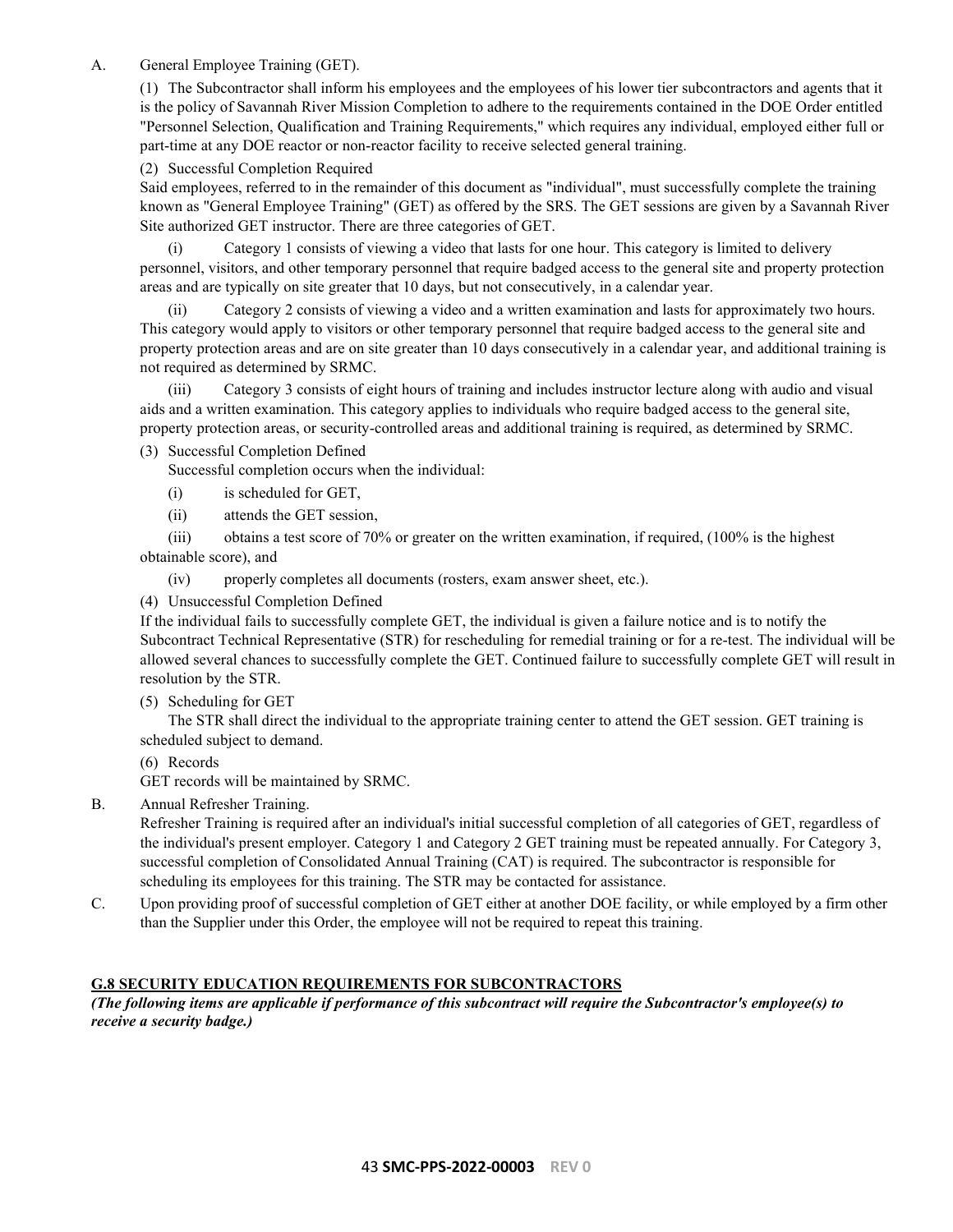A. General Employee Training (GET).

(1) The Subcontractor shall inform his employees and the employees of his lower tier subcontractors and agents that it is the policy of Savannah River Mission Completion to adhere to the requirements contained in the DOE Order entitled "Personnel Selection, Qualification and Training Requirements," which requires any individual, employed either full or part-time at any DOE reactor or non-reactor facility to receive selected general training.

(2) Successful Completion Required

Said employees, referred to in the remainder of this document as "individual", must successfully complete the training known as "General Employee Training" (GET) as offered by the SRS. The GET sessions are given by a Savannah River Site authorized GET instructor. There are three categories of GET.

(i) Category 1 consists of viewing a video that lasts for one hour. This category is limited to delivery personnel, visitors, and other temporary personnel that require badged access to the general site and property protection areas and are typically on site greater that 10 days, but not consecutively, in a calendar year.

(ii) Category 2 consists of viewing a video and a written examination and lasts for approximately two hours. This category would apply to visitors or other temporary personnel that require badged access to the general site and property protection areas and are on site greater than 10 days consecutively in a calendar year, and additional training is not required as determined by SRMC.

(iii) Category 3 consists of eight hours of training and includes instructor lecture along with audio and visual aids and a written examination. This category applies to individuals who require badged access to the general site, property protection areas, or security-controlled areas and additional training is required, as determined by SRMC.

(3) Successful Completion Defined

Successful completion occurs when the individual:

(i) is scheduled for GET,

(ii) attends the GET session,

(iii) obtains a test score of 70% or greater on the written examination, if required, (100% is the highest obtainable score), and

(iv) properly completes all documents (rosters, exam answer sheet, etc.).

(4) Unsuccessful Completion Defined

If the individual fails to successfully complete GET, the individual is given a failure notice and is to notify the Subcontract Technical Representative (STR) for rescheduling for remedial training or for a re-test. The individual will be allowed several chances to successfully complete the GET. Continued failure to successfully complete GET will result in resolution by the STR.

(5) Scheduling for GET

The STR shall direct the individual to the appropriate training center to attend the GET session. GET training is scheduled subject to demand.

(6) Records

GET records will be maintained by SRMC.

B. Annual Refresher Training.

Refresher Training is required after an individual's initial successful completion of all categories of GET, regardless of the individual's present employer. Category 1 and Category 2 GET training must be repeated annually. For Category 3, successful completion of Consolidated Annual Training (CAT) is required. The subcontractor is responsible for scheduling its employees for this training. The STR may be contacted for assistance.

C. Upon providing proof of successful completion of GET either at another DOE facility, or while employed by a firm other than the Supplier under this Order, the employee will not be required to repeat this training.

## G.8 SECURITY EDUCATION REQUIREMENTS FOR SUBCONTRACTORS

***(The following items are applicable if performance of this subcontract will require the Subcontractor's employee(s) to receive a security badge.)***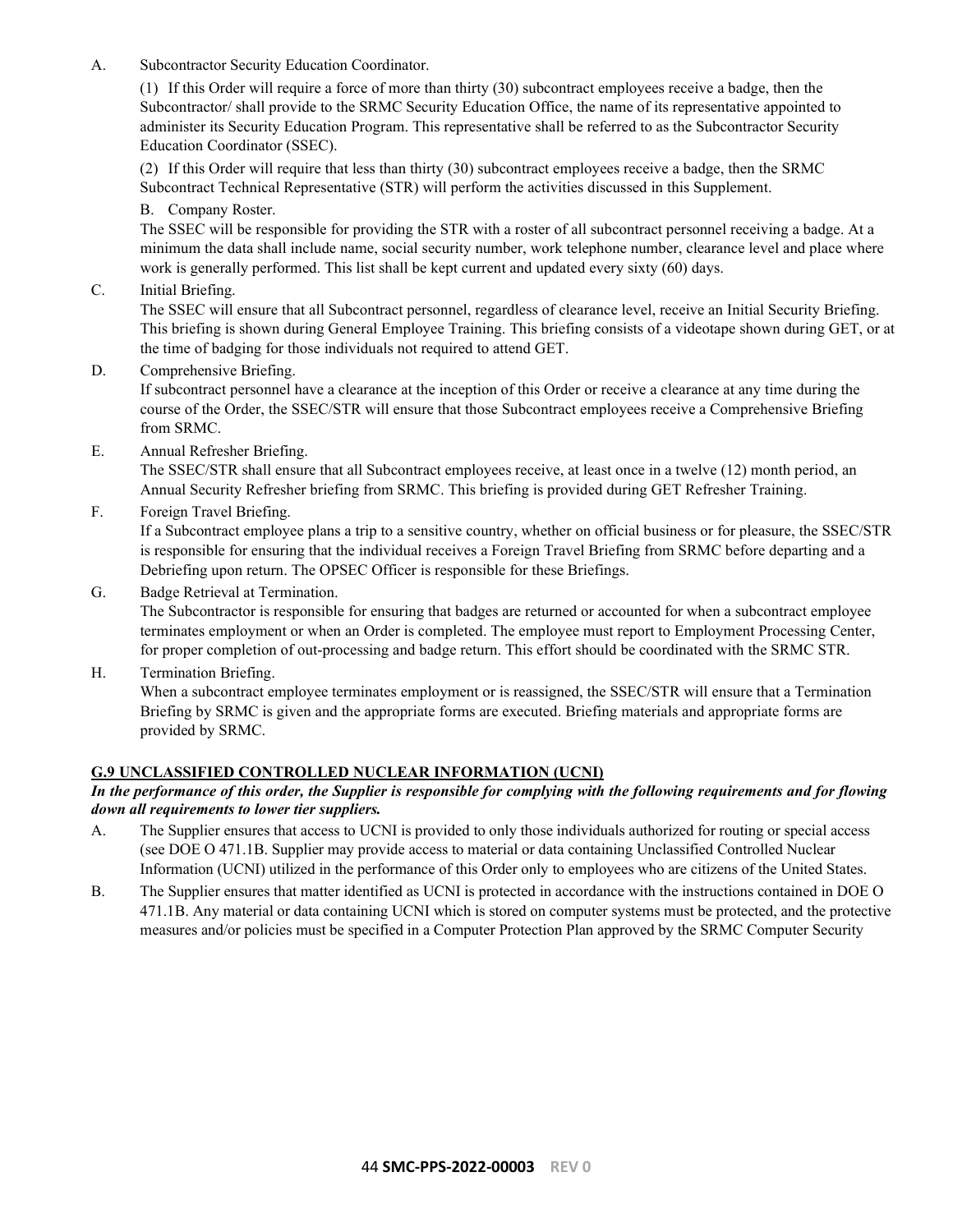A. Subcontractor Security Education Coordinator.

(1) If this Order will require a force of more than thirty (30) subcontract employees receive a badge, then the Subcontractor/ shall provide to the SRMC Security Education Office, the name of its representative appointed to administer its Security Education Program. This representative shall be referred to as the Subcontractor Security Education Coordinator (SSEC).

(2) If this Order will require that less than thirty (30) subcontract employees receive a badge, then the SRMC Subcontract Technical Representative (STR) will perform the activities discussed in this Supplement.

B. Company Roster.

The SSEC will be responsible for providing the STR with a roster of all subcontract personnel receiving a badge. At a minimum the data shall include name, social security number, work telephone number, clearance level and place where work is generally performed. This list shall be kept current and updated every sixty (60) days.

C. Initial Briefing.

The SSEC will ensure that all Subcontract personnel, regardless of clearance level, receive an Initial Security Briefing. This briefing is shown during General Employee Training. This briefing consists of a videotape shown during GET, or at the time of badging for those individuals not required to attend GET.

D. Comprehensive Briefing.

If subcontract personnel have a clearance at the inception of this Order or receive a clearance at any time during the course of the Order, the SSEC/STR will ensure that those Subcontract employees receive a Comprehensive Briefing from SRMC.

E. Annual Refresher Briefing.

The SSEC/STR shall ensure that all Subcontract employees receive, at least once in a twelve (12) month period, an Annual Security Refresher briefing from SRMC. This briefing is provided during GET Refresher Training.

F. Foreign Travel Briefing.

If a Subcontract employee plans a trip to a sensitive country, whether on official business or for pleasure, the SSEC/STR is responsible for ensuring that the individual receives a Foreign Travel Briefing from SRMC before departing and a Debriefing upon return. The OPSEC Officer is responsible for these Briefings.

G. Badge Retrieval at Termination.

The Subcontractor is responsible for ensuring that badges are returned or accounted for when a subcontract employee terminates employment or when an Order is completed. The employee must report to Employment Processing Center, for proper completion of out-processing and badge return. This effort should be coordinated with the SRMC STR.

H. Termination Briefing.

When a subcontract employee terminates employment or is reassigned, the SSEC/STR will ensure that a Termination Briefing by SRMC is given and the appropriate forms are executed. Briefing materials and appropriate forms are provided by SRMC.

## G.9 UNCLASSIFIED CONTROLLED NUCLEAR INFORMATION (UCNI)

***In the performance of this order, the Supplier is responsible for complying with the following requirements and for flowing down all requirements to lower tier suppliers.***

A. The Supplier ensures that access to UCNI is provided to only those individuals authorized for routing or special access (see DOE O 471.1B. Supplier may provide access to material or data containing Unclassified Controlled Nuclear Information (UCNI) utilized in the performance of this Order only to employees who are citizens of the United States.

B. The Supplier ensures that matter identified as UCNI is protected in accordance with the instructions contained in DOE O 471.1B. Any material or data containing UCNI which is stored on computer systems must be protected, and the protective measures and/or policies must be specified in a Computer Protection Plan approved by the SRMC Computer Security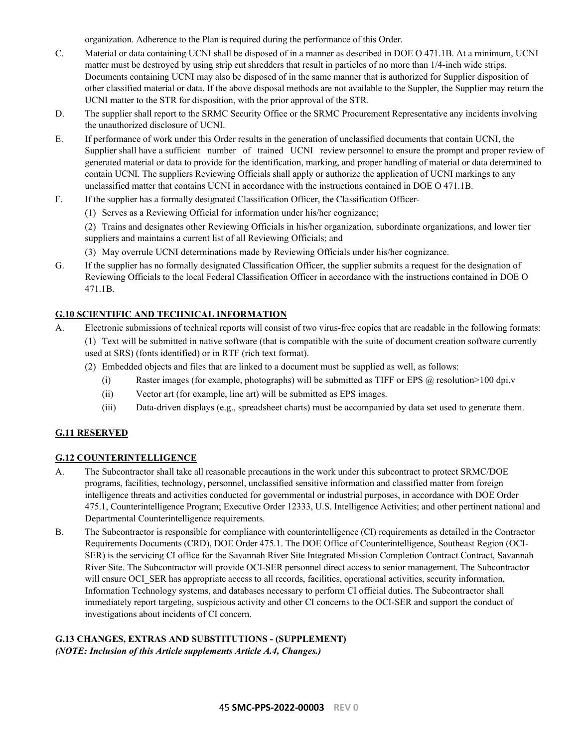organization. Adherence to the Plan is required during the performance of this Order.

C. Material or data containing UCNI shall be disposed of in a manner as described in DOE O 471.1B. At a minimum, UCNI matter must be destroyed by using strip cut shredders that result in particles of no more than 1/4-inch wide strips. Documents containing UCNI may also be disposed of in the same manner that is authorized for Supplier disposition of other classified material or data. If the above disposal methods are not available to the Suppler, the Supplier may return the UCNI matter to the STR for disposition, with the prior approval of the STR.

D. The supplier shall report to the SRMC Security Office or the SRMC Procurement Representative any incidents involving the unauthorized disclosure of UCNI.

E. If performance of work under this Order results in the generation of unclassified documents that contain UCNI, the Supplier shall have a sufficient number of trained UCNI review personnel to ensure the prompt and proper review of generated material or data to provide for the identification, marking, and proper handling of material or data determined to contain UCNI. The suppliers Reviewing Officials shall apply or authorize the application of UCNI markings to any unclassified matter that contains UCNI in accordance with the instructions contained in DOE O 471.1B.

F. If the supplier has a formally designated Classification Officer, the Classification Officer-

(1) Serves as a Reviewing Official for information under his/her cognizance;

(2) Trains and designates other Reviewing Officials in his/her organization, subordinate organizations, and lower tier suppliers and maintains a current list of all Reviewing Officials; and

(3) May overrule UCNI determinations made by Reviewing Officials under his/her cognizance.

G. If the supplier has no formally designated Classification Officer, the supplier submits a request for the designation of Reviewing Officials to the local Federal Classification Officer in accordance with the instructions contained in DOE O 471.1B.

**G.10 SCIENTIFIC AND TECHNICAL INFORMATION**

A. Electronic submissions of technical reports will consist of two virus-free copies that are readable in the following formats:

(1) Text will be submitted in native software (that is compatible with the suite of document creation software currently used at SRS) (fonts identified) or in RTF (rich text format).

(2) Embedded objects and files that are linked to a document must be supplied as well, as follows:

(i) Raster images (for example, photographs) will be submitted as TIFF or EPS @ resolution>100 dpi.v

(ii) Vector art (for example, line art) will be submitted as EPS images.

(iii) Data-driven displays (e.g., spreadsheet charts) must be accompanied by data set used to generate them.

**G.11 RESERVED**

**G.12 COUNTERINTELLIGENCE**

A. The Subcontractor shall take all reasonable precautions in the work under this subcontract to protect SRMC/DOE programs, facilities, technology, personnel, unclassified sensitive information and classified matter from foreign intelligence threats and activities conducted for governmental or industrial purposes, in accordance with DOE Order 475.1, Counterintelligence Program; Executive Order 12333, U.S. Intelligence Activities; and other pertinent national and Departmental Counterintelligence requirements.

B. The Subcontractor is responsible for compliance with counterintelligence (CI) requirements as detailed in the Contractor Requirements Documents (CRD), DOE Order 475.1. The DOE Office of Counterintelligence, Southeast Region (OCI-SER) is the servicing CI office for the Savannah River Site Integrated Mission Completion Contract Contract, Savannah River Site. The Subcontractor will provide OCI-SER personnel direct access to senior management. The Subcontractor will ensure OCI_SER has appropriate access to all records, facilities, operational activities, security information, Information Technology systems, and databases necessary to perform CI official duties. The Subcontractor shall immediately report targeting, suspicious activity and other CI concerns to the OCI-SER and support the conduct of investigations about incidents of CI concern.

**G.13 CHANGES, EXTRAS AND SUBSTITUTIONS - (SUPPLEMENT)**

***(NOTE: Inclusion of this Article supplements Article A.4, Changes.)***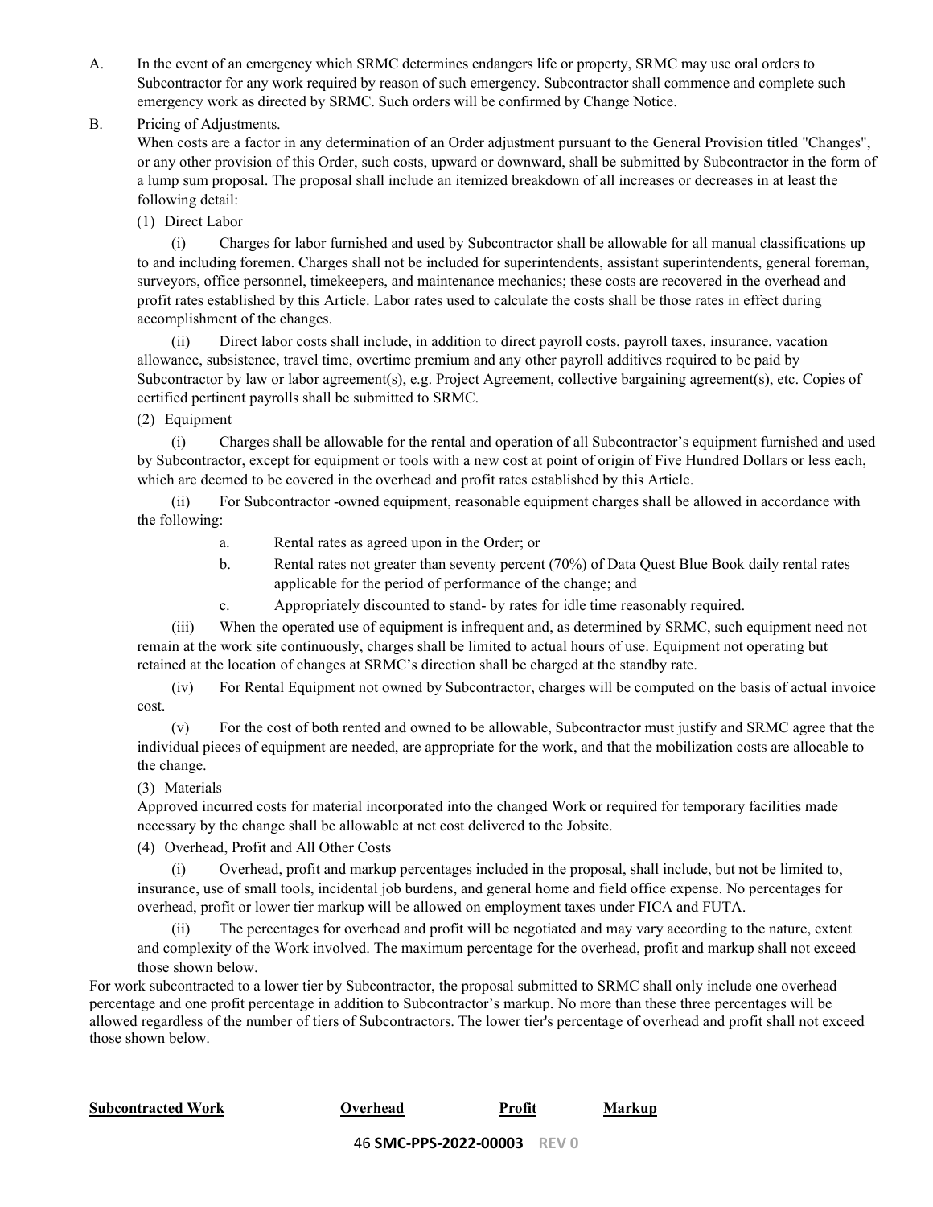A. In the event of an emergency which SRMC determines endangers life or property, SRMC may use oral orders to Subcontractor for any work required by reason of such emergency. Subcontractor shall commence and complete such emergency work as directed by SRMC. Such orders will be confirmed by Change Notice.

B. Pricing of Adjustments.

When costs are a factor in any determination of an Order adjustment pursuant to the General Provision titled "Changes", or any other provision of this Order, such costs, upward or downward, shall be submitted by Subcontractor in the form of a lump sum proposal. The proposal shall include an itemized breakdown of all increases or decreases in at least the following detail:

(1) Direct Labor

(i) Charges for labor furnished and used by Subcontractor shall be allowable for all manual classifications up to and including foremen. Charges shall not be included for superintendents, assistant superintendents, general foreman, surveyors, office personnel, timekeepers, and maintenance mechanics; these costs are recovered in the overhead and profit rates established by this Article. Labor rates used to calculate the costs shall be those rates in effect during accomplishment of the changes.

(ii) Direct labor costs shall include, in addition to direct payroll costs, payroll taxes, insurance, vacation allowance, subsistence, travel time, overtime premium and any other payroll additives required to be paid by Subcontractor by law or labor agreement(s), e.g. Project Agreement, collective bargaining agreement(s), etc. Copies of certified pertinent payrolls shall be submitted to SRMC.

(2) Equipment

(i) Charges shall be allowable for the rental and operation of all Subcontractor's equipment furnished and used by Subcontractor, except for equipment or tools with a new cost at point of origin of Five Hundred Dollars or less each, which are deemed to be covered in the overhead and profit rates established by this Article.

(ii) For Subcontractor -owned equipment, reasonable equipment charges shall be allowed in accordance with the following:

a. Rental rates as agreed upon in the Order; or

b. Rental rates not greater than seventy percent (70%) of Data Quest Blue Book daily rental rates applicable for the period of performance of the change; and

c. Appropriately discounted to stand- by rates for idle time reasonably required.

(iii) When the operated use of equipment is infrequent and, as determined by SRMC, such equipment need not remain at the work site continuously, charges shall be limited to actual hours of use. Equipment not operating but retained at the location of changes at SRMC's direction shall be charged at the standby rate.

(iv) For Rental Equipment not owned by Subcontractor, charges will be computed on the basis of actual invoice cost.

(v) For the cost of both rented and owned to be allowable, Subcontractor must justify and SRMC agree that the individual pieces of equipment are needed, are appropriate for the work, and that the mobilization costs are allocable to the change.

(3) Materials

Approved incurred costs for material incorporated into the changed Work or required for temporary facilities made necessary by the change shall be allowable at net cost delivered to the Jobsite.

(4) Overhead, Profit and All Other Costs

(i) Overhead, profit and markup percentages included in the proposal, shall include, but not be limited to, insurance, use of small tools, incidental job burdens, and general home and field office expense. No percentages for overhead, profit or lower tier markup will be allowed on employment taxes under FICA and FUTA.

(ii) The percentages for overhead and profit will be negotiated and may vary according to the nature, extent and complexity of the Work involved. The maximum percentage for the overhead, profit and markup shall not exceed those shown below.

For work subcontracted to a lower tier by Subcontractor, the proposal submitted to SRMC shall only include one overhead percentage and one profit percentage in addition to Subcontractor's markup. No more than these three percentages will be allowed regardless of the number of tiers of Subcontractors. The lower tier's percentage of overhead and profit shall not exceed those shown below.

| Subcontracted Work | Overhead | Profit | Markup |
|---|---|---|---|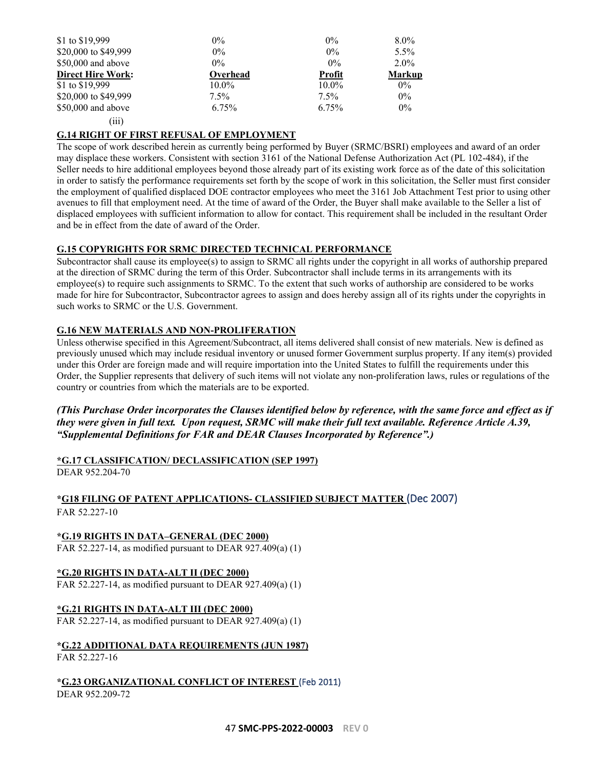| | | | |
|---|---|---|---|
| $1 to $19,999 | 0% | 0% | 8.0% |
| $20,000 to $49,999 | 0% | 0% | 5.5% |
| $50,000 and above | 0% | 0% | 2.0% |
| **Direct Hire Work:** | **Overhead** | **Profit** | **Markup** |
| $1 to $19,999 | 10.0% | 10.0% | 0% |
| $20,000 to $49,999 | 7.5% | 7.5% | 0% |
| $50,000 and above | 6.75% | 6.75% | 0% |

(iii)

**G.14 RIGHT OF FIRST REFUSAL OF EMPLOYMENT**

The scope of work described herein as currently being performed by Buyer (SRMC/BSRI) employees and award of an order may displace these workers. Consistent with section 3161 of the National Defense Authorization Act (PL 102-484), if the Seller needs to hire additional employees beyond those already part of its existing work force as of the date of this solicitation in order to satisfy the performance requirements set forth by the scope of work in this solicitation, the Seller must first consider the employment of qualified displaced DOE contractor employees who meet the 3161 Job Attachment Test prior to using other avenues to fill that employment need. At the time of award of the Order, the Buyer shall make available to the Seller a list of displaced employees with sufficient information to allow for contact. This requirement shall be included in the resultant Order and be in effect from the date of award of the Order.

**G.15 COPYRIGHTS FOR SRMC DIRECTED TECHNICAL PERFORMANCE**

Subcontractor shall cause its employee(s) to assign to SRMC all rights under the copyright in all works of authorship prepared at the direction of SRMC during the term of this Order. Subcontractor shall include terms in its arrangements with its employee(s) to require such assignments to SRMC. To the extent that such works of authorship are considered to be works made for hire for Subcontractor, Subcontractor agrees to assign and does hereby assign all of its rights under the copyrights in such works to SRMC or the U.S. Government.

**G.16 NEW MATERIALS AND NON-PROLIFERATION**

Unless otherwise specified in this Agreement/Subcontract, all items delivered shall consist of new materials. New is defined as previously unused which may include residual inventory or unused former Government surplus property. If any item(s) provided under this Order are foreign made and will require importation into the United States to fulfill the requirements under this Order, the Supplier represents that delivery of such items will not violate any non-proliferation laws, rules or regulations of the country or countries from which the materials are to be exported.

***(This Purchase Order incorporates the Clauses identified below by reference, with the same force and effect as if they were given in full text. Upon request, SRMC will make their full text available. Reference Article A.39, "Supplemental Definitions for FAR and DEAR Clauses Incorporated by Reference".)***

**\*G.17 CLASSIFICATION/ DECLASSIFICATION (SEP 1997)**
DEAR 952.204-70

**\*G18 FILING OF PATENT APPLICATIONS- CLASSIFIED SUBJECT MATTER (Dec 2007)**
FAR 52.227-10

**\*G.19 RIGHTS IN DATA–GENERAL (DEC 2000)**
FAR 52.227-14, as modified pursuant to DEAR 927.409(a) (1)

**\*G.20 RIGHTS IN DATA-ALT II (DEC 2000)**
FAR 52.227-14, as modified pursuant to DEAR 927.409(a) (1)

**\*G.21 RIGHTS IN DATA-ALT III (DEC 2000)**
FAR 52.227-14, as modified pursuant to DEAR 927.409(a) (1)

**\*G.22 ADDITIONAL DATA REQUIREMENTS (JUN 1987)**
FAR 52.227-16

**\*G.23 ORGANIZATIONAL CONFLICT OF INTEREST (Feb 2011)**
DEAR 952.209-72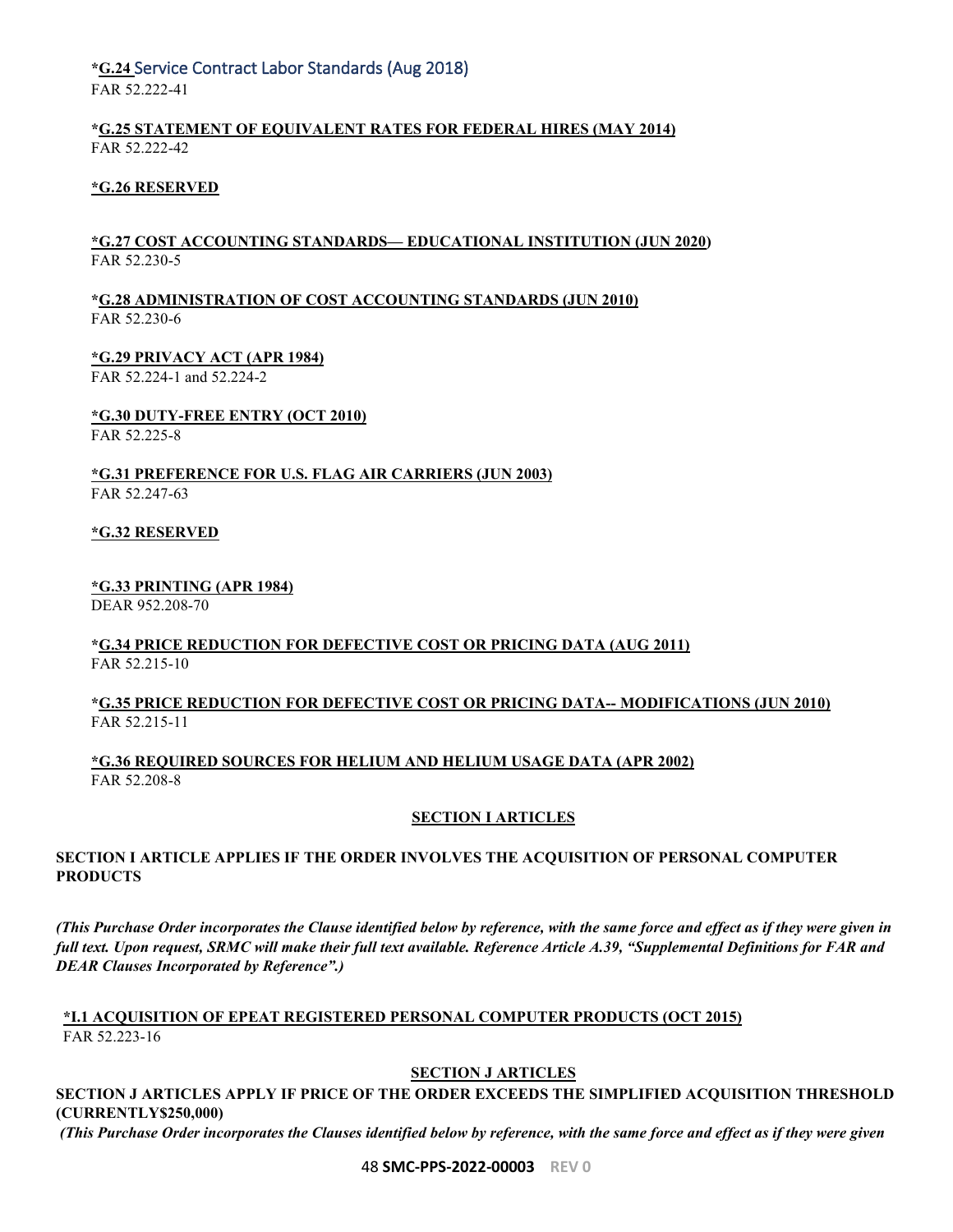**\*G.24 Service Contract Labor Standards (Aug 2018)**
FAR 52.222-41

**\*G.25 STATEMENT OF EQUIVALENT RATES FOR FEDERAL HIRES (MAY 2014)**
FAR 52.222-42

**\*G.26 RESERVED**

**\*G.27 COST ACCOUNTING STANDARDS— EDUCATIONAL INSTITUTION (JUN 2020)**
FAR 52.230-5

**\*G.28 ADMINISTRATION OF COST ACCOUNTING STANDARDS (JUN 2010)**
FAR 52.230-6

**\*G.29 PRIVACY ACT (APR 1984)**
FAR 52.224-1 and 52.224-2

**\*G.30 DUTY-FREE ENTRY (OCT 2010)**
FAR 52.225-8

**\*G.31 PREFERENCE FOR U.S. FLAG AIR CARRIERS (JUN 2003)**
FAR 52.247-63

**\*G.32 RESERVED**

**\*G.33 PRINTING (APR 1984)**
DEAR 952.208-70

**\*G.34 PRICE REDUCTION FOR DEFECTIVE COST OR PRICING DATA (AUG 2011)**
FAR 52.215-10

**\*G.35 PRICE REDUCTION FOR DEFECTIVE COST OR PRICING DATA-- MODIFICATIONS (JUN 2010)**
FAR 52.215-11

**\*G.36 REQUIRED SOURCES FOR HELIUM AND HELIUM USAGE DATA (APR 2002)**
FAR 52.208-8

## SECTION I ARTICLES

**SECTION I ARTICLE APPLIES IF THE ORDER INVOLVES THE ACQUISITION OF PERSONAL COMPUTER PRODUCTS**

***(This Purchase Order incorporates the Clause identified below by reference, with the same force and effect as if they were given in full text. Upon request, SRMC will make their full text available. Reference Article A.39, "Supplemental Definitions for FAR and DEAR Clauses Incorporated by Reference".)***

**\*I.1 ACQUISITION OF EPEAT REGISTERED PERSONAL COMPUTER PRODUCTS (OCT 2015)**
FAR 52.223-16

## SECTION J ARTICLES

**SECTION J ARTICLES APPLY IF PRICE OF THE ORDER EXCEEDS THE SIMPLIFIED ACQUISITION THRESHOLD (CURRENTLY$250,000)**

***(This Purchase Order incorporates the Clauses identified below by reference, with the same force and effect as if they were given***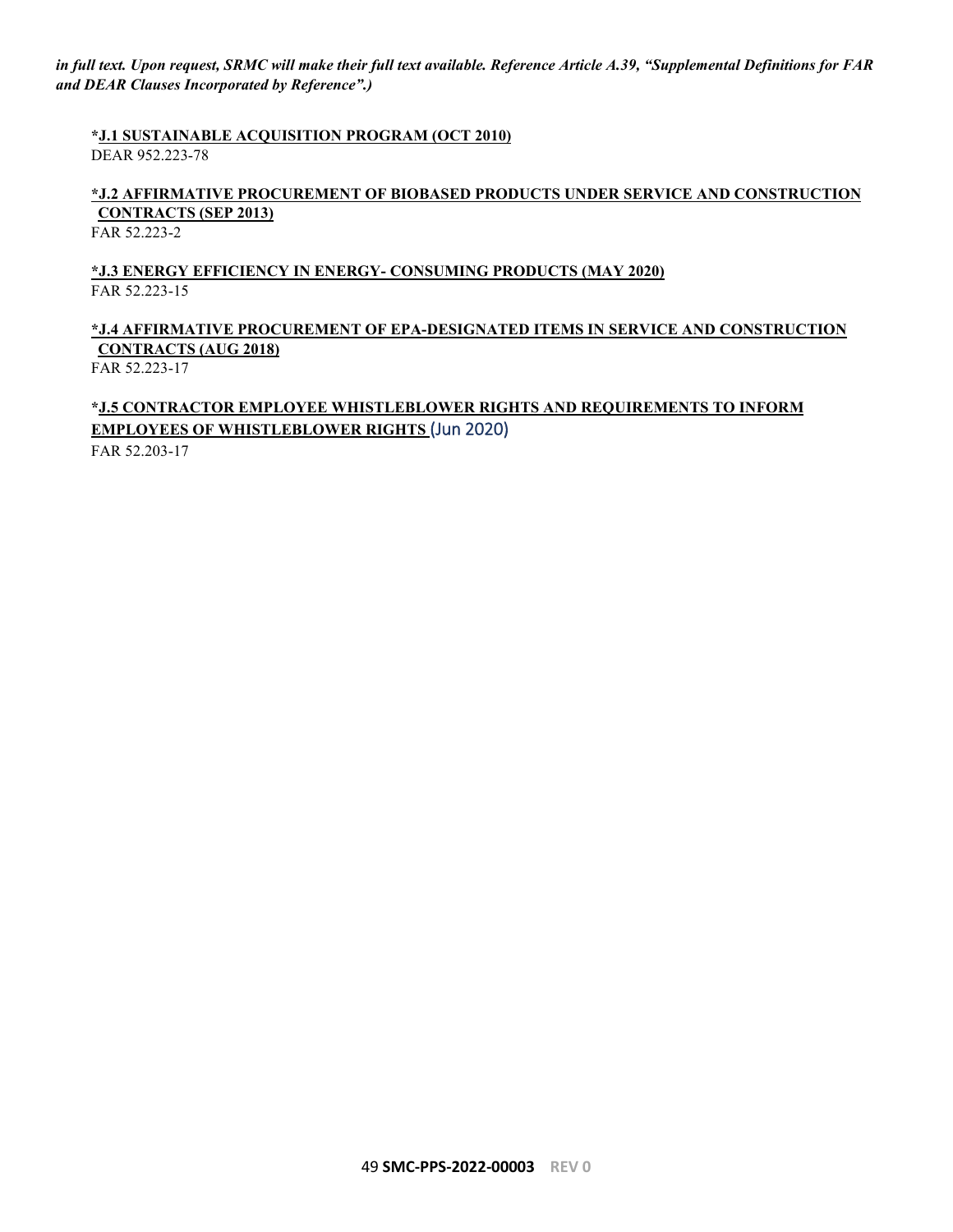***in full text. Upon request, SRMC will make their full text available. Reference Article A.39, "Supplemental Definitions for FAR and DEAR Clauses Incorporated by Reference".)***

**\*J.1 SUSTAINABLE ACQUISITION PROGRAM (OCT 2010)**
DEAR 952.223-78

**\*J.2 AFFIRMATIVE PROCUREMENT OF BIOBASED PRODUCTS UNDER SERVICE AND CONSTRUCTION CONTRACTS (SEP 2013)**
FAR 52.223-2

**\*J.3 ENERGY EFFICIENCY IN ENERGY- CONSUMING PRODUCTS (MAY 2020)**
FAR 52.223-15

**\*J.4 AFFIRMATIVE PROCUREMENT OF EPA-DESIGNATED ITEMS IN SERVICE AND CONSTRUCTION CONTRACTS (AUG 2018)**
FAR 52.223-17

**\*J.5 CONTRACTOR EMPLOYEE WHISTLEBLOWER RIGHTS AND REQUIREMENTS TO INFORM EMPLOYEES OF WHISTLEBLOWER RIGHTS** (Jun 2020)
FAR 52.203-17